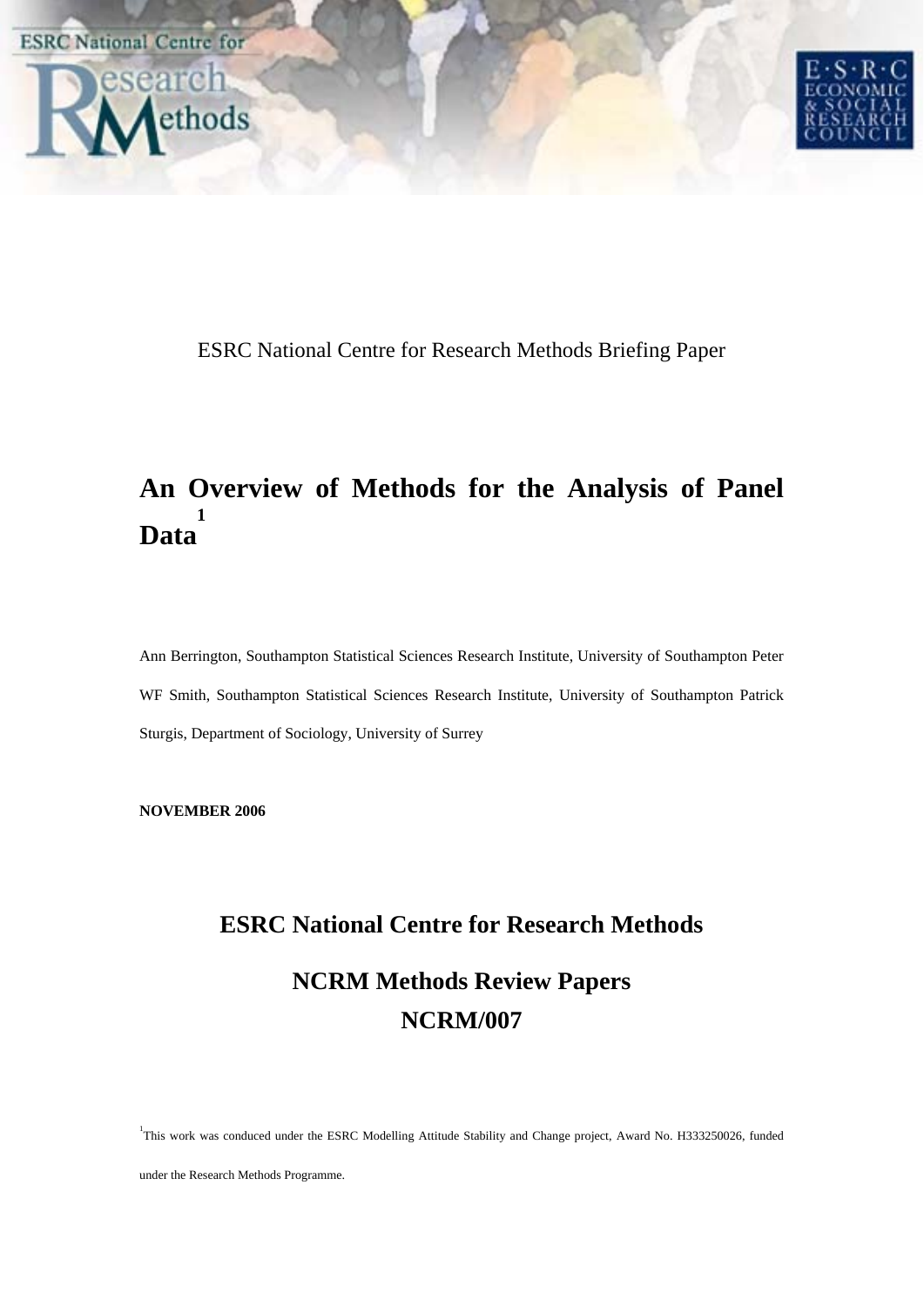ESRC National Centre for Research Methods Briefing Paper

# An Overview of Methods for the Analysis of Panel Data[1]

Ann Berrington, Southampton Statistical Sciences Research Institute, University of Southampton Peter WF Smith, Southampton Statistical Sciences Research Institute, University of Southampton Patrick Sturgis, Department of Sociology, University of Surrey

**NOVEMBER 2006**

## ESRC National Centre for Research Methods

## NCRM Methods Review Papers

## NCRM/007

[1]This work was conduced under the ESRC Modelling Attitude Stability and Change project, Award No. H333250026, funded under the Research Methods Programme.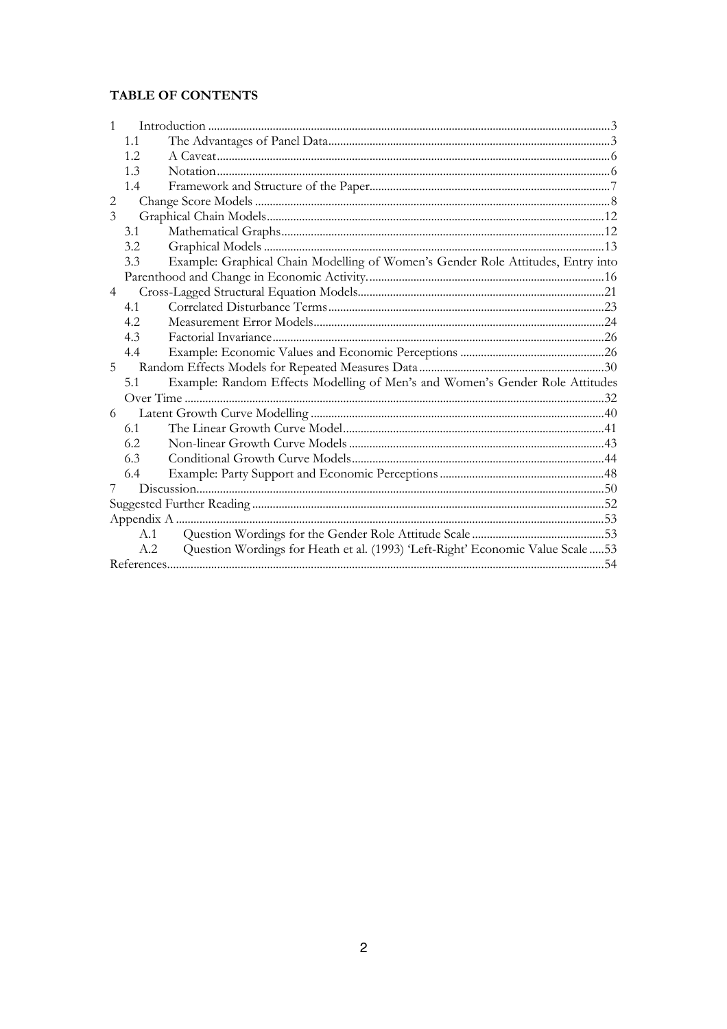**TABLE OF CONTENTS**

1 Introduction ....................................................................................................................................3
 1.1 The Advantages of Panel Data...............................................................................................3
 1.2 A Caveat....................................................................................................................................6
 1.3 Notation....................................................................................................................................6
 1.4 Framework and Structure of the Paper.................................................................................7
2 Change Score Models .....................................................................................................................8
3 Graphical Chain Models................................................................................................................12
 3.1 Mathematical Graphs............................................................................................................12
 3.2 Graphical Models .................................................................................................................13
 3.3 Example: Graphical Chain Modelling of Women's Gender Role Attitudes, Entry into Parenthood and Change in Economic Activity...............................................................................16
4 Cross-Lagged Structural Equation Models..................................................................................21
 4.1 Correlated Disturbance Terms.............................................................................................23
 4.2 Measurement Error Models..................................................................................................24
 4.3 Factorial Invariance................................................................................................................26
 4.4 Example: Economic Values and Economic Perceptions ..................................................26
5 Random Effects Models for Repeated Measures Data..............................................................30
 5.1 Example: Random Effects Modelling of Men's and Women's Gender Role Attitudes Over Time ............................................................................................................................................32
6 Latent Growth Curve Modelling ..................................................................................................40
 6.1 The Linear Growth Curve Model........................................................................................41
 6.2 Non-linear Growth Curve Models ......................................................................................43
 6.3 Conditional Growth Curve Models.....................................................................................44
 6.4 Example: Party Support and Economic Perceptions ........................................................48
7 Discussion........................................................................................................................................50
Suggested Further Reading ...............................................................................................................52
Appendix A ........................................................................................................................................53
 A.1 Question Wordings for the Gender Role Attitude Scale ...................................................53
 A.2 Question Wordings for Heath et al. (1993) 'Left-Right' Economic Value Scale .....53
References...........................................................................................................................................54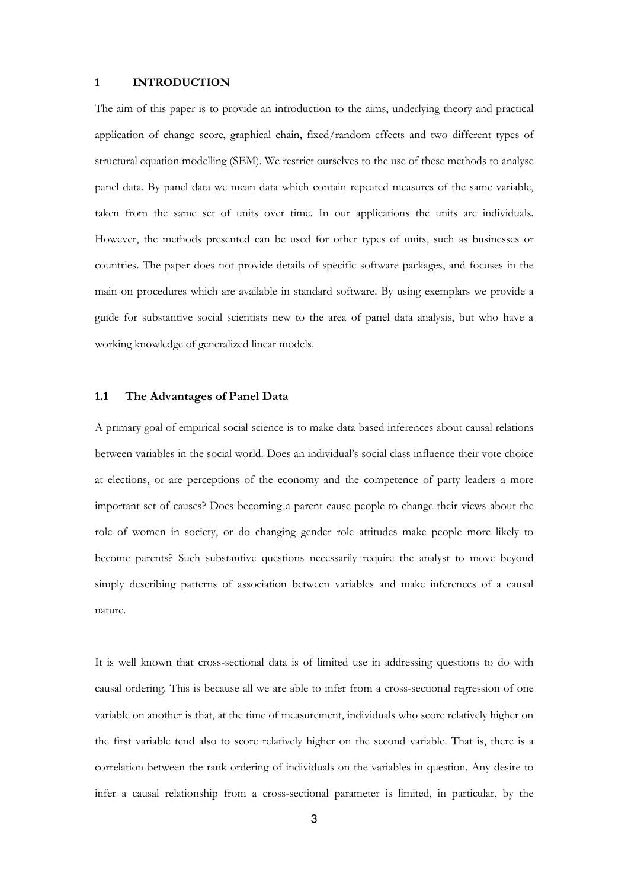# 1 INTRODUCTION

The aim of this paper is to provide an introduction to the aims, underlying theory and practical application of change score, graphical chain, fixed/random effects and two different types of structural equation modelling (SEM). We restrict ourselves to the use of these methods to analyse panel data. By panel data we mean data which contain repeated measures of the same variable, taken from the same set of units over time. In our applications the units are individuals. However, the methods presented can be used for other types of units, such as businesses or countries. The paper does not provide details of specific software packages, and focuses in the main on procedures which are available in standard software. By using exemplars we provide a guide for substantive social scientists new to the area of panel data analysis, but who have a working knowledge of generalized linear models.

## 1.1 The Advantages of Panel Data

A primary goal of empirical social science is to make data based inferences about causal relations between variables in the social world. Does an individual's social class influence their vote choice at elections, or are perceptions of the economy and the competence of party leaders a more important set of causes? Does becoming a parent cause people to change their views about the role of women in society, or do changing gender role attitudes make people more likely to become parents? Such substantive questions necessarily require the analyst to move beyond simply describing patterns of association between variables and make inferences of a causal nature.

It is well known that cross-sectional data is of limited use in addressing questions to do with causal ordering. This is because all we are able to infer from a cross-sectional regression of one variable on another is that, at the time of measurement, individuals who score relatively higher on the first variable tend also to score relatively higher on the second variable. That is, there is a correlation between the rank ordering of individuals on the variables in question. Any desire to infer a causal relationship from a cross-sectional parameter is limited, in particular, by the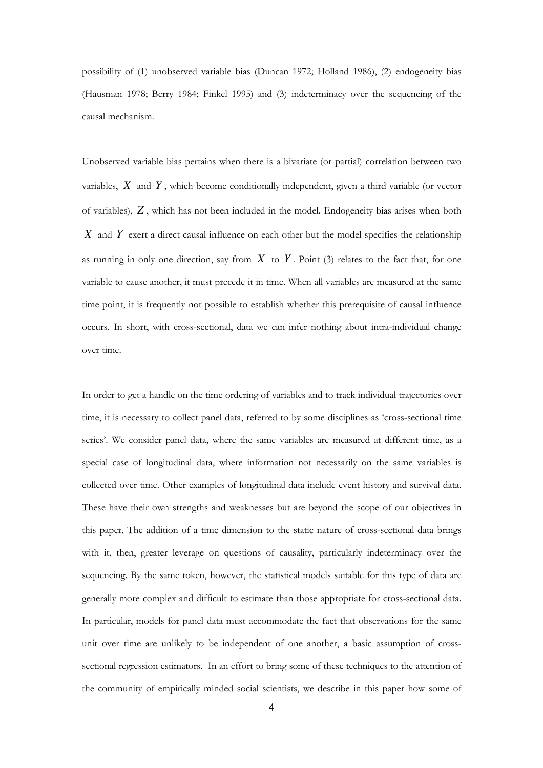possibility of (1) unobserved variable bias (Duncan 1972; Holland 1986), (2) endogeneity bias (Hausman 1978; Berry 1984; Finkel 1995) and (3) indeterminacy over the sequencing of the causal mechanism.

Unobserved variable bias pertains when there is a bivariate (or partial) correlation between two variables, $X$ and $Y$, which become conditionally independent, given a third variable (or vector of variables), $Z$, which has not been included in the model. Endogeneity bias arises when both $X$ and $Y$ exert a direct causal influence on each other but the model specifies the relationship as running in only one direction, say from $X$ to $Y$. Point (3) relates to the fact that, for one variable to cause another, it must precede it in time. When all variables are measured at the same time point, it is frequently not possible to establish whether this prerequisite of causal influence occurs. In short, with cross-sectional, data we can infer nothing about intra-individual change over time.

In order to get a handle on the time ordering of variables and to track individual trajectories over time, it is necessary to collect panel data, referred to by some disciplines as 'cross-sectional time series'. We consider panel data, where the same variables are measured at different time, as a special case of longitudinal data, where information not necessarily on the same variables is collected over time. Other examples of longitudinal data include event history and survival data. These have their own strengths and weaknesses but are beyond the scope of our objectives in this paper. The addition of a time dimension to the static nature of cross-sectional data brings with it, then, greater leverage on questions of causality, particularly indeterminacy over the sequencing. By the same token, however, the statistical models suitable for this type of data are generally more complex and difficult to estimate than those appropriate for cross-sectional data. In particular, models for panel data must accommodate the fact that observations for the same unit over time are unlikely to be independent of one another, a basic assumption of cross-sectional regression estimators. In an effort to bring some of these techniques to the attention of the community of empirically minded social scientists, we describe in this paper how some of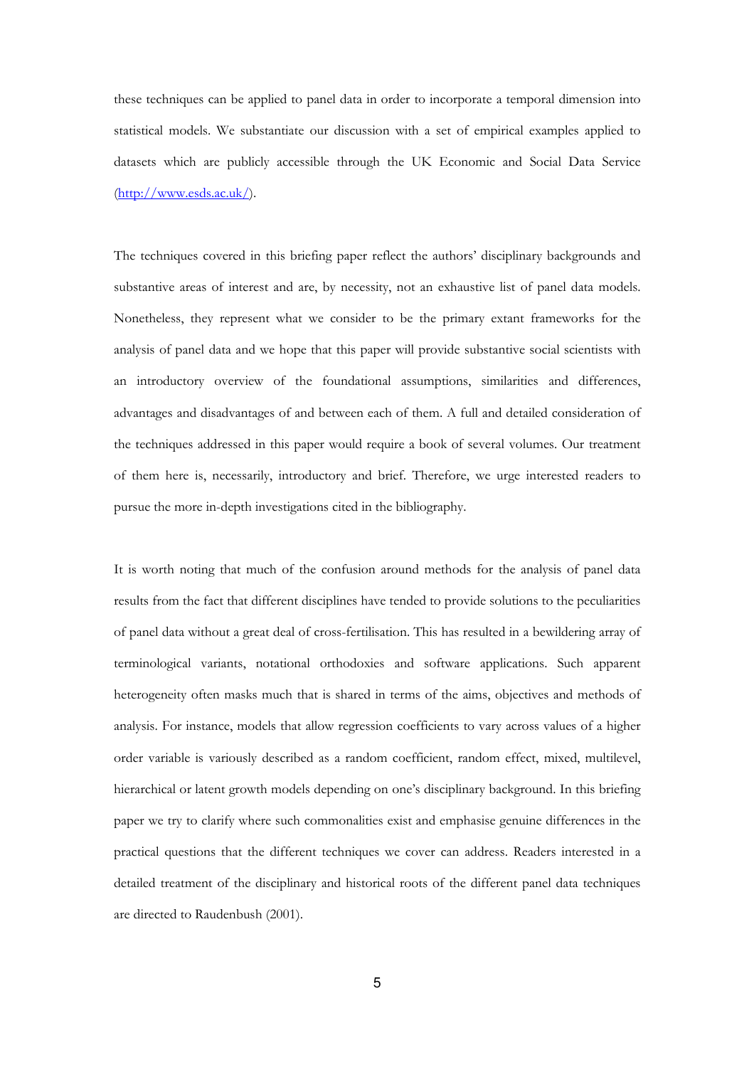these techniques can be applied to panel data in order to incorporate a temporal dimension into statistical models. We substantiate our discussion with a set of empirical examples applied to datasets which are publicly accessible through the UK Economic and Social Data Service (http://www.esds.ac.uk/).

The techniques covered in this briefing paper reflect the authors' disciplinary backgrounds and substantive areas of interest and are, by necessity, not an exhaustive list of panel data models. Nonetheless, they represent what we consider to be the primary extant frameworks for the analysis of panel data and we hope that this paper will provide substantive social scientists with an introductory overview of the foundational assumptions, similarities and differences, advantages and disadvantages of and between each of them. A full and detailed consideration of the techniques addressed in this paper would require a book of several volumes. Our treatment of them here is, necessarily, introductory and brief. Therefore, we urge interested readers to pursue the more in-depth investigations cited in the bibliography.

It is worth noting that much of the confusion around methods for the analysis of panel data results from the fact that different disciplines have tended to provide solutions to the peculiarities of panel data without a great deal of cross-fertilisation. This has resulted in a bewildering array of terminological variants, notational orthodoxies and software applications. Such apparent heterogeneity often masks much that is shared in terms of the aims, objectives and methods of analysis. For instance, models that allow regression coefficients to vary across values of a higher order variable is variously described as a random coefficient, random effect, mixed, multilevel, hierarchical or latent growth models depending on one's disciplinary background. In this briefing paper we try to clarify where such commonalities exist and emphasise genuine differences in the practical questions that the different techniques we cover can address. Readers interested in a detailed treatment of the disciplinary and historical roots of the different panel data techniques are directed to Raudenbush (2001).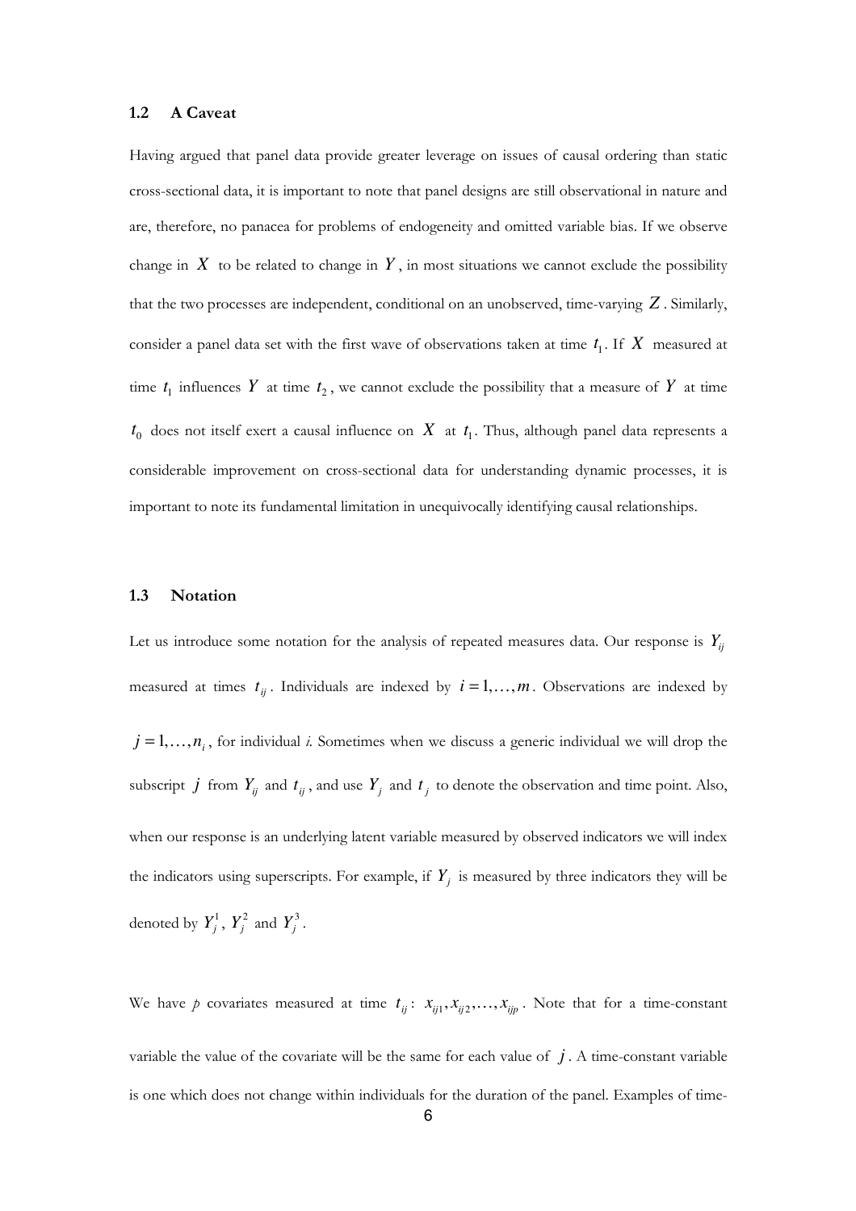### 1.2 A Caveat

Having argued that panel data provide greater leverage on issues of causal ordering than static cross-sectional data, it is important to note that panel designs are still observational in nature and are, therefore, no panacea for problems of endogeneity and omitted variable bias. If we observe change in $X$ to be related to change in $Y$, in most situations we cannot exclude the possibility that the two processes are independent, conditional on an unobserved, time-varying $Z$. Similarly, consider a panel data set with the first wave of observations taken at time $t_1$. If $X$ measured at time $t_1$ influences $Y$ at time $t_2$, we cannot exclude the possibility that a measure of $Y$ at time $t_0$ does not itself exert a causal influence on $X$ at $t_1$. Thus, although panel data represents a considerable improvement on cross-sectional data for understanding dynamic processes, it is important to note its fundamental limitation in unequivocally identifying causal relationships.

### 1.3 Notation

Let us introduce some notation for the analysis of repeated measures data. Our response is $Y_{ij}$ measured at times $t_{ij}$. Individuals are indexed by $i = 1, \ldots, m$. Observations are indexed by $j = 1, \ldots, n_i$, for individual *i*. Sometimes when we discuss a generic individual we will drop the subscript $j$ from $Y_{ij}$ and $t_{ij}$, and use $Y_j$ and $t_j$ to denote the observation and time point. Also, when our response is an underlying latent variable measured by observed indicators we will index the indicators using superscripts. For example, if $Y_j$ is measured by three indicators they will be denoted by $Y_j^1$, $Y_j^2$ and $Y_j^3$.

We have *p* covariates measured at time $t_{ij}$: $x_{ij1}, x_{ij2}, \ldots, x_{ijp}$. Note that for a time-constant variable the value of the covariate will be the same for each value of $j$. A time-constant variable is one which does not change within individuals for the duration of the panel. Examples of time-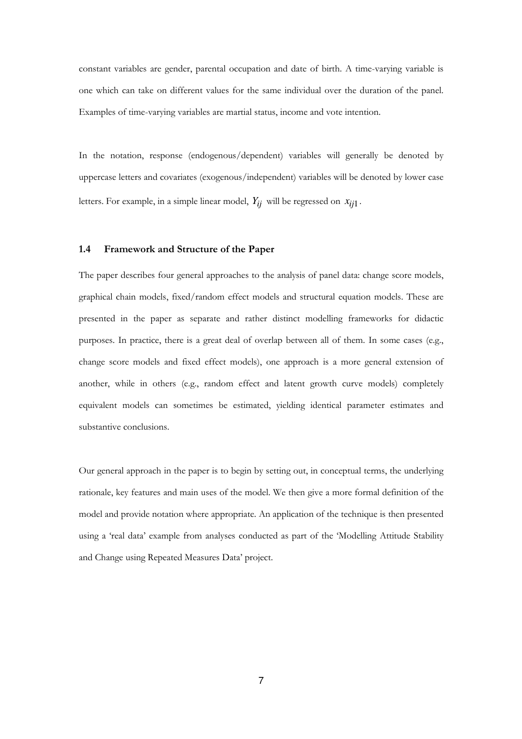constant variables are gender, parental occupation and date of birth. A time-varying variable is one which can take on different values for the same individual over the duration of the panel. Examples of time-varying variables are martial status, income and vote intention.

In the notation, response (endogenous/dependent) variables will generally be denoted by uppercase letters and covariates (exogenous/independent) variables will be denoted by lower case letters. For example, in a simple linear model, $Y_{ij}$ will be regressed on $x_{ij1}$.

### 1.4 Framework and Structure of the Paper

The paper describes four general approaches to the analysis of panel data: change score models, graphical chain models, fixed/random effect models and structural equation models. These are presented in the paper as separate and rather distinct modelling frameworks for didactic purposes. In practice, there is a great deal of overlap between all of them. In some cases (e.g., change score models and fixed effect models), one approach is a more general extension of another, while in others (e.g., random effect and latent growth curve models) completely equivalent models can sometimes be estimated, yielding identical parameter estimates and substantive conclusions.

Our general approach in the paper is to begin by setting out, in conceptual terms, the underlying rationale, key features and main uses of the model. We then give a more formal definition of the model and provide notation where appropriate. An application of the technique is then presented using a 'real data' example from analyses conducted as part of the 'Modelling Attitude Stability and Change using Repeated Measures Data' project.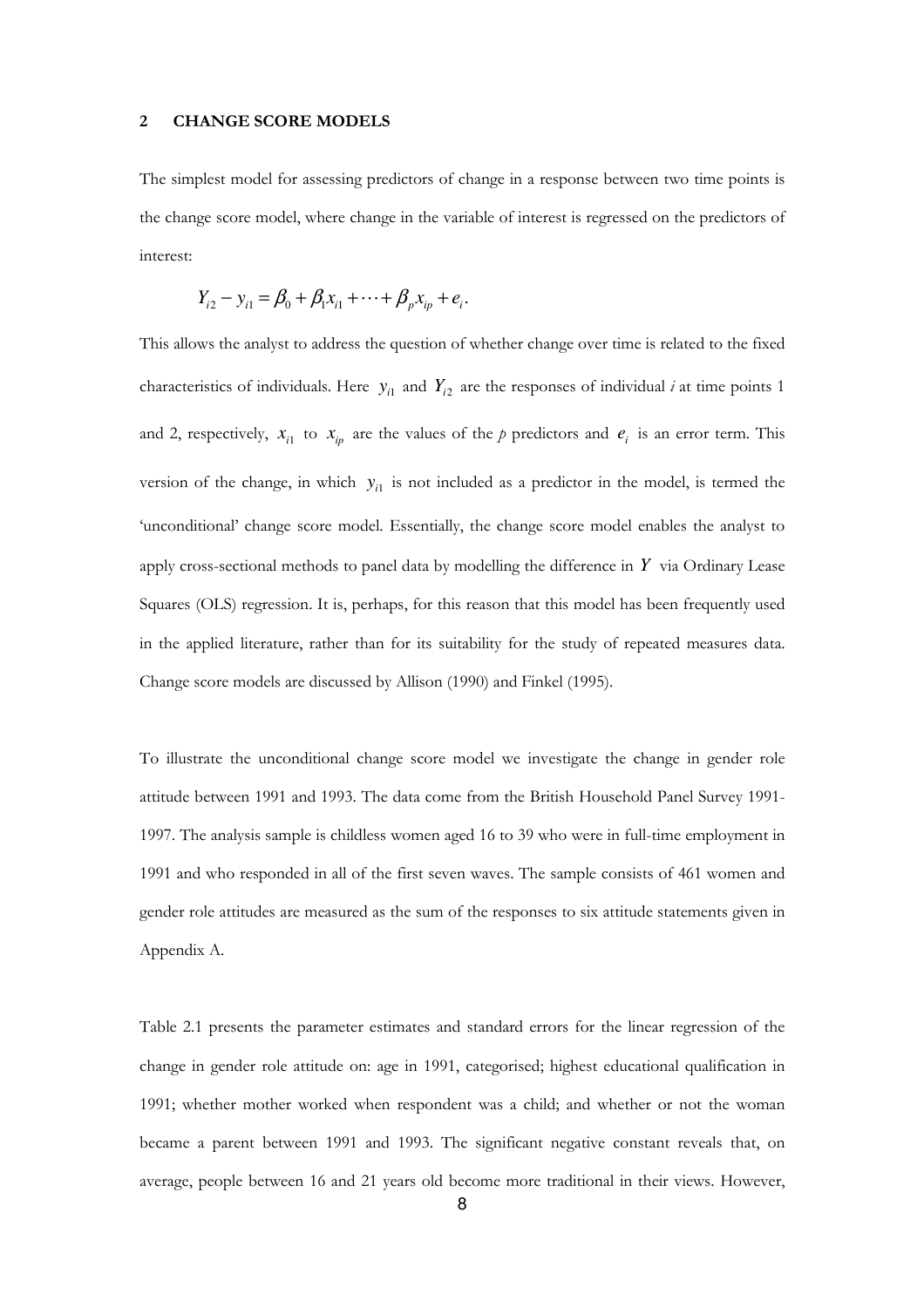## 2 CHANGE SCORE MODELS

The simplest model for assessing predictors of change in a response between two time points is the change score model, where change in the variable of interest is regressed on the predictors of interest:

$$Y_{i2} - y_{i1} = \beta_0 + \beta_1 x_{i1} + \cdots + \beta_p x_{ip} + e_i.$$

This allows the analyst to address the question of whether change over time is related to the fixed characteristics of individuals. Here $y_{i1}$ and $Y_{i2}$ are the responses of individual *i* at time points 1 and 2, respectively, $x_{i1}$ to $x_{ip}$ are the values of the *p* predictors and $e_i$ is an error term. This version of the change, in which $y_{i1}$ is not included as a predictor in the model, is termed the 'unconditional' change score model. Essentially, the change score model enables the analyst to apply cross-sectional methods to panel data by modelling the difference in $Y$ via Ordinary Lease Squares (OLS) regression. It is, perhaps, for this reason that this model has been frequently used in the applied literature, rather than for its suitability for the study of repeated measures data. Change score models are discussed by Allison (1990) and Finkel (1995).

To illustrate the unconditional change score model we investigate the change in gender role attitude between 1991 and 1993. The data come from the British Household Panel Survey 1991-1997. The analysis sample is childless women aged 16 to 39 who were in full-time employment in 1991 and who responded in all of the first seven waves. The sample consists of 461 women and gender role attitudes are measured as the sum of the responses to six attitude statements given in Appendix A.

Table 2.1 presents the parameter estimates and standard errors for the linear regression of the change in gender role attitude on: age in 1991, categorised; highest educational qualification in 1991; whether mother worked when respondent was a child; and whether or not the woman became a parent between 1991 and 1993. The significant negative constant reveals that, on average, people between 16 and 21 years old become more traditional in their views. However,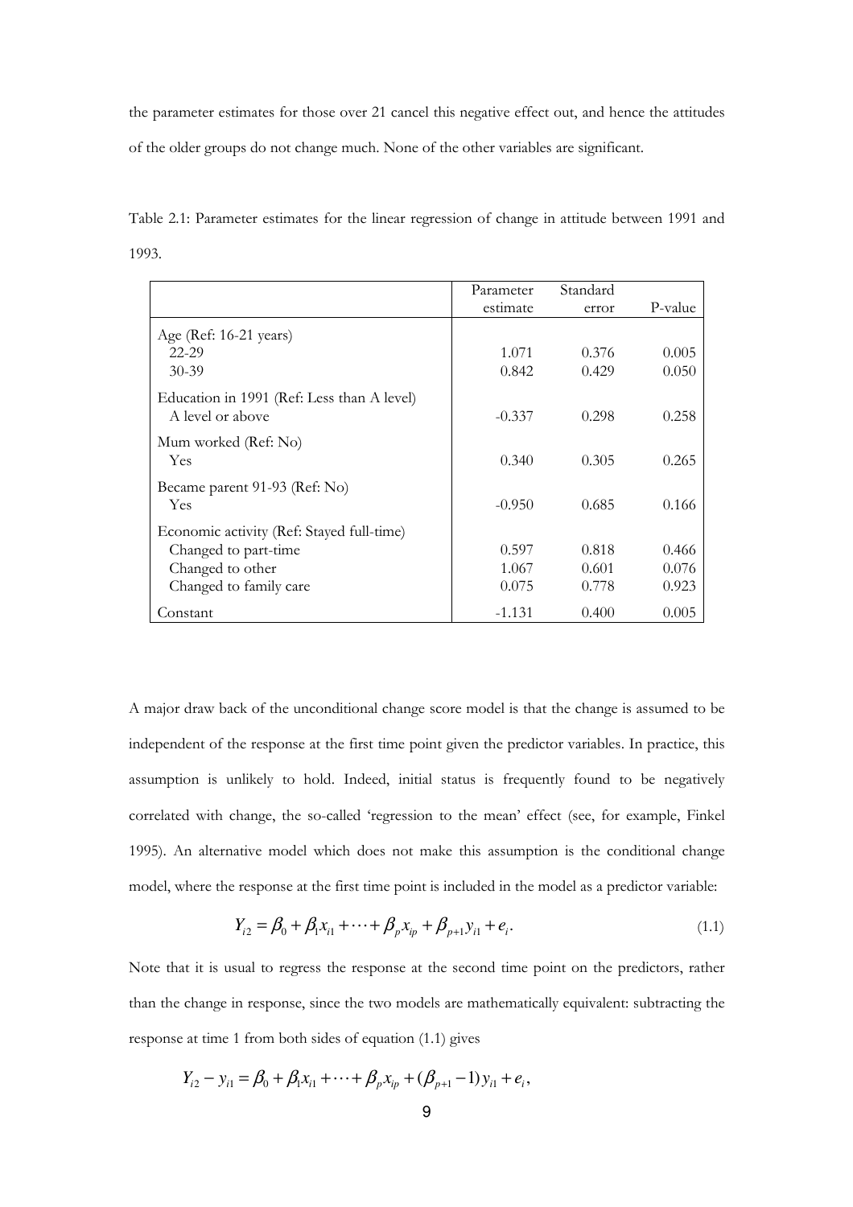the parameter estimates for those over 21 cancel this negative effect out, and hence the attitudes of the older groups do not change much. None of the other variables are significant.

Table 2.1: Parameter estimates for the linear regression of change in attitude between 1991 and 1993.

| | Parameter estimate | Standard error | P-value |
|---|---|---|---|
| Age (Ref: 16-21 years) | | | |
| 22-29 | 1.071 | 0.376 | 0.005 |
| 30-39 | 0.842 | 0.429 | 0.050 |
| Education in 1991 (Ref: Less than A level) | | | |
| A level or above | -0.337 | 0.298 | 0.258 |
| Mum worked (Ref: No) | | | |
| Yes | 0.340 | 0.305 | 0.265 |
| Became parent 91-93 (Ref: No) | | | |
| Yes | -0.950 | 0.685 | 0.166 |
| Economic activity (Ref: Stayed full-time) | | | |
| Changed to part-time | 0.597 | 0.818 | 0.466 |
| Changed to other | 1.067 | 0.601 | 0.076 |
| Changed to family care | 0.075 | 0.778 | 0.923 |
| Constant | -1.131 | 0.400 | 0.005 |

A major draw back of the unconditional change score model is that the change is assumed to be independent of the response at the first time point given the predictor variables. In practice, this assumption is unlikely to hold. Indeed, initial status is frequently found to be negatively correlated with change, the so-called 'regression to the mean' effect (see, for example, Finkel 1995). An alternative model which does not make this assumption is the conditional change model, where the response at the first time point is included in the model as a predictor variable:

$$Y_{i2} = \beta_0 + \beta_1 x_{i1} + \cdots + \beta_p x_{ip} + \beta_{p+1} y_{i1} + e_i. \tag{1.1}$$

Note that it is usual to regress the response at the second time point on the predictors, rather than the change in response, since the two models are mathematically equivalent: subtracting the response at time 1 from both sides of equation (1.1) gives

$$Y_{i2} - y_{i1} = \beta_0 + \beta_1 x_{i1} + \cdots + \beta_p x_{ip} + (\beta_{p+1} - 1) y_{i1} + e_i,$$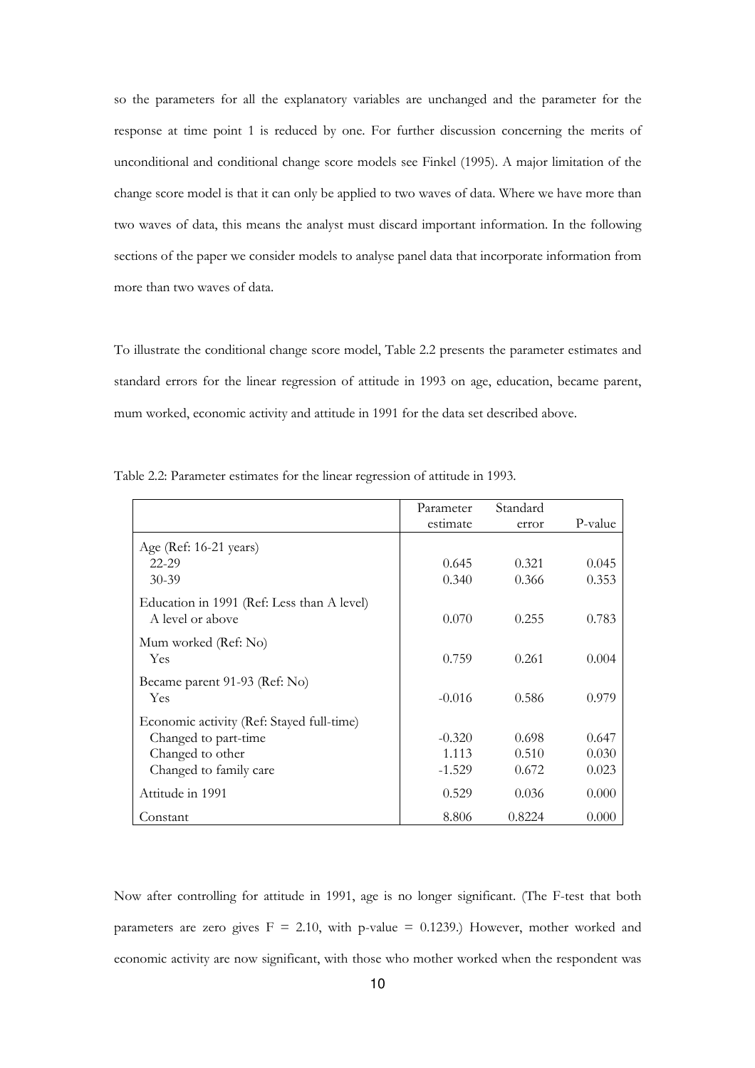so the parameters for all the explanatory variables are unchanged and the parameter for the response at time point 1 is reduced by one. For further discussion concerning the merits of unconditional and conditional change score models see Finkel (1995). A major limitation of the change score model is that it can only be applied to two waves of data. Where we have more than two waves of data, this means the analyst must discard important information. In the following sections of the paper we consider models to analyse panel data that incorporate information from more than two waves of data.

To illustrate the conditional change score model, Table 2.2 presents the parameter estimates and standard errors for the linear regression of attitude in 1993 on age, education, became parent, mum worked, economic activity and attitude in 1991 for the data set described above.

Table 2.2: Parameter estimates for the linear regression of attitude in 1993.

| | Parameter estimate | Standard error | P-value |
|---|---|---|---|
| Age (Ref: 16-21 years) | | | |
| 22-29 | 0.645 | 0.321 | 0.045 |
| 30-39 | 0.340 | 0.366 | 0.353 |
| Education in 1991 (Ref: Less than A level) | | | |
| A level or above | 0.070 | 0.255 | 0.783 |
| Mum worked (Ref: No) | | | |
| Yes | 0.759 | 0.261 | 0.004 |
| Became parent 91-93 (Ref: No) | | | |
| Yes | -0.016 | 0.586 | 0.979 |
| Economic activity (Ref: Stayed full-time) | | | |
| Changed to part-time | -0.320 | 0.698 | 0.647 |
| Changed to other | 1.113 | 0.510 | 0.030 |
| Changed to family care | -1.529 | 0.672 | 0.023 |
| Attitude in 1991 | 0.529 | 0.036 | 0.000 |
| Constant | 8.806 | 0.8224 | 0.000 |

Now after controlling for attitude in 1991, age is no longer significant. (The F-test that both parameters are zero gives $F = 2.10$, with p-value $= 0.1239$.) However, mother worked and economic activity are now significant, with those who mother worked when the respondent was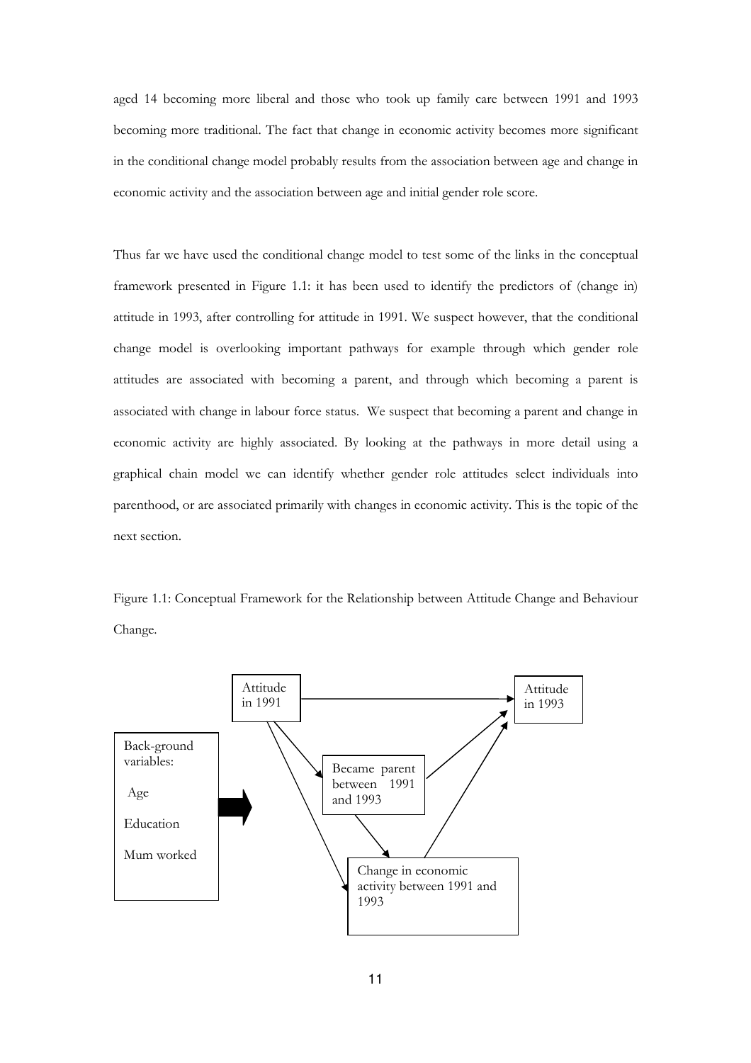aged 14 becoming more liberal and those who took up family care between 1991 and 1993 becoming more traditional. The fact that change in economic activity becomes more significant in the conditional change model probably results from the association between age and change in economic activity and the association between age and initial gender role score.

Thus far we have used the conditional change model to test some of the links in the conceptual framework presented in Figure 1.1: it has been used to identify the predictors of (change in) attitude in 1993, after controlling for attitude in 1991. We suspect however, that the conditional change model is overlooking important pathways for example through which gender role attitudes are associated with becoming a parent, and through which becoming a parent is associated with change in labour force status. We suspect that becoming a parent and change in economic activity are highly associated. By looking at the pathways in more detail using a graphical chain model we can identify whether gender role attitudes select individuals into parenthood, or are associated primarily with changes in economic activity. This is the topic of the next section.

Figure 1.1: Conceptual Framework for the Relationship between Attitude Change and Behaviour Change.

Attitude in 1991

Attitude in 1993

Back-ground variables:

Age

Education

Mum worked

Became parent between 1991 and 1993

Change in economic activity between 1991 and 1993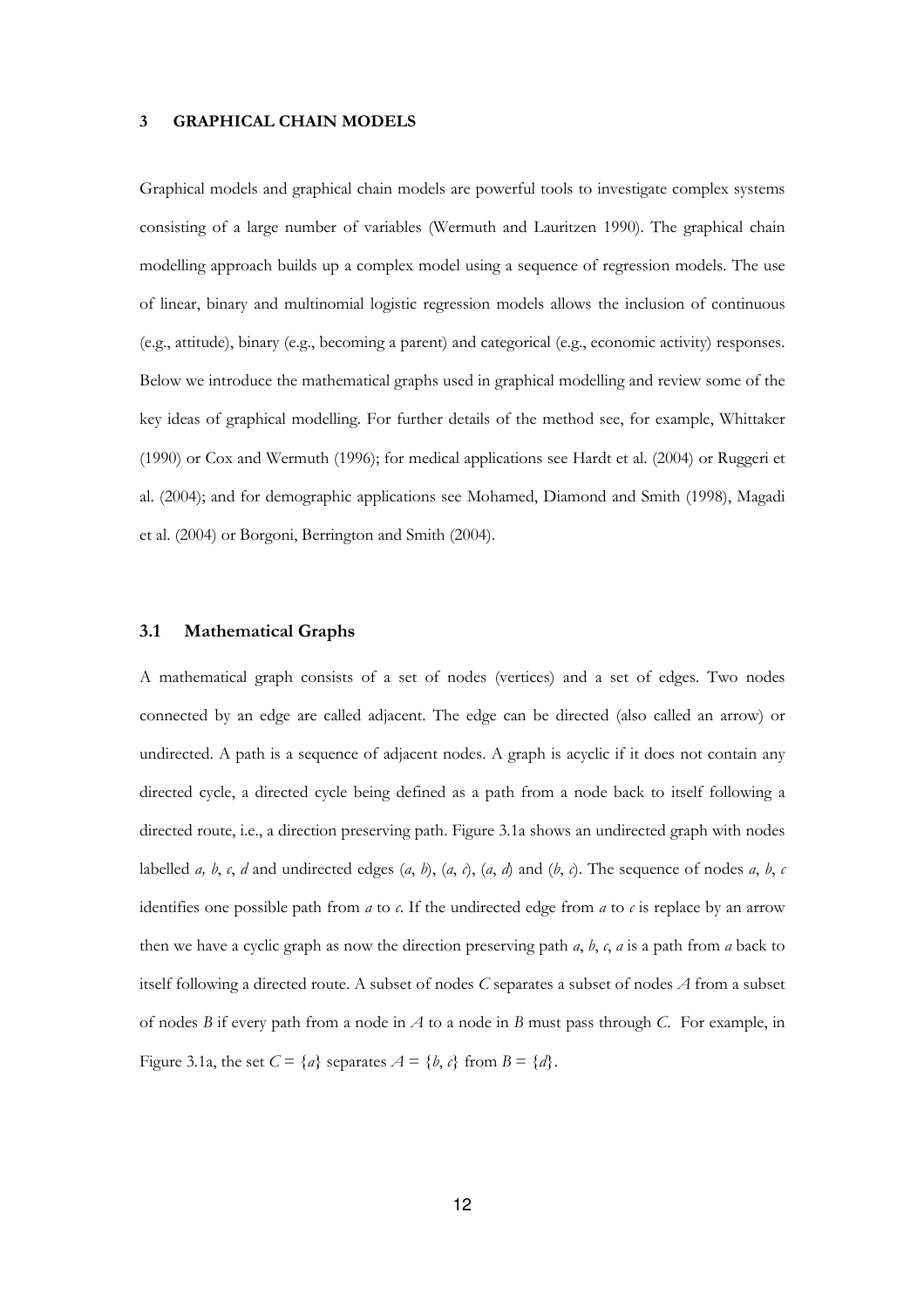## 3 GRAPHICAL CHAIN MODELS

Graphical models and graphical chain models are powerful tools to investigate complex systems consisting of a large number of variables (Wermuth and Lauritzen 1990). The graphical chain modelling approach builds up a complex model using a sequence of regression models. The use of linear, binary and multinomial logistic regression models allows the inclusion of continuous (e.g., attitude), binary (e.g., becoming a parent) and categorical (e.g., economic activity) responses. Below we introduce the mathematical graphs used in graphical modelling and review some of the key ideas of graphical modelling. For further details of the method see, for example, Whittaker (1990) or Cox and Wermuth (1996); for medical applications see Hardt et al. (2004) or Ruggeri et al. (2004); and for demographic applications see Mohamed, Diamond and Smith (1998), Magadi et al. (2004) or Borgoni, Berrington and Smith (2004).

### 3.1 Mathematical Graphs

A mathematical graph consists of a set of nodes (vertices) and a set of edges. Two nodes connected by an edge are called adjacent. The edge can be directed (also called an arrow) or undirected. A path is a sequence of adjacent nodes. A graph is acyclic if it does not contain any directed cycle, a directed cycle being defined as a path from a node back to itself following a directed route, i.e., a direction preserving path. Figure 3.1a shows an undirected graph with nodes labelled *a, b, c, d* and undirected edges (*a*, *b*), (*a*, *c*), (*a*, *d*) and (*b*, *c*). The sequence of nodes *a*, *b*, *c* identifies one possible path from *a* to *c*. If the undirected edge from *a* to *c* is replace by an arrow then we have a cyclic graph as now the direction preserving path *a*, *b*, *c*, *a* is a path from *a* back to itself following a directed route. A subset of nodes *C* separates a subset of nodes *A* from a subset of nodes *B* if every path from a node in *A* to a node in *B* must pass through *C*. For example, in Figure 3.1a, the set $C = \{a\}$ separates $A = \{b, c\}$ from $B = \{d\}$.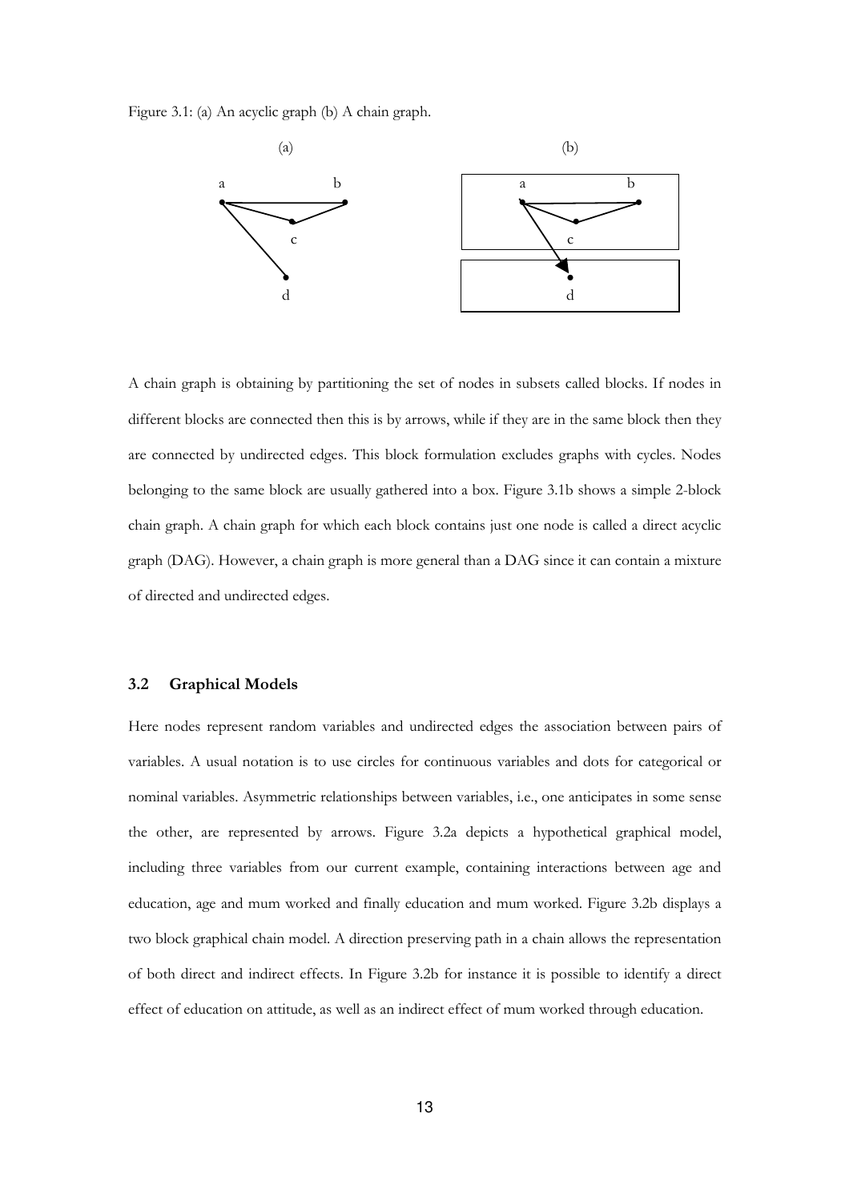Figure 3.1: (a) An acyclic graph (b) A chain graph.

A chain graph is obtaining by partitioning the set of nodes in subsets called blocks. If nodes in different blocks are connected then this is by arrows, while if they are in the same block then they are connected by undirected edges. This block formulation excludes graphs with cycles. Nodes belonging to the same block are usually gathered into a box. Figure 3.1b shows a simple 2-block chain graph. A chain graph for which each block contains just one node is called a direct acyclic graph (DAG). However, a chain graph is more general than a DAG since it can contain a mixture of directed and undirected edges.

### 3.2 Graphical Models

Here nodes represent random variables and undirected edges the association between pairs of variables. A usual notation is to use circles for continuous variables and dots for categorical or nominal variables. Asymmetric relationships between variables, i.e., one anticipates in some sense the other, are represented by arrows. Figure 3.2a depicts a hypothetical graphical model, including three variables from our current example, containing interactions between age and education, age and mum worked and finally education and mum worked. Figure 3.2b displays a two block graphical chain model. A direction preserving path in a chain allows the representation of both direct and indirect effects. In Figure 3.2b for instance it is possible to identify a direct effect of education on attitude, as well as an indirect effect of mum worked through education.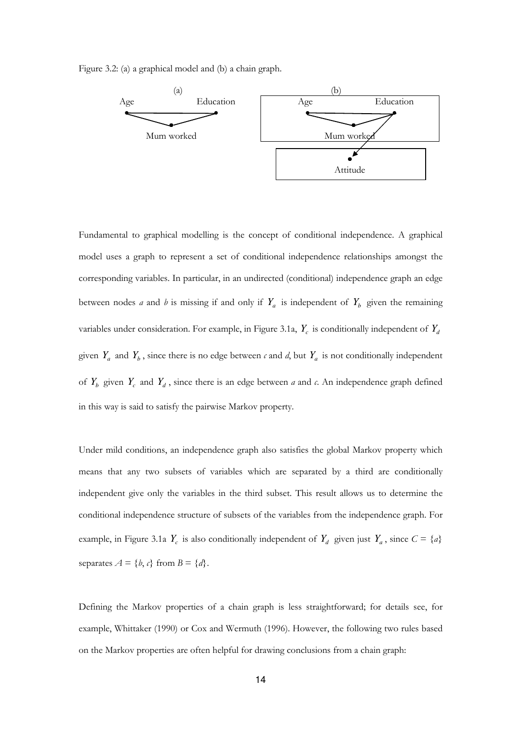Figure 3.2: (a) a graphical model and (b) a chain graph.

Fundamental to graphical modelling is the concept of conditional independence. A graphical model uses a graph to represent a set of conditional independence relationships amongst the corresponding variables. In particular, in an undirected (conditional) independence graph an edge between nodes *a* and *b* is missing if and only if $Y_a$ is independent of $Y_b$ given the remaining variables under consideration. For example, in Figure 3.1a, $Y_c$ is conditionally independent of $Y_d$ given $Y_a$ and $Y_b$, since there is no edge between *c* and *d*, but $Y_a$ is not conditionally independent of $Y_b$ given $Y_c$ and $Y_d$, since there is an edge between *a* and *c*. An independence graph defined in this way is said to satisfy the pairwise Markov property.

Under mild conditions, an independence graph also satisfies the global Markov property which means that any two subsets of variables which are separated by a third are conditionally independent give only the variables in the third subset. This result allows us to determine the conditional independence structure of subsets of the variables from the independence graph. For example, in Figure 3.1a $Y_c$ is also conditionally independent of $Y_d$ given just $Y_a$, since $C = \{a\}$ separates $A = \{b, c\}$ from $B = \{d\}$.

Defining the Markov properties of a chain graph is less straightforward; for details see, for example, Whittaker (1990) or Cox and Wermuth (1996). However, the following two rules based on the Markov properties are often helpful for drawing conclusions from a chain graph: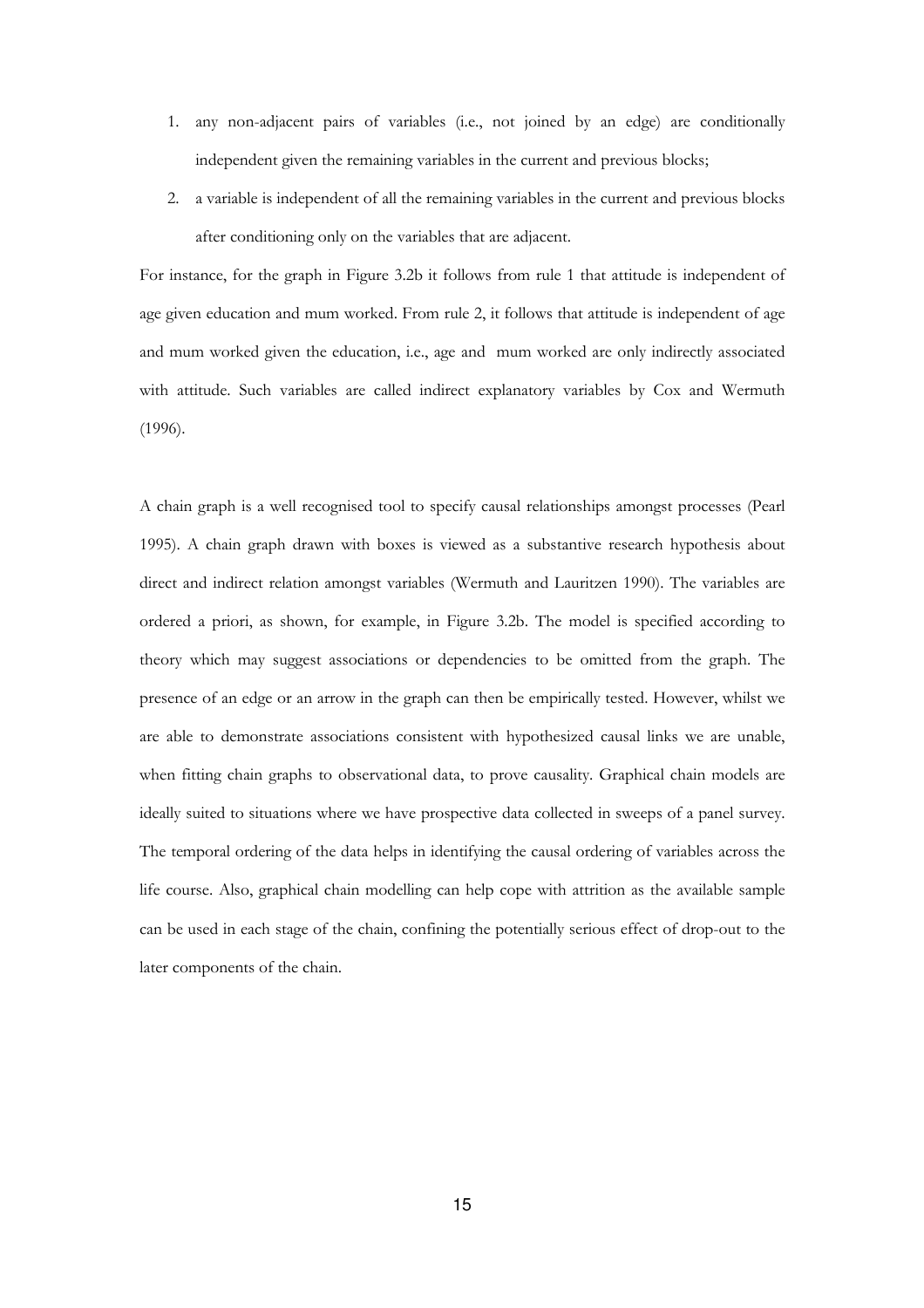1. any non-adjacent pairs of variables (i.e., not joined by an edge) are conditionally independent given the remaining variables in the current and previous blocks;
2. a variable is independent of all the remaining variables in the current and previous blocks after conditioning only on the variables that are adjacent.

For instance, for the graph in Figure 3.2b it follows from rule 1 that attitude is independent of age given education and mum worked. From rule 2, it follows that attitude is independent of age and mum worked given the education, i.e., age and mum worked are only indirectly associated with attitude. Such variables are called indirect explanatory variables by Cox and Wermuth (1996).

A chain graph is a well recognised tool to specify causal relationships amongst processes (Pearl 1995). A chain graph drawn with boxes is viewed as a substantive research hypothesis about direct and indirect relation amongst variables (Wermuth and Lauritzen 1990). The variables are ordered a priori, as shown, for example, in Figure 3.2b. The model is specified according to theory which may suggest associations or dependencies to be omitted from the graph. The presence of an edge or an arrow in the graph can then be empirically tested. However, whilst we are able to demonstrate associations consistent with hypothesized causal links we are unable, when fitting chain graphs to observational data, to prove causality. Graphical chain models are ideally suited to situations where we have prospective data collected in sweeps of a panel survey. The temporal ordering of the data helps in identifying the causal ordering of variables across the life course. Also, graphical chain modelling can help cope with attrition as the available sample can be used in each stage of the chain, confining the potentially serious effect of drop-out to the later components of the chain.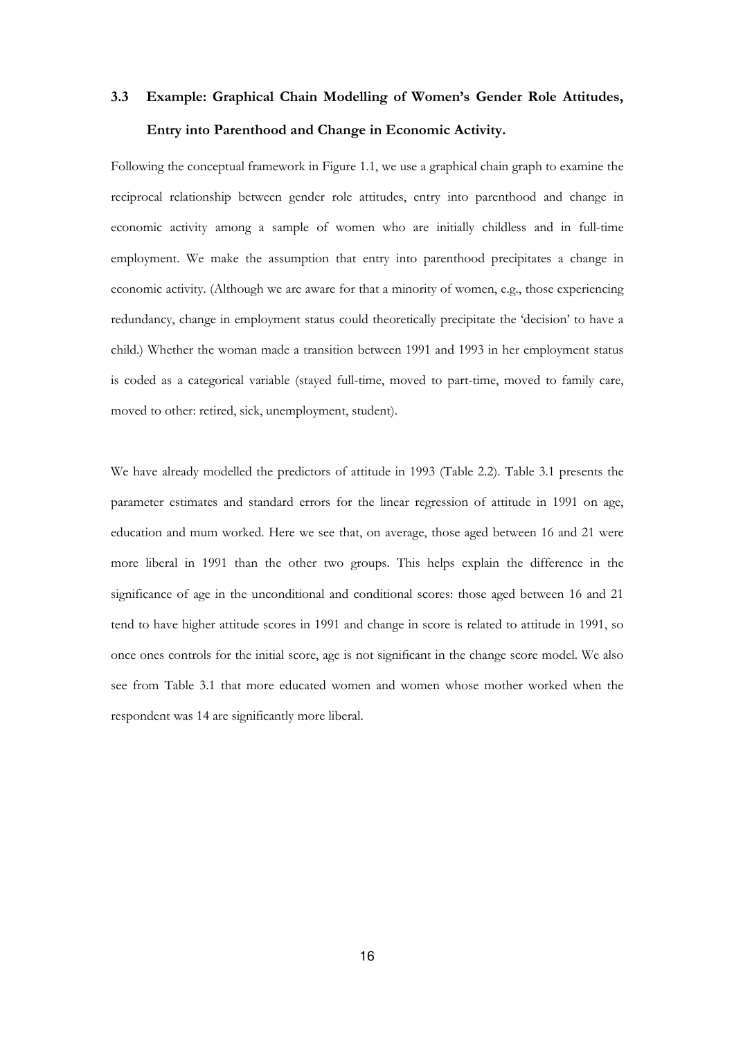### 3.3 Example: Graphical Chain Modelling of Women's Gender Role Attitudes, Entry into Parenthood and Change in Economic Activity.

Following the conceptual framework in Figure 1.1, we use a graphical chain graph to examine the reciprocal relationship between gender role attitudes, entry into parenthood and change in economic activity among a sample of women who are initially childless and in full-time employment. We make the assumption that entry into parenthood precipitates a change in economic activity. (Although we are aware for that a minority of women, e.g., those experiencing redundancy, change in employment status could theoretically precipitate the 'decision' to have a child.) Whether the woman made a transition between 1991 and 1993 in her employment status is coded as a categorical variable (stayed full-time, moved to part-time, moved to family care, moved to other: retired, sick, unemployment, student).

We have already modelled the predictors of attitude in 1993 (Table 2.2). Table 3.1 presents the parameter estimates and standard errors for the linear regression of attitude in 1991 on age, education and mum worked. Here we see that, on average, those aged between 16 and 21 were more liberal in 1991 than the other two groups. This helps explain the difference in the significance of age in the unconditional and conditional scores: those aged between 16 and 21 tend to have higher attitude scores in 1991 and change in score is related to attitude in 1991, so once ones controls for the initial score, age is not significant in the change score model. We also see from Table 3.1 that more educated women and women whose mother worked when the respondent was 14 are significantly more liberal.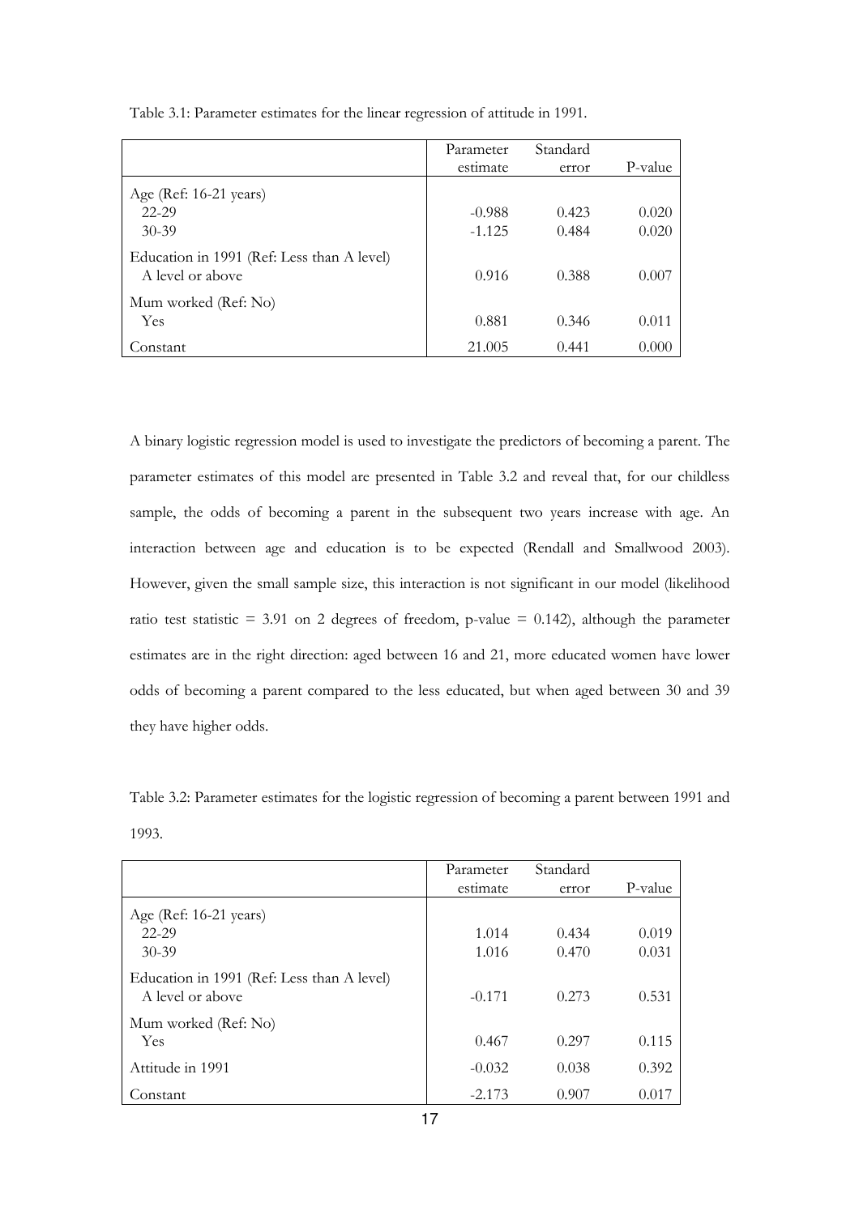Table 3.1: Parameter estimates for the linear regression of attitude in 1991.

| | Parameter estimate | Standard error | P-value |
|---|---|---|---|
| Age (Ref: 16-21 years) | | | |
| 22-29 | -0.988 | 0.423 | 0.020 |
| 30-39 | -1.125 | 0.484 | 0.020 |
| Education in 1991 (Ref: Less than A level) | | | |
| A level or above | 0.916 | 0.388 | 0.007 |
| Mum worked (Ref: No) | | | |
| Yes | 0.881 | 0.346 | 0.011 |
| Constant | 21.005 | 0.441 | 0.000 |

A binary logistic regression model is used to investigate the predictors of becoming a parent. The parameter estimates of this model are presented in Table 3.2 and reveal that, for our childless sample, the odds of becoming a parent in the subsequent two years increase with age. An interaction between age and education is to be expected (Rendall and Smallwood 2003). However, given the small sample size, this interaction is not significant in our model (likelihood ratio test statistic = 3.91 on 2 degrees of freedom, p-value = 0.142), although the parameter estimates are in the right direction: aged between 16 and 21, more educated women have lower odds of becoming a parent compared to the less educated, but when aged between 30 and 39 they have higher odds.

Table 3.2: Parameter estimates for the logistic regression of becoming a parent between 1991 and 1993.

| | Parameter estimate | Standard error | P-value |
|---|---|---|---|
| Age (Ref: 16-21 years) | | | |
| 22-29 | 1.014 | 0.434 | 0.019 |
| 30-39 | 1.016 | 0.470 | 0.031 |
| Education in 1991 (Ref: Less than A level) | | | |
| A level or above | -0.171 | 0.273 | 0.531 |
| Mum worked (Ref: No) | | | |
| Yes | 0.467 | 0.297 | 0.115 |
| Attitude in 1991 | -0.032 | 0.038 | 0.392 |
| Constant | -2.173 | 0.907 | 0.017 |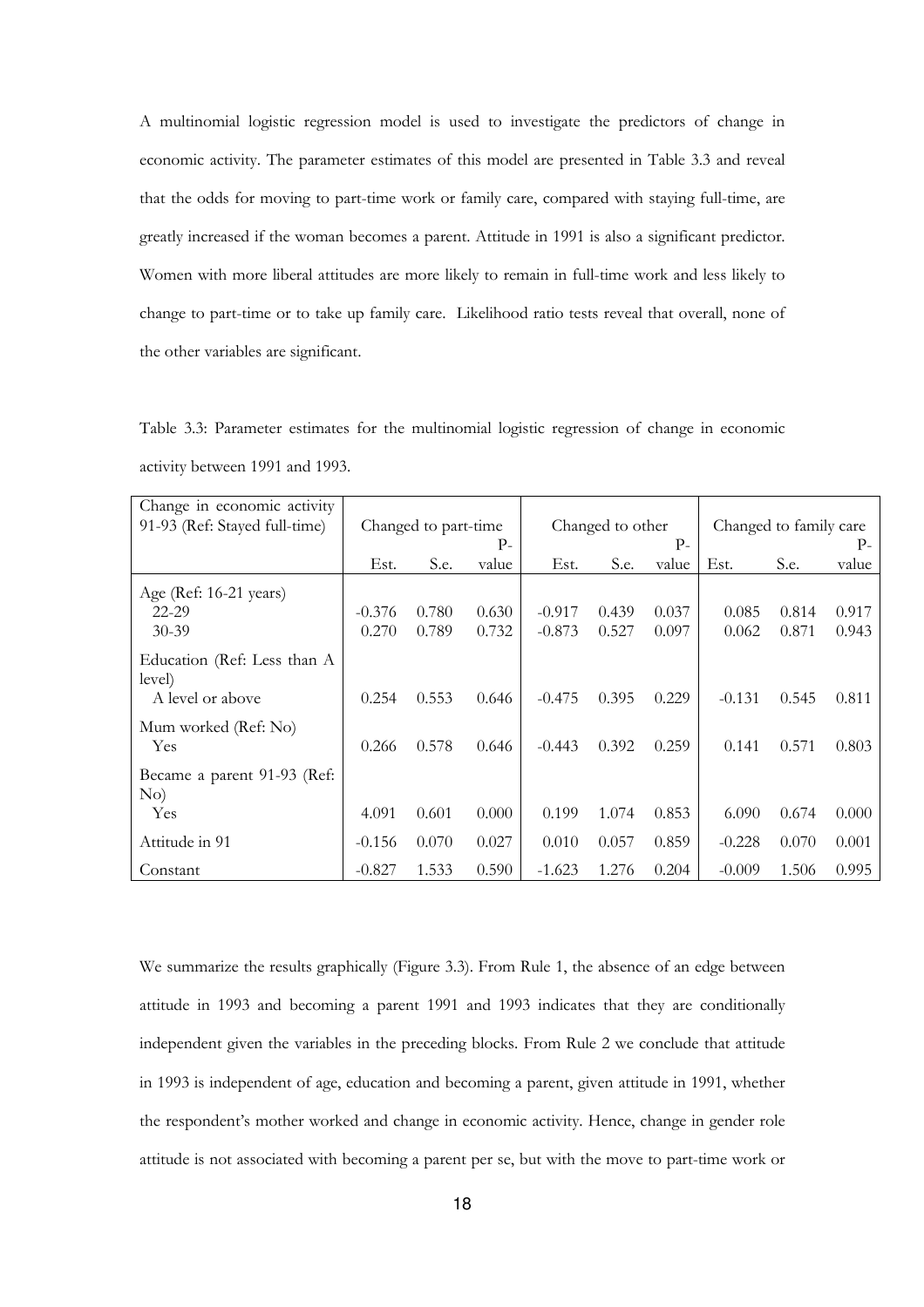A multinomial logistic regression model is used to investigate the predictors of change in economic activity. The parameter estimates of this model are presented in Table 3.3 and reveal that the odds for moving to part-time work or family care, compared with staying full-time, are greatly increased if the woman becomes a parent. Attitude in 1991 is also a significant predictor. Women with more liberal attitudes are more likely to remain in full-time work and less likely to change to part-time or to take up family care. Likelihood ratio tests reveal that overall, none of the other variables are significant.

Table 3.3: Parameter estimates for the multinomial logistic regression of change in economic activity between 1991 and 1993.

| Change in economic activity 91-93 (Ref: Stayed full-time) | Changed to part-time | | | Changed to other | | | Changed to family care | | |
|---|---|---|---|---|---|---|---|---|---|
| | Est. | S.e. | P-value | Est. | S.e. | P-value | Est. | S.e. | P-value |
| Age (Ref: 16-21 years) | | | | | | | | | |
| 22-29 | -0.376 | 0.780 | 0.630 | -0.917 | 0.439 | 0.037 | 0.085 | 0.814 | 0.917 |
| 30-39 | 0.270 | 0.789 | 0.732 | -0.873 | 0.527 | 0.097 | 0.062 | 0.871 | 0.943 |
| Education (Ref: Less than A level) | | | | | | | | | |
| A level or above | 0.254 | 0.553 | 0.646 | -0.475 | 0.395 | 0.229 | -0.131 | 0.545 | 0.811 |
| Mum worked (Ref: No) | | | | | | | | | |
| Yes | 0.266 | 0.578 | 0.646 | -0.443 | 0.392 | 0.259 | 0.141 | 0.571 | 0.803 |
| Became a parent 91-93 (Ref: No) | | | | | | | | | |
| Yes | 4.091 | 0.601 | 0.000 | 0.199 | 1.074 | 0.853 | 6.090 | 0.674 | 0.000 |
| Attitude in 91 | -0.156 | 0.070 | 0.027 | 0.010 | 0.057 | 0.859 | -0.228 | 0.070 | 0.001 |
| Constant | -0.827 | 1.533 | 0.590 | -1.623 | 1.276 | 0.204 | -0.009 | 1.506 | 0.995 |

We summarize the results graphically (Figure 3.3). From Rule 1, the absence of an edge between attitude in 1993 and becoming a parent 1991 and 1993 indicates that they are conditionally independent given the variables in the preceding blocks. From Rule 2 we conclude that attitude in 1993 is independent of age, education and becoming a parent, given attitude in 1991, whether the respondent's mother worked and change in economic activity. Hence, change in gender role attitude is not associated with becoming a parent per se, but with the move to part-time work or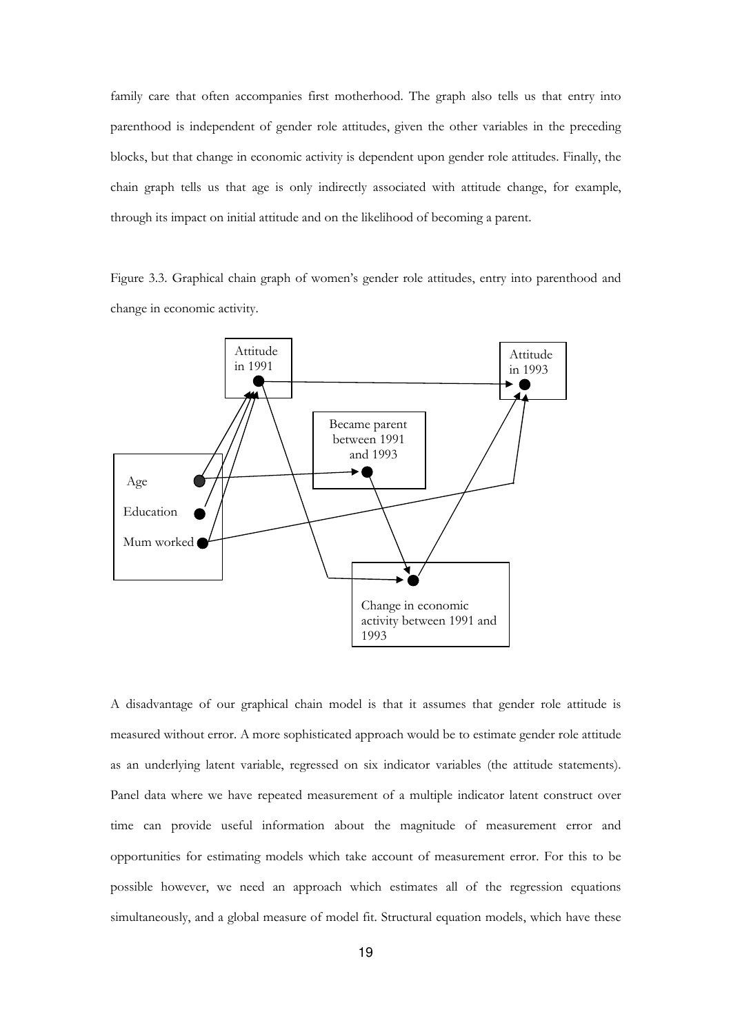family care that often accompanies first motherhood. The graph also tells us that entry into parenthood is independent of gender role attitudes, given the other variables in the preceding blocks, but that change in economic activity is dependent upon gender role attitudes. Finally, the chain graph tells us that age is only indirectly associated with attitude change, for example, through its impact on initial attitude and on the likelihood of becoming a parent.

Figure 3.3. Graphical chain graph of women's gender role attitudes, entry into parenthood and change in economic activity.

Attitude in 1991

Attitude in 1993

Became parent between 1991 and 1993

Age

Education

Mum worked

Change in economic activity between 1991 and 1993

A disadvantage of our graphical chain model is that it assumes that gender role attitude is measured without error. A more sophisticated approach would be to estimate gender role attitude as an underlying latent variable, regressed on six indicator variables (the attitude statements). Panel data where we have repeated measurement of a multiple indicator latent construct over time can provide useful information about the magnitude of measurement error and opportunities for estimating models which take account of measurement error. For this to be possible however, we need an approach which estimates all of the regression equations simultaneously, and a global measure of model fit. Structural equation models, which have these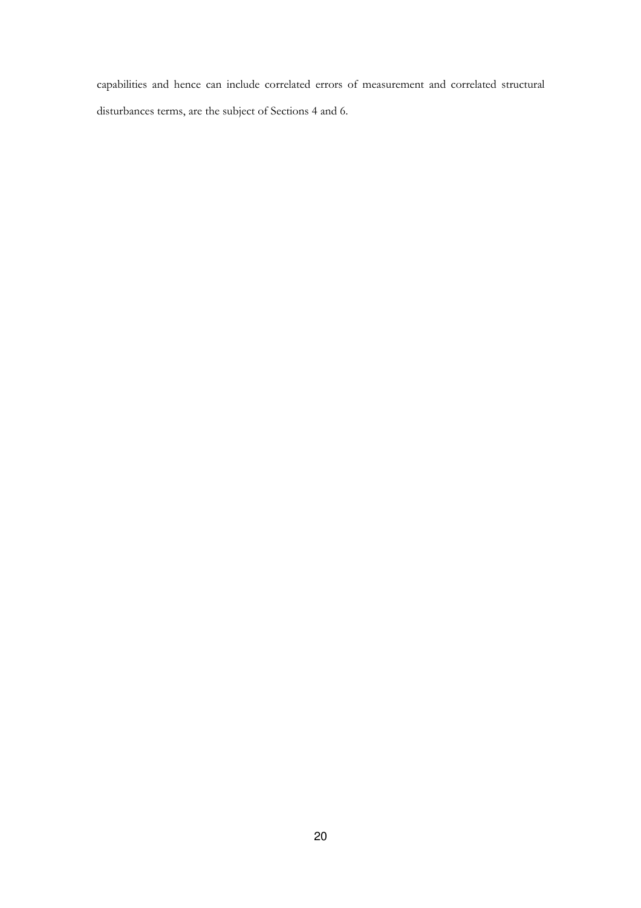capabilities and hence can include correlated errors of measurement and correlated structural disturbances terms, are the subject of Sections 4 and 6.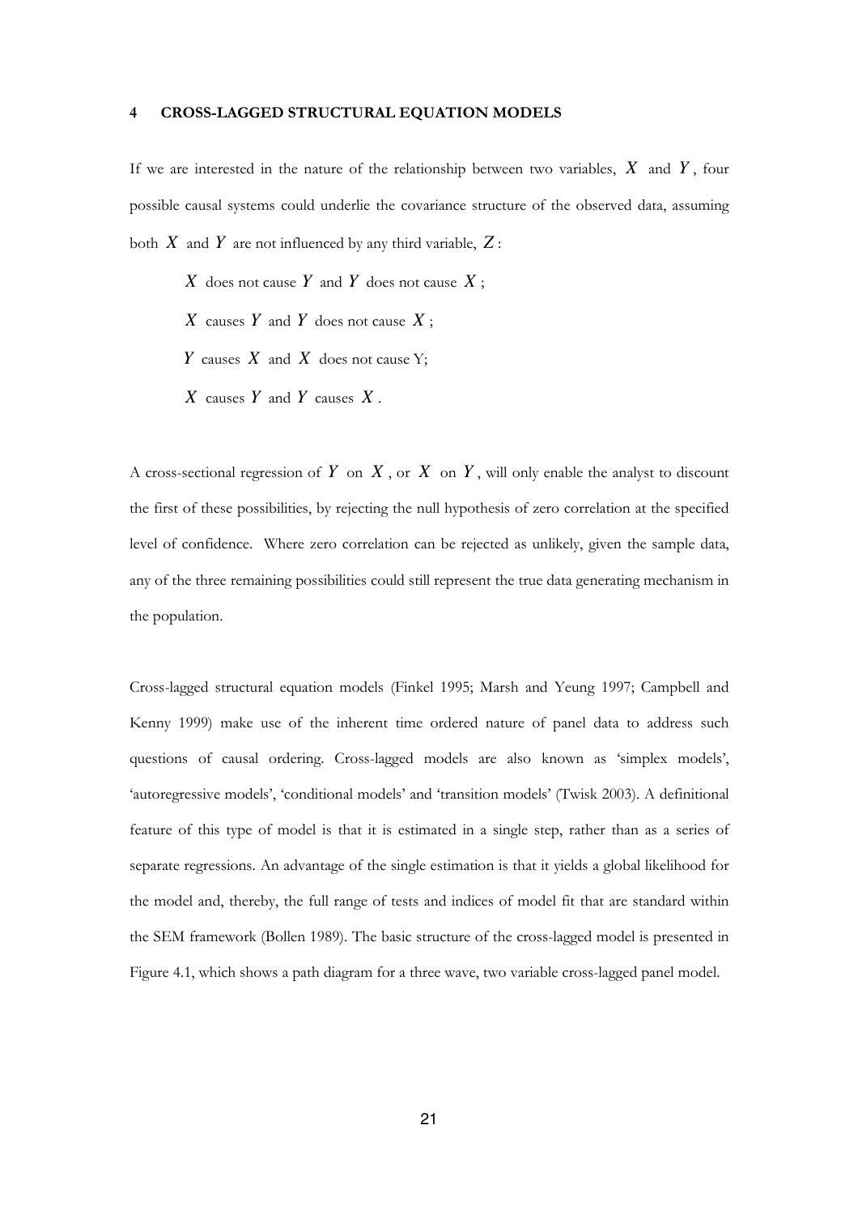## 4 CROSS-LAGGED STRUCTURAL EQUATION MODELS

If we are interested in the nature of the relationship between two variables, $X$ and $Y$, four possible causal systems could underlie the covariance structure of the observed data, assuming both $X$ and $Y$ are not influenced by any third variable, $Z$:

- $X$ does not cause $Y$ and $Y$ does not cause $X$;
- $X$ causes $Y$ and $Y$ does not cause $X$;
- $Y$ causes $X$ and $X$ does not cause Y;
- $X$ causes $Y$ and $Y$ causes $X$.

A cross-sectional regression of $Y$ on $X$, or $X$ on $Y$, will only enable the analyst to discount the first of these possibilities, by rejecting the null hypothesis of zero correlation at the specified level of confidence. Where zero correlation can be rejected as unlikely, given the sample data, any of the three remaining possibilities could still represent the true data generating mechanism in the population.

Cross-lagged structural equation models (Finkel 1995; Marsh and Yeung 1997; Campbell and Kenny 1999) make use of the inherent time ordered nature of panel data to address such questions of causal ordering. Cross-lagged models are also known as 'simplex models', 'autoregressive models', 'conditional models' and 'transition models' (Twisk 2003). A definitional feature of this type of model is that it is estimated in a single step, rather than as a series of separate regressions. An advantage of the single estimation is that it yields a global likelihood for the model and, thereby, the full range of tests and indices of model fit that are standard within the SEM framework (Bollen 1989). The basic structure of the cross-lagged model is presented in Figure 4.1, which shows a path diagram for a three wave, two variable cross-lagged panel model.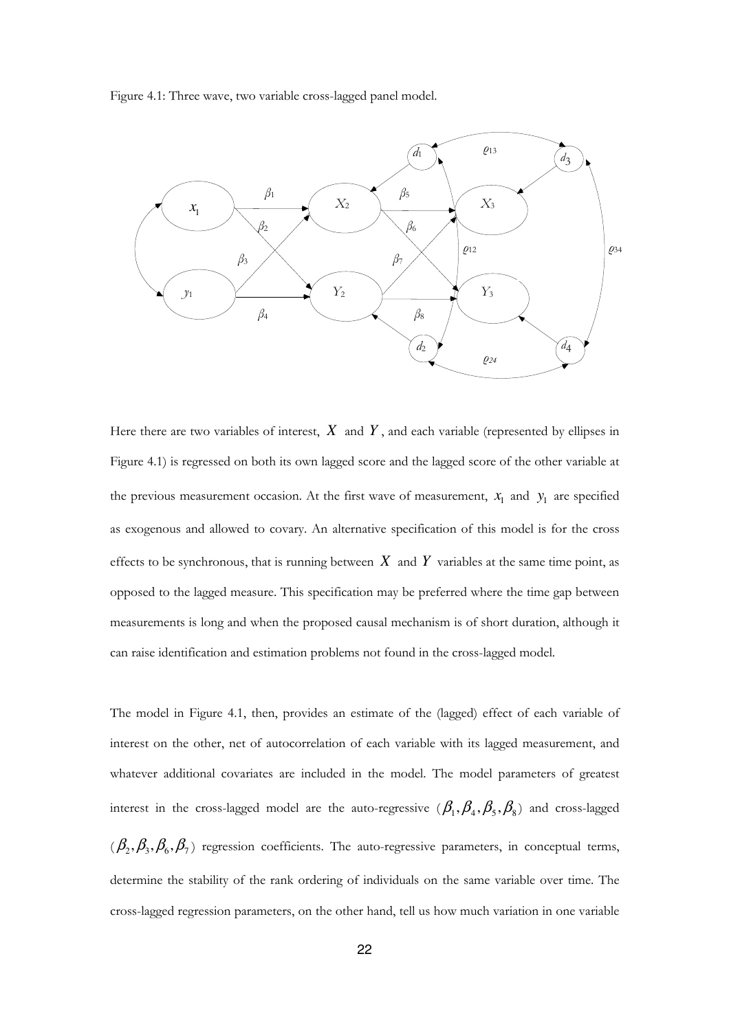Figure 4.1: Three wave, two variable cross-lagged panel model.

Here there are two variables of interest, $X$ and $Y$, and each variable (represented by ellipses in Figure 4.1) is regressed on both its own lagged score and the lagged score of the other variable at the previous measurement occasion. At the first wave of measurement, $x_1$ and $y_1$ are specified as exogenous and allowed to covary. An alternative specification of this model is for the cross effects to be synchronous, that is running between $X$ and $Y$ variables at the same time point, as opposed to the lagged measure. This specification may be preferred where the time gap between measurements is long and when the proposed causal mechanism is of short duration, although it can raise identification and estimation problems not found in the cross-lagged model.

The model in Figure 4.1, then, provides an estimate of the (lagged) effect of each variable of interest on the other, net of autocorrelation of each variable with its lagged measurement, and whatever additional covariates are included in the model. The model parameters of greatest interest in the cross-lagged model are the auto-regressive $(\beta_1, \beta_4, \beta_5, \beta_8)$ and cross-lagged $(\beta_2, \beta_3, \beta_6, \beta_7)$ regression coefficients. The auto-regressive parameters, in conceptual terms, determine the stability of the rank ordering of individuals on the same variable over time. The cross-lagged regression parameters, on the other hand, tell us how much variation in one variable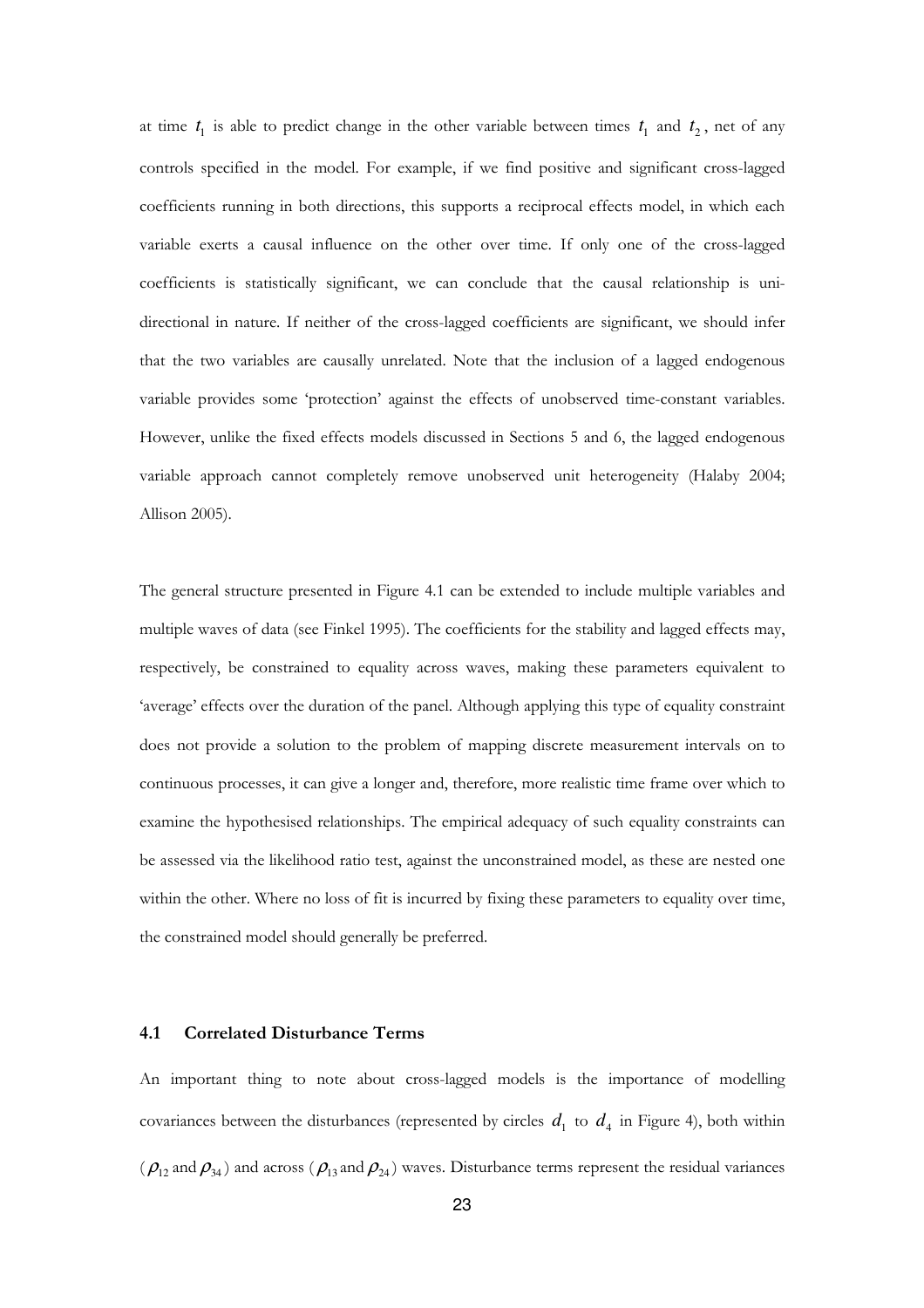at time $t_1$ is able to predict change in the other variable between times $t_1$ and $t_2$, net of any controls specified in the model. For example, if we find positive and significant cross-lagged coefficients running in both directions, this supports a reciprocal effects model, in which each variable exerts a causal influence on the other over time. If only one of the cross-lagged coefficients is statistically significant, we can conclude that the causal relationship is uni-directional in nature. If neither of the cross-lagged coefficients are significant, we should infer that the two variables are causally unrelated. Note that the inclusion of a lagged endogenous variable provides some 'protection' against the effects of unobserved time-constant variables. However, unlike the fixed effects models discussed in Sections 5 and 6, the lagged endogenous variable approach cannot completely remove unobserved unit heterogeneity (Halaby 2004; Allison 2005).

The general structure presented in Figure 4.1 can be extended to include multiple variables and multiple waves of data (see Finkel 1995). The coefficients for the stability and lagged effects may, respectively, be constrained to equality across waves, making these parameters equivalent to 'average' effects over the duration of the panel. Although applying this type of equality constraint does not provide a solution to the problem of mapping discrete measurement intervals on to continuous processes, it can give a longer and, therefore, more realistic time frame over which to examine the hypothesised relationships. The empirical adequacy of such equality constraints can be assessed via the likelihood ratio test, against the unconstrained model, as these are nested one within the other. Where no loss of fit is incurred by fixing these parameters to equality over time, the constrained model should generally be preferred.

### 4.1 Correlated Disturbance Terms

An important thing to note about cross-lagged models is the importance of modelling covariances between the disturbances (represented by circles $d_1$ to $d_4$ in Figure 4), both within ($\rho_{12}$ and $\rho_{34}$) and across ($\rho_{13}$ and $\rho_{24}$) waves. Disturbance terms represent the residual variances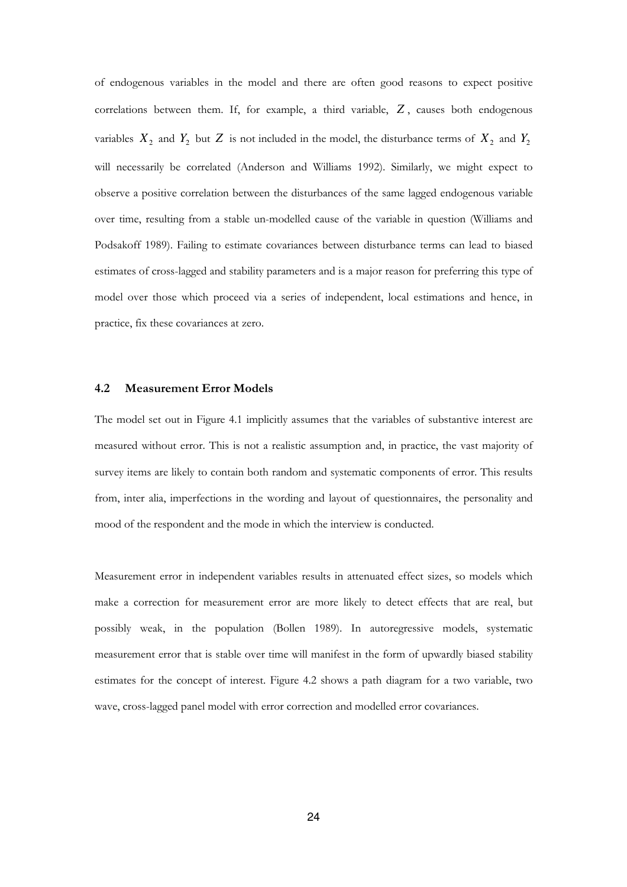of endogenous variables in the model and there are often good reasons to expect positive correlations between them. If, for example, a third variable, $Z$, causes both endogenous variables $X_2$ and $Y_2$ but $Z$ is not included in the model, the disturbance terms of $X_2$ and $Y_2$ will necessarily be correlated (Anderson and Williams 1992). Similarly, we might expect to observe a positive correlation between the disturbances of the same lagged endogenous variable over time, resulting from a stable un-modelled cause of the variable in question (Williams and Podsakoff 1989). Failing to estimate covariances between disturbance terms can lead to biased estimates of cross-lagged and stability parameters and is a major reason for preferring this type of model over those which proceed via a series of independent, local estimations and hence, in practice, fix these covariances at zero.

### 4.2 Measurement Error Models

The model set out in Figure 4.1 implicitly assumes that the variables of substantive interest are measured without error. This is not a realistic assumption and, in practice, the vast majority of survey items are likely to contain both random and systematic components of error. This results from, inter alia, imperfections in the wording and layout of questionnaires, the personality and mood of the respondent and the mode in which the interview is conducted.

Measurement error in independent variables results in attenuated effect sizes, so models which make a correction for measurement error are more likely to detect effects that are real, but possibly weak, in the population (Bollen 1989). In autoregressive models, systematic measurement error that is stable over time will manifest in the form of upwardly biased stability estimates for the concept of interest. Figure 4.2 shows a path diagram for a two variable, two wave, cross-lagged panel model with error correction and modelled error covariances.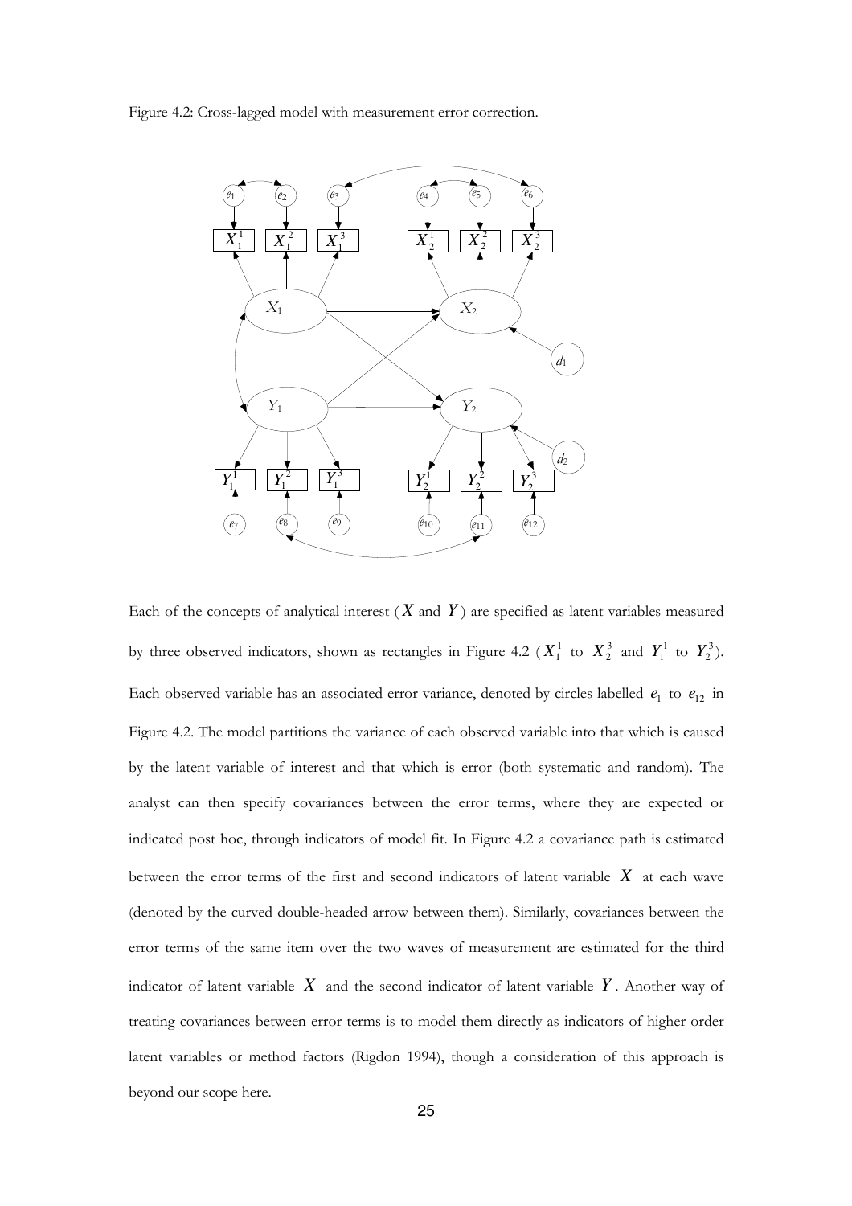Figure 4.2: Cross-lagged model with measurement error correction.

Each of the concepts of analytical interest ($X$ and $Y$) are specified as latent variables measured by three observed indicators, shown as rectangles in Figure 4.2 ($X_1^1$ to $X_2^3$ and $Y_1^1$ to $Y_2^3$). Each observed variable has an associated error variance, denoted by circles labelled $e_1$ to $e_{12}$ in Figure 4.2. The model partitions the variance of each observed variable into that which is caused by the latent variable of interest and that which is error (both systematic and random). The analyst can then specify covariances between the error terms, where they are expected or indicated post hoc, through indicators of model fit. In Figure 4.2 a covariance path is estimated between the error terms of the first and second indicators of latent variable $X$ at each wave (denoted by the curved double-headed arrow between them). Similarly, covariances between the error terms of the same item over the two waves of measurement are estimated for the third indicator of latent variable $X$ and the second indicator of latent variable $Y$. Another way of treating covariances between error terms is to model them directly as indicators of higher order latent variables or method factors (Rigdon 1994), though a consideration of this approach is beyond our scope here.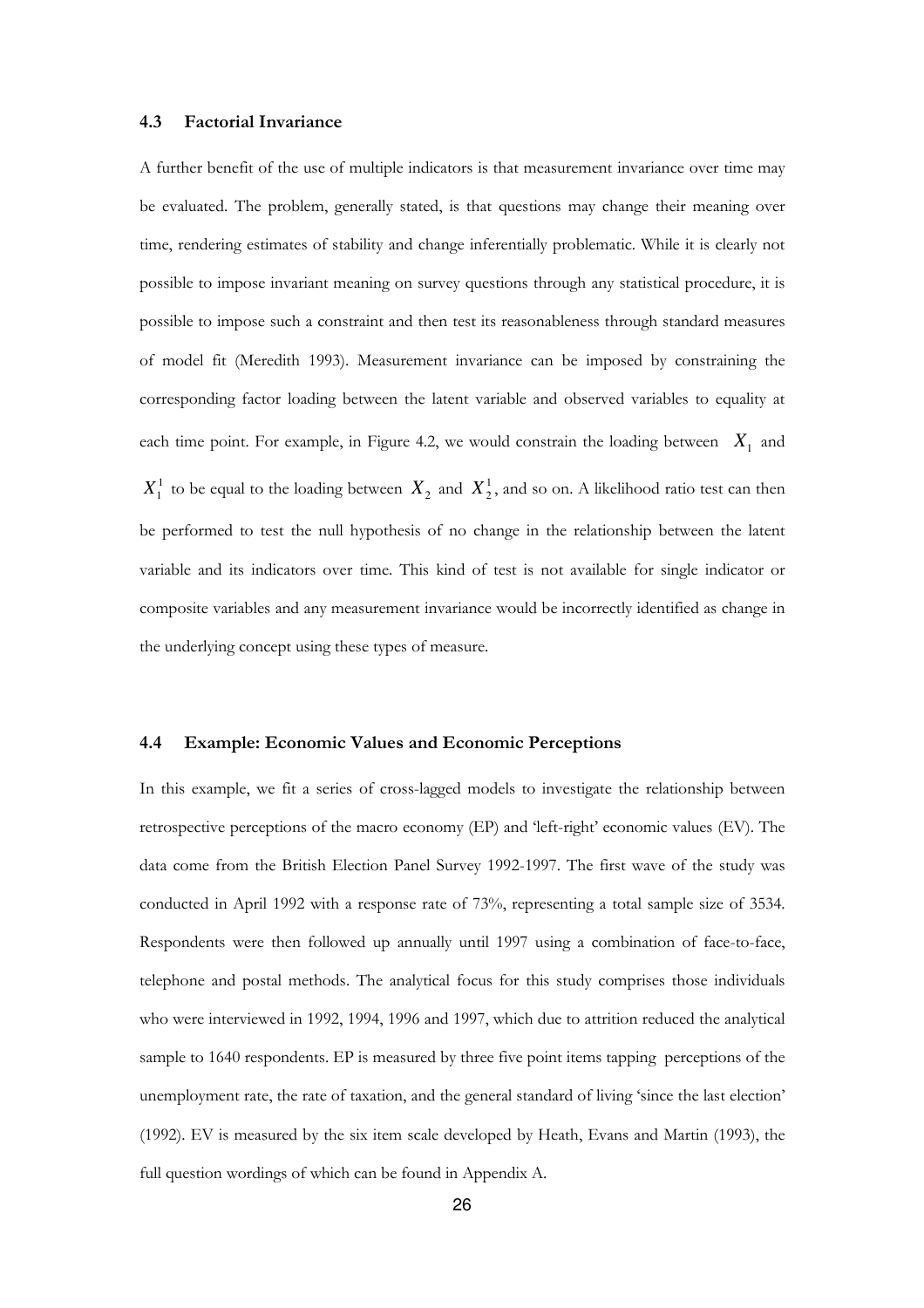### 4.3 Factorial Invariance

A further benefit of the use of multiple indicators is that measurement invariance over time may be evaluated. The problem, generally stated, is that questions may change their meaning over time, rendering estimates of stability and change inferentially problematic. While it is clearly not possible to impose invariant meaning on survey questions through any statistical procedure, it is possible to impose such a constraint and then test its reasonableness through standard measures of model fit (Meredith 1993). Measurement invariance can be imposed by constraining the corresponding factor loading between the latent variable and observed variables to equality at each time point. For example, in Figure 4.2, we would constrain the loading between $X_1$ and $X_1^1$ to be equal to the loading between $X_2$ and $X_2^1$, and so on. A likelihood ratio test can then be performed to test the null hypothesis of no change in the relationship between the latent variable and its indicators over time. This kind of test is not available for single indicator or composite variables and any measurement invariance would be incorrectly identified as change in the underlying concept using these types of measure.

### 4.4 Example: Economic Values and Economic Perceptions

In this example, we fit a series of cross-lagged models to investigate the relationship between retrospective perceptions of the macro economy (EP) and 'left-right' economic values (EV). The data come from the British Election Panel Survey 1992-1997. The first wave of the study was conducted in April 1992 with a response rate of 73%, representing a total sample size of 3534. Respondents were then followed up annually until 1997 using a combination of face-to-face, telephone and postal methods. The analytical focus for this study comprises those individuals who were interviewed in 1992, 1994, 1996 and 1997, which due to attrition reduced the analytical sample to 1640 respondents. EP is measured by three five point items tapping perceptions of the unemployment rate, the rate of taxation, and the general standard of living 'since the last election' (1992). EV is measured by the six item scale developed by Heath, Evans and Martin (1993), the full question wordings of which can be found in Appendix A.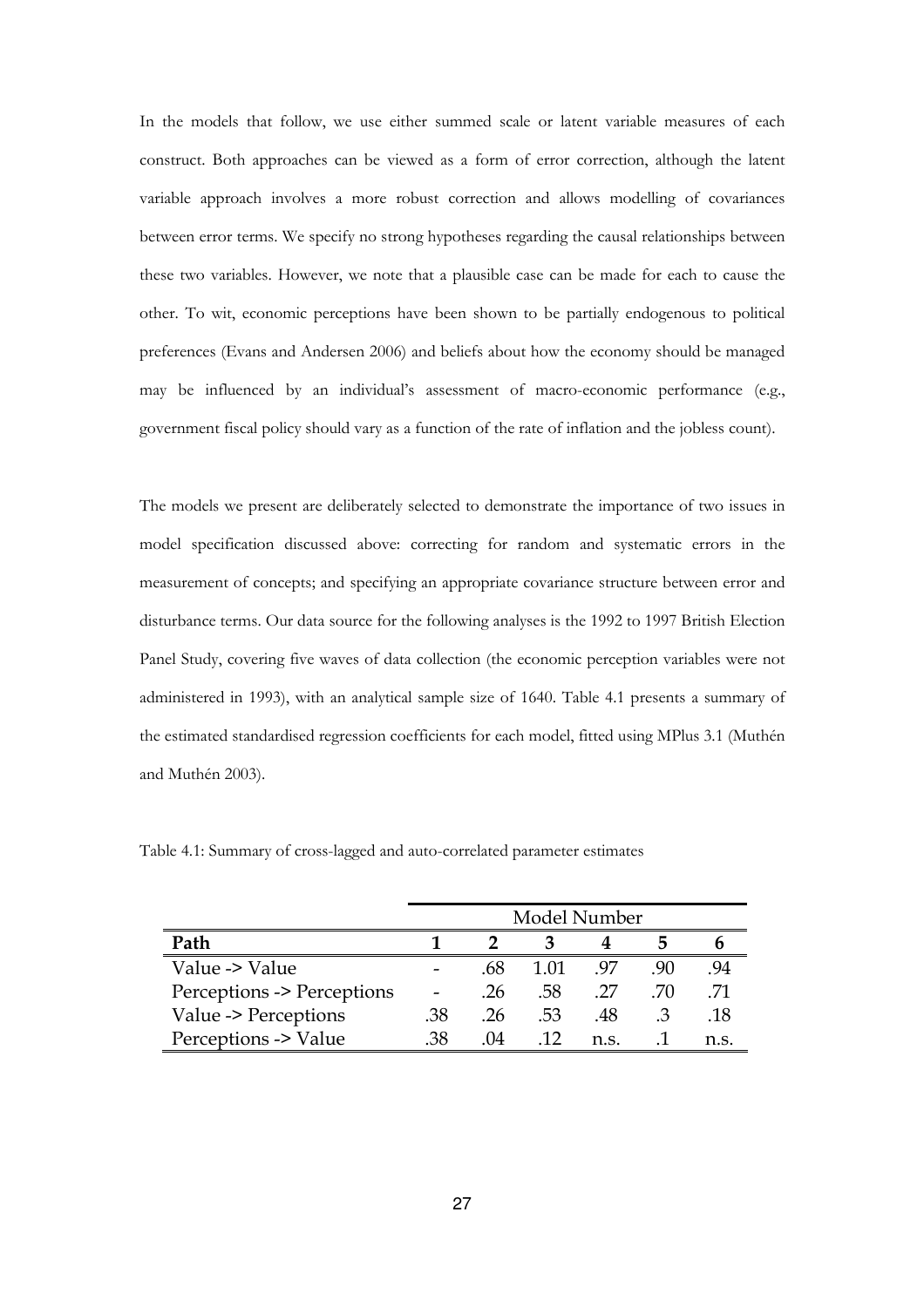In the models that follow, we use either summed scale or latent variable measures of each construct. Both approaches can be viewed as a form of error correction, although the latent variable approach involves a more robust correction and allows modelling of covariances between error terms. We specify no strong hypotheses regarding the causal relationships between these two variables. However, we note that a plausible case can be made for each to cause the other. To wit, economic perceptions have been shown to be partially endogenous to political preferences (Evans and Andersen 2006) and beliefs about how the economy should be managed may be influenced by an individual's assessment of macro-economic performance (e.g., government fiscal policy should vary as a function of the rate of inflation and the jobless count).

The models we present are deliberately selected to demonstrate the importance of two issues in model specification discussed above: correcting for random and systematic errors in the measurement of concepts; and specifying an appropriate covariance structure between error and disturbance terms. Our data source for the following analyses is the 1992 to 1997 British Election Panel Study, covering five waves of data collection (the economic perception variables were not administered in 1993), with an analytical sample size of 1640. Table 4.1 presents a summary of the estimated standardised regression coefficients for each model, fitted using MPlus 3.1 (Muthén and Muthén 2003).

Table 4.1: Summary of cross-lagged and auto-correlated parameter estimates

| | Model Number | | | | | |
|---|---|---|---|---|---|---|
| **Path** | **1** | **2** | **3** | **4** | **5** | **6** |
| Value -> Value | - | .68 | 1.01 | .97 | .90 | .94 |
| Perceptions -> Perceptions | - | .26 | .58 | .27 | .70 | .71 |
| Value -> Perceptions | .38 | .26 | .53 | .48 | .3 | .18 |
| Perceptions -> Value | .38 | .04 | .12 | n.s. | .1 | n.s. |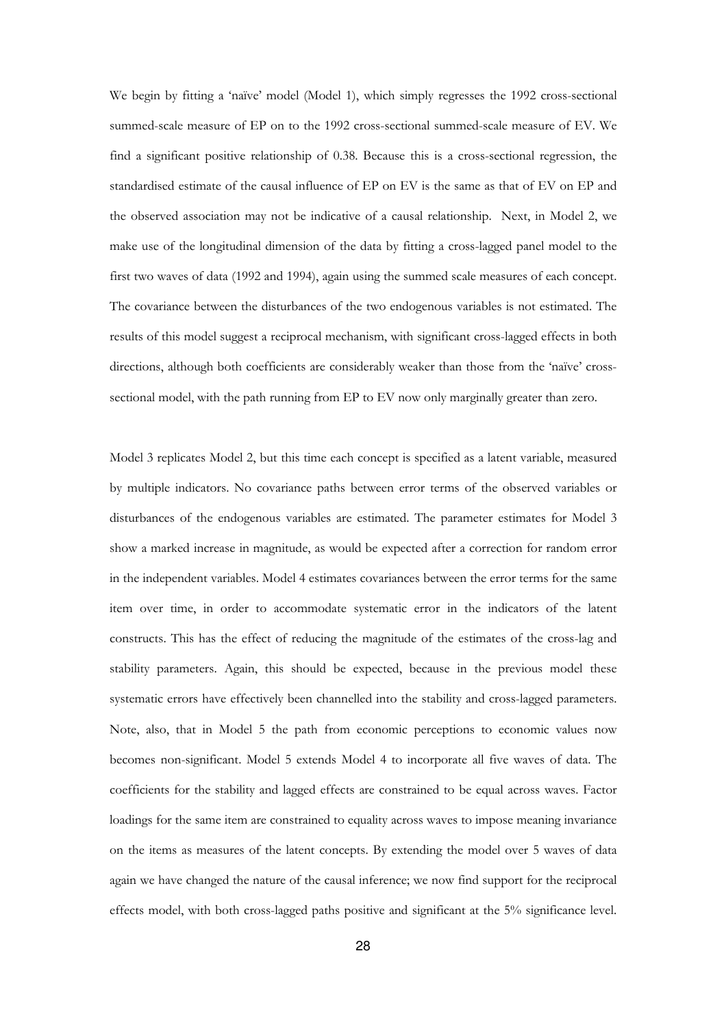We begin by fitting a 'naïve' model (Model 1), which simply regresses the 1992 cross-sectional summed-scale measure of EP on to the 1992 cross-sectional summed-scale measure of EV. We find a significant positive relationship of 0.38. Because this is a cross-sectional regression, the standardised estimate of the causal influence of EP on EV is the same as that of EV on EP and the observed association may not be indicative of a causal relationship. Next, in Model 2, we make use of the longitudinal dimension of the data by fitting a cross-lagged panel model to the first two waves of data (1992 and 1994), again using the summed scale measures of each concept. The covariance between the disturbances of the two endogenous variables is not estimated. The results of this model suggest a reciprocal mechanism, with significant cross-lagged effects in both directions, although both coefficients are considerably weaker than those from the 'naïve' cross-sectional model, with the path running from EP to EV now only marginally greater than zero.

Model 3 replicates Model 2, but this time each concept is specified as a latent variable, measured by multiple indicators. No covariance paths between error terms of the observed variables or disturbances of the endogenous variables are estimated. The parameter estimates for Model 3 show a marked increase in magnitude, as would be expected after a correction for random error in the independent variables. Model 4 estimates covariances between the error terms for the same item over time, in order to accommodate systematic error in the indicators of the latent constructs. This has the effect of reducing the magnitude of the estimates of the cross-lag and stability parameters. Again, this should be expected, because in the previous model these systematic errors have effectively been channelled into the stability and cross-lagged parameters. Note, also, that in Model 5 the path from economic perceptions to economic values now becomes non-significant. Model 5 extends Model 4 to incorporate all five waves of data. The coefficients for the stability and lagged effects are constrained to be equal across waves. Factor loadings for the same item are constrained to equality across waves to impose meaning invariance on the items as measures of the latent concepts. By extending the model over 5 waves of data again we have changed the nature of the causal inference; we now find support for the reciprocal effects model, with both cross-lagged paths positive and significant at the 5% significance level.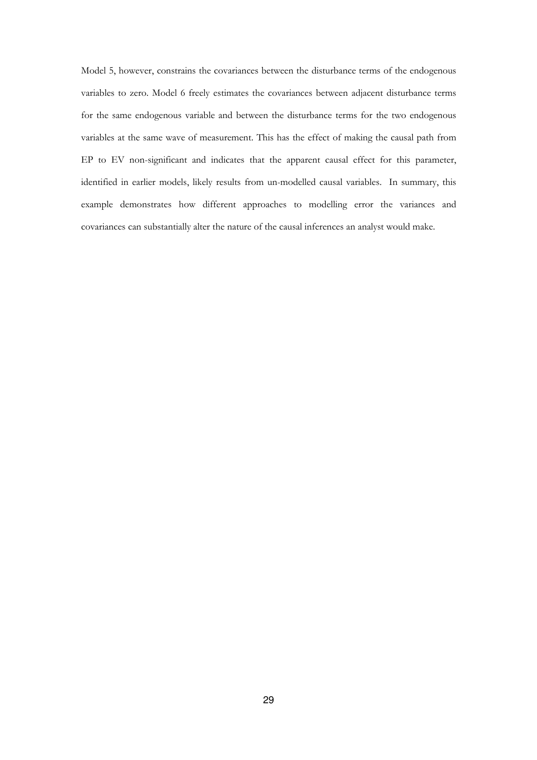Model 5, however, constrains the covariances between the disturbance terms of the endogenous variables to zero. Model 6 freely estimates the covariances between adjacent disturbance terms for the same endogenous variable and between the disturbance terms for the two endogenous variables at the same wave of measurement. This has the effect of making the causal path from EP to EV non-significant and indicates that the apparent causal effect for this parameter, identified in earlier models, likely results from un-modelled causal variables. In summary, this example demonstrates how different approaches to modelling error the variances and covariances can substantially alter the nature of the causal inferences an analyst would make.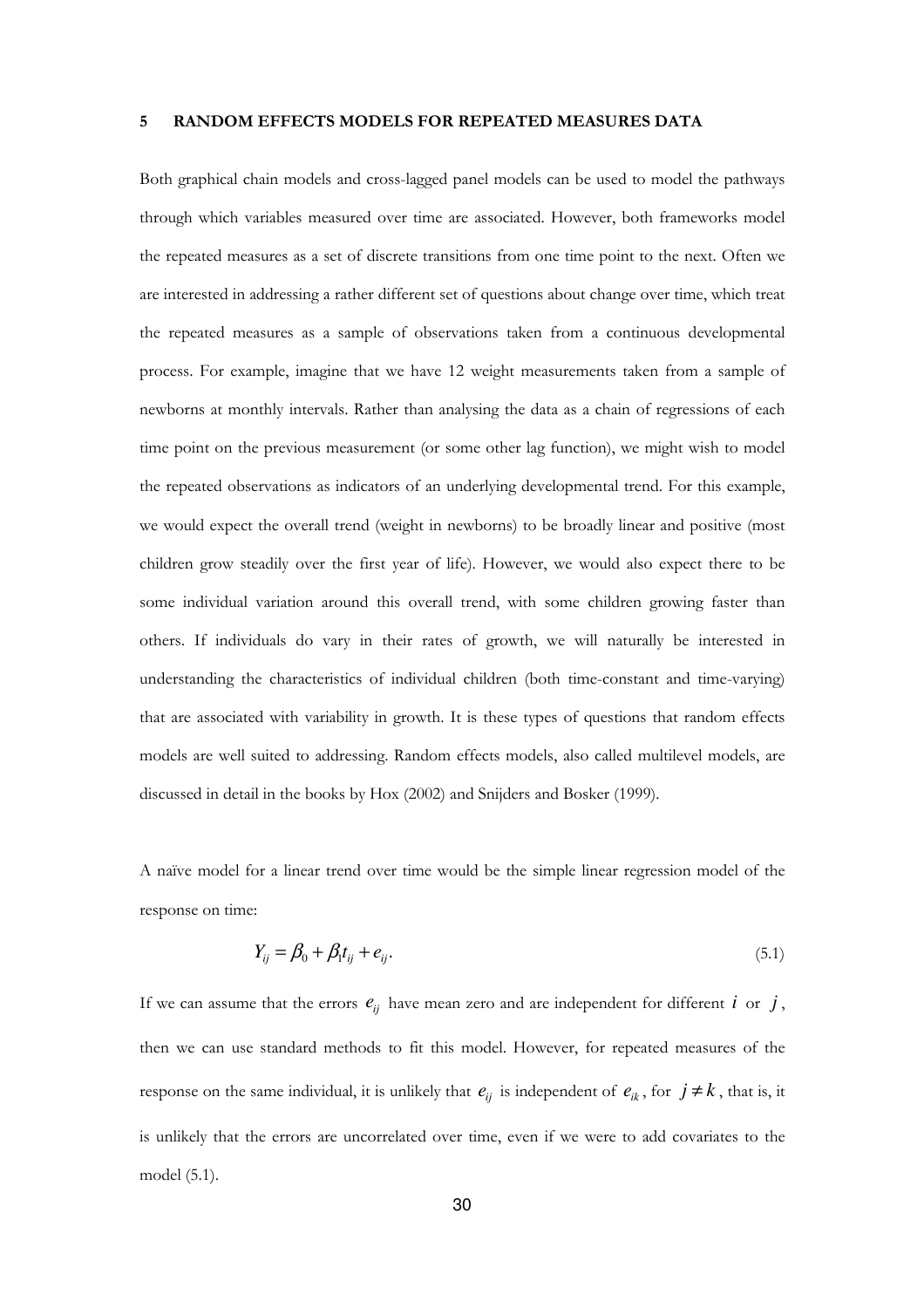## 5 RANDOM EFFECTS MODELS FOR REPEATED MEASURES DATA

Both graphical chain models and cross-lagged panel models can be used to model the pathways through which variables measured over time are associated. However, both frameworks model the repeated measures as a set of discrete transitions from one time point to the next. Often we are interested in addressing a rather different set of questions about change over time, which treat the repeated measures as a sample of observations taken from a continuous developmental process. For example, imagine that we have 12 weight measurements taken from a sample of newborns at monthly intervals. Rather than analysing the data as a chain of regressions of each time point on the previous measurement (or some other lag function), we might wish to model the repeated observations as indicators of an underlying developmental trend. For this example, we would expect the overall trend (weight in newborns) to be broadly linear and positive (most children grow steadily over the first year of life). However, we would also expect there to be some individual variation around this overall trend, with some children growing faster than others. If individuals do vary in their rates of growth, we will naturally be interested in understanding the characteristics of individual children (both time-constant and time-varying) that are associated with variability in growth. It is these types of questions that random effects models are well suited to addressing. Random effects models, also called multilevel models, are discussed in detail in the books by Hox (2002) and Snijders and Bosker (1999).

A naïve model for a linear trend over time would be the simple linear regression model of the response on time:

$$Y_{ij} = \beta_0 + \beta_1 t_{ij} + e_{ij}. \tag{5.1}$$

If we can assume that the errors $e_{ij}$ have mean zero and are independent for different $i$ or $j$, then we can use standard methods to fit this model. However, for repeated measures of the response on the same individual, it is unlikely that $e_{ij}$ is independent of $e_{ik}$, for $j \neq k$, that is, it is unlikely that the errors are uncorrelated over time, even if we were to add covariates to the model (5.1).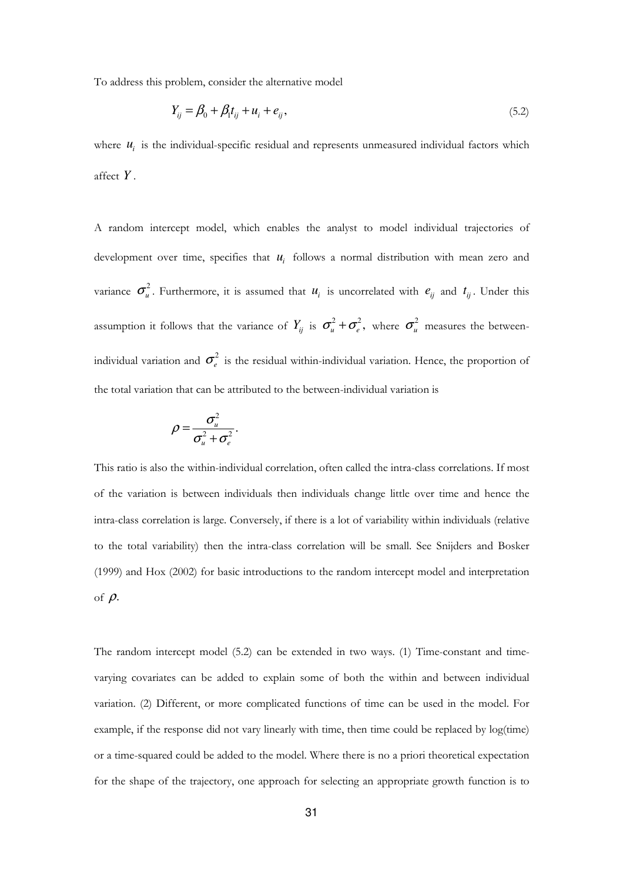To address this problem, consider the alternative model

$$Y_{ij} = \beta_0 + \beta_1 t_{ij} + u_i + e_{ij}, \tag{5.2}$$

where $u_i$ is the individual-specific residual and represents unmeasured individual factors which affect $Y$.

A random intercept model, which enables the analyst to model individual trajectories of development over time, specifies that $u_i$ follows a normal distribution with mean zero and variance $\sigma_u^2$. Furthermore, it is assumed that $u_i$ is uncorrelated with $e_{ij}$ and $t_{ij}$. Under this assumption it follows that the variance of $Y_{ij}$ is $\sigma_u^2 + \sigma_e^2$, where $\sigma_u^2$ measures the between-individual variation and $\sigma_e^2$ is the residual within-individual variation. Hence, the proportion of the total variation that can be attributed to the between-individual variation is

$$\rho = \frac{\sigma_u^2}{\sigma_u^2 + \sigma_e^2}.$$

This ratio is also the within-individual correlation, often called the intra-class correlations. If most of the variation is between individuals then individuals change little over time and hence the intra-class correlation is large. Conversely, if there is a lot of variability within individuals (relative to the total variability) then the intra-class correlation will be small. See Snijders and Bosker (1999) and Hox (2002) for basic introductions to the random intercept model and interpretation of $\rho$.

The random intercept model (5.2) can be extended in two ways. (1) Time-constant and time-varying covariates can be added to explain some of both the within and between individual variation. (2) Different, or more complicated functions of time can be used in the model. For example, if the response did not vary linearly with time, then time could be replaced by log(time) or a time-squared could be added to the model. Where there is no a priori theoretical expectation for the shape of the trajectory, one approach for selecting an appropriate growth function is to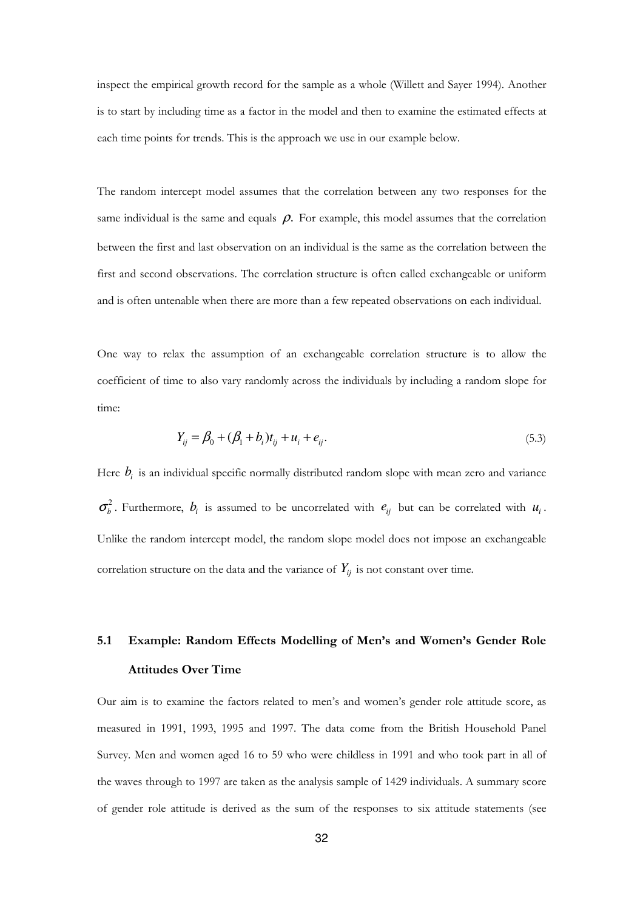inspect the empirical growth record for the sample as a whole (Willett and Sayer 1994). Another is to start by including time as a factor in the model and then to examine the estimated effects at each time points for trends. This is the approach we use in our example below.

The random intercept model assumes that the correlation between any two responses for the same individual is the same and equals $\rho$. For example, this model assumes that the correlation between the first and last observation on an individual is the same as the correlation between the first and second observations. The correlation structure is often called exchangeable or uniform and is often untenable when there are more than a few repeated observations on each individual.

One way to relax the assumption of an exchangeable correlation structure is to allow the coefficient of time to also vary randomly across the individuals by including a random slope for time:

$$Y_{ij} = \beta_0 + (\beta_1 + b_i)t_{ij} + u_i + e_{ij}. \tag{5.3}$$

Here $b_i$ is an individual specific normally distributed random slope with mean zero and variance $\sigma_b^2$. Furthermore, $b_i$ is assumed to be uncorrelated with $e_{ij}$ but can be correlated with $u_i$. Unlike the random intercept model, the random slope model does not impose an exchangeable correlation structure on the data and the variance of $Y_{ij}$ is not constant over time.

## 5.1 Example: Random Effects Modelling of Men's and Women's Gender Role Attitudes Over Time

Our aim is to examine the factors related to men's and women's gender role attitude score, as measured in 1991, 1993, 1995 and 1997. The data come from the British Household Panel Survey. Men and women aged 16 to 59 who were childless in 1991 and who took part in all of the waves through to 1997 are taken as the analysis sample of 1429 individuals. A summary score of gender role attitude is derived as the sum of the responses to six attitude statements (see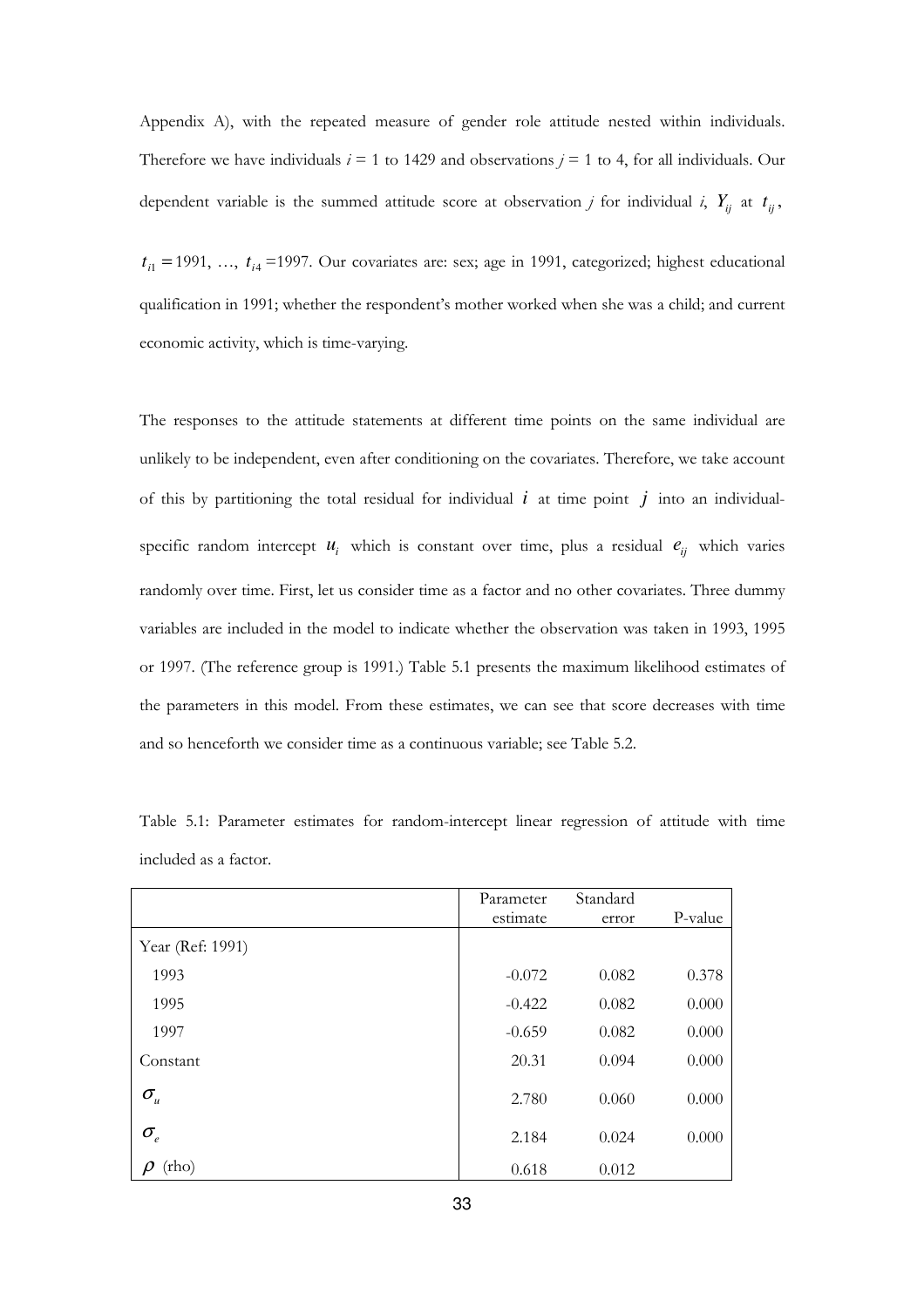Appendix A), with the repeated measure of gender role attitude nested within individuals. Therefore we have individuals $i$ = 1 to 1429 and observations $j$ = 1 to 4, for all individuals. Our dependent variable is the summed attitude score at observation $j$ for individual $i$, $Y_{ij}$ at $t_{ij}$, $t_{i1}$ = 1991, …, $t_{i4}$ =1997. Our covariates are: sex; age in 1991, categorized; highest educational qualification in 1991; whether the respondent's mother worked when she was a child; and current economic activity, which is time-varying.

The responses to the attitude statements at different time points on the same individual are unlikely to be independent, even after conditioning on the covariates. Therefore, we take account of this by partitioning the total residual for individual $i$ at time point $j$ into an individual-specific random intercept $u_i$ which is constant over time, plus a residual $e_{ij}$ which varies randomly over time. First, let us consider time as a factor and no other covariates. Three dummy variables are included in the model to indicate whether the observation was taken in 1993, 1995 or 1997. (The reference group is 1991.) Table 5.1 presents the maximum likelihood estimates of the parameters in this model. From these estimates, we can see that score decreases with time and so henceforth we consider time as a continuous variable; see Table 5.2.

Table 5.1: Parameter estimates for random-intercept linear regression of attitude with time included as a factor.

| | Parameter estimate | Standard error | P-value |
|---|---|---|---|
| Year (Ref: 1991) | | | |
| 1993 | -0.072 | 0.082 | 0.378 |
| 1995 | -0.422 | 0.082 | 0.000 |
| 1997 | -0.659 | 0.082 | 0.000 |
| Constant | 20.31 | 0.094 | 0.000 |
| $\sigma_u$ | 2.780 | 0.060 | 0.000 |
| $\sigma_e$ | 2.184 | 0.024 | 0.000 |
| $\rho$ (rho) | 0.618 | 0.012 | |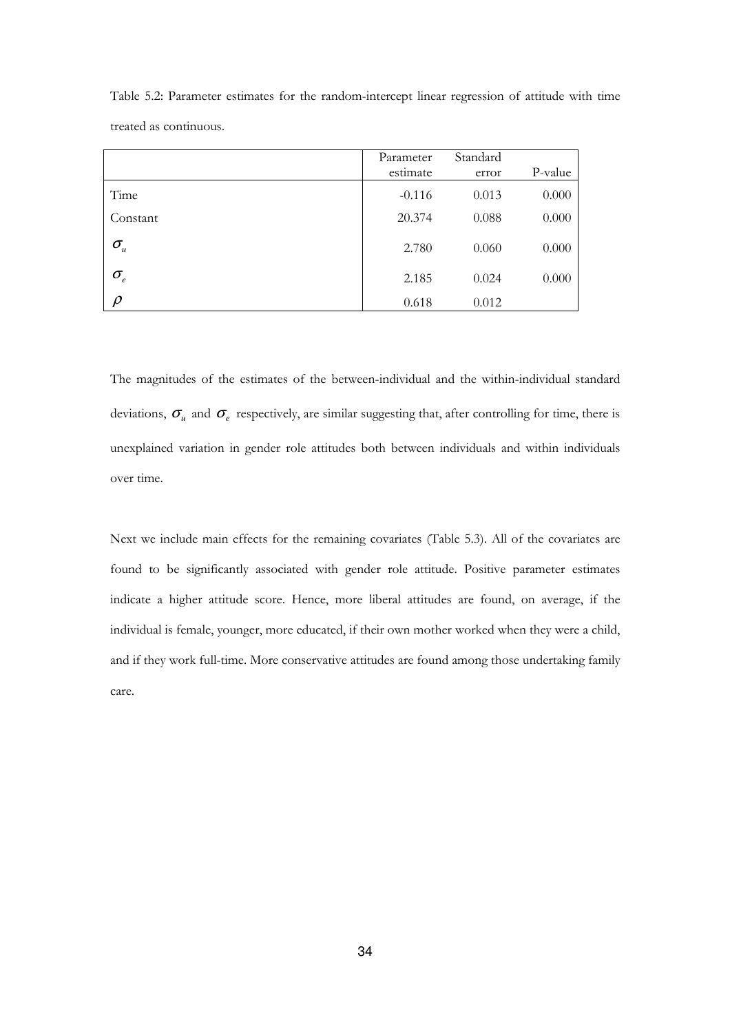Table 5.2: Parameter estimates for the random-intercept linear regression of attitude with time treated as continuous.

| | Parameter estimate | Standard error | P-value |
|---|---|---|---|
| Time | -0.116 | 0.013 | 0.000 |
| Constant | 20.374 | 0.088 | 0.000 |
| $\sigma_u$ | 2.780 | 0.060 | 0.000 |
| $\sigma_e$ | 2.185 | 0.024 | 0.000 |
| $\rho$ | 0.618 | 0.012 | |

The magnitudes of the estimates of the between-individual and the within-individual standard deviations, $\sigma_u$ and $\sigma_e$ respectively, are similar suggesting that, after controlling for time, there is unexplained variation in gender role attitudes both between individuals and within individuals over time.

Next we include main effects for the remaining covariates (Table 5.3). All of the covariates are found to be significantly associated with gender role attitude. Positive parameter estimates indicate a higher attitude score. Hence, more liberal attitudes are found, on average, if the individual is female, younger, more educated, if their own mother worked when they were a child, and if they work full-time. More conservative attitudes are found among those undertaking family care.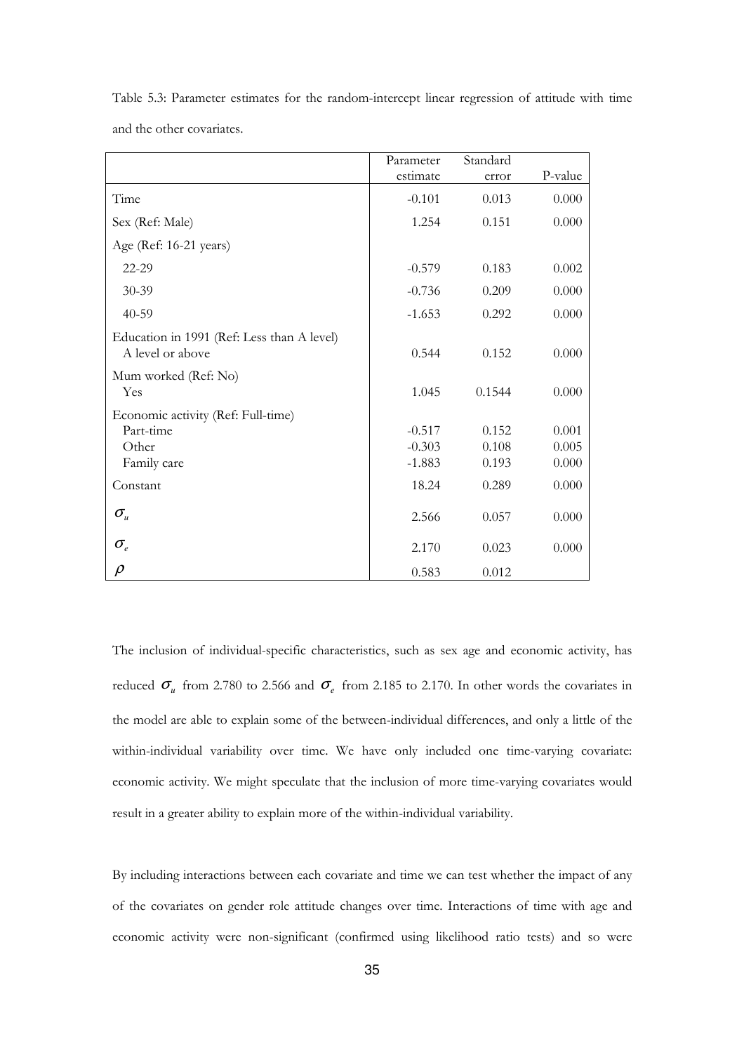Table 5.3: Parameter estimates for the random-intercept linear regression of attitude with time and the other covariates.

| | Parameter estimate | Standard error | P-value |
|---|---|---|---|
| Time | -0.101 | 0.013 | 0.000 |
| Sex (Ref: Male) | 1.254 | 0.151 | 0.000 |
| Age (Ref: 16-21 years) | | | |
| 22-29 | -0.579 | 0.183 | 0.002 |
| 30-39 | -0.736 | 0.209 | 0.000 |
| 40-59 | -1.653 | 0.292 | 0.000 |
| Education in 1991 (Ref: Less than A level) | | | |
| A level or above | 0.544 | 0.152 | 0.000 |
| Mum worked (Ref: No) | | | |
| Yes | 1.045 | 0.1544 | 0.000 |
| Economic activity (Ref: Full-time) | | | |
| Part-time | -0.517 | 0.152 | 0.001 |
| Other | -0.303 | 0.108 | 0.005 |
| Family care | -1.883 | 0.193 | 0.000 |
| Constant | 18.24 | 0.289 | 0.000 |
| $\sigma_u$ | 2.566 | 0.057 | 0.000 |
| $\sigma_e$ | 2.170 | 0.023 | 0.000 |
| $\rho$ | 0.583 | 0.012 | |

The inclusion of individual-specific characteristics, such as sex age and economic activity, has reduced $\sigma_u$ from 2.780 to 2.566 and $\sigma_e$ from 2.185 to 2.170. In other words the covariates in the model are able to explain some of the between-individual differences, and only a little of the within-individual variability over time. We have only included one time-varying covariate: economic activity. We might speculate that the inclusion of more time-varying covariates would result in a greater ability to explain more of the within-individual variability.

By including interactions between each covariate and time we can test whether the impact of any of the covariates on gender role attitude changes over time. Interactions of time with age and economic activity were non-significant (confirmed using likelihood ratio tests) and so were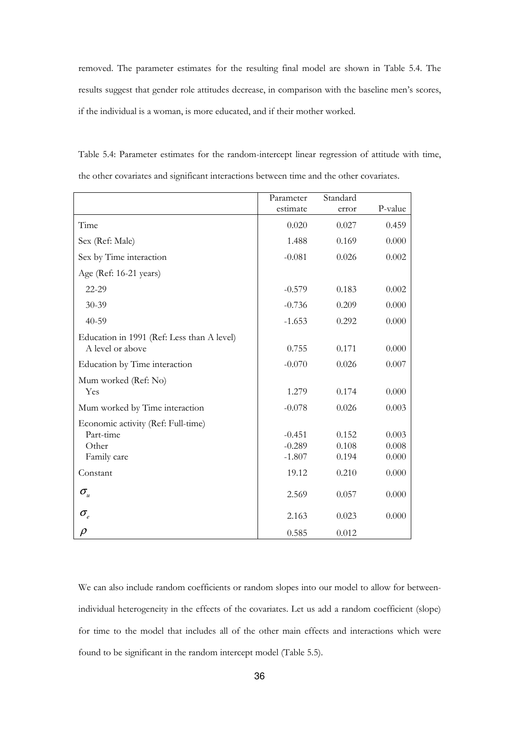removed. The parameter estimates for the resulting final model are shown in Table 5.4. The results suggest that gender role attitudes decrease, in comparison with the baseline men's scores, if the individual is a woman, is more educated, and if their mother worked.

Table 5.4: Parameter estimates for the random-intercept linear regression of attitude with time, the other covariates and significant interactions between time and the other covariates.

| | Parameter estimate | Standard error | P-value |
|---|---|---|---|
| Time | 0.020 | 0.027 | 0.459 |
| Sex (Ref: Male) | 1.488 | 0.169 | 0.000 |
| Sex by Time interaction | -0.081 | 0.026 | 0.002 |
| Age (Ref: 16-21 years) | | | |
| 22-29 | -0.579 | 0.183 | 0.002 |
| 30-39 | -0.736 | 0.209 | 0.000 |
| 40-59 | -1.653 | 0.292 | 0.000 |
| Education in 1991 (Ref: Less than A level) | | | |
| A level or above | 0.755 | 0.171 | 0.000 |
| Education by Time interaction | -0.070 | 0.026 | 0.007 |
| Mum worked (Ref: No) | | | |
| Yes | 1.279 | 0.174 | 0.000 |
| Mum worked by Time interaction | -0.078 | 0.026 | 0.003 |
| Economic activity (Ref: Full-time) | | | |
| Part-time | -0.451 | 0.152 | 0.003 |
| Other | -0.289 | 0.108 | 0.008 |
| Family care | -1.807 | 0.194 | 0.000 |
| Constant | 19.12 | 0.210 | 0.000 |
| $\sigma_u$ | 2.569 | 0.057 | 0.000 |
| $\sigma_e$ | 2.163 | 0.023 | 0.000 |
| $\rho$ | 0.585 | 0.012 | |

We can also include random coefficients or random slopes into our model to allow for between-individual heterogeneity in the effects of the covariates. Let us add a random coefficient (slope) for time to the model that includes all of the other main effects and interactions which were found to be significant in the random intercept model (Table 5.5).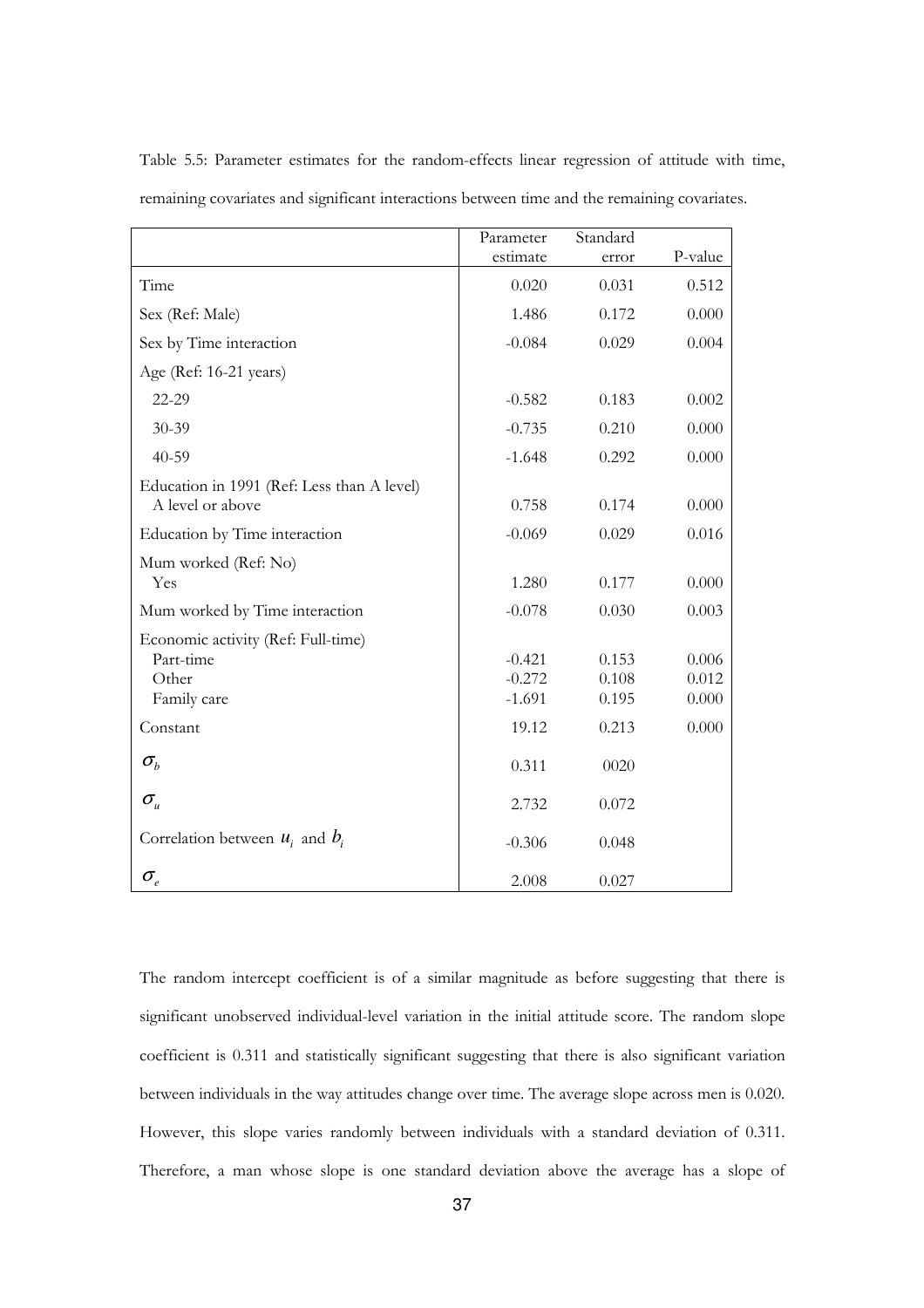Table 5.5: Parameter estimates for the random-effects linear regression of attitude with time, remaining covariates and significant interactions between time and the remaining covariates.

| | Parameter estimate | Standard error | P-value |
|---|---|---|---|
| Time | 0.020 | 0.031 | 0.512 |
| Sex (Ref: Male) | 1.486 | 0.172 | 0.000 |
| Sex by Time interaction | -0.084 | 0.029 | 0.004 |
| Age (Ref: 16-21 years) | | | |
| 22-29 | -0.582 | 0.183 | 0.002 |
| 30-39 | -0.735 | 0.210 | 0.000 |
| 40-59 | -1.648 | 0.292 | 0.000 |
| Education in 1991 (Ref: Less than A level) A level or above | 0.758 | 0.174 | 0.000 |
| Education by Time interaction | -0.069 | 0.029 | 0.016 |
| Mum worked (Ref: No) Yes | 1.280 | 0.177 | 0.000 |
| Mum worked by Time interaction | -0.078 | 0.030 | 0.003 |
| Economic activity (Ref: Full-time) | | | |
| Part-time | -0.421 | 0.153 | 0.006 |
| Other | -0.272 | 0.108 | 0.012 |
| Family care | -1.691 | 0.195 | 0.000 |
| Constant | 19.12 | 0.213 | 0.000 |
| $\sigma_b$ | 0.311 | 0020 | |
| $\sigma_u$ | 2.732 | 0.072 | |
| Correlation between $u_i$ and $b_i$ | -0.306 | 0.048 | |
| $\sigma_e$ | 2.008 | 0.027 | |

The random intercept coefficient is of a similar magnitude as before suggesting that there is significant unobserved individual-level variation in the initial attitude score. The random slope coefficient is 0.311 and statistically significant suggesting that there is also significant variation between individuals in the way attitudes change over time. The average slope across men is 0.020. However, this slope varies randomly between individuals with a standard deviation of 0.311. Therefore, a man whose slope is one standard deviation above the average has a slope of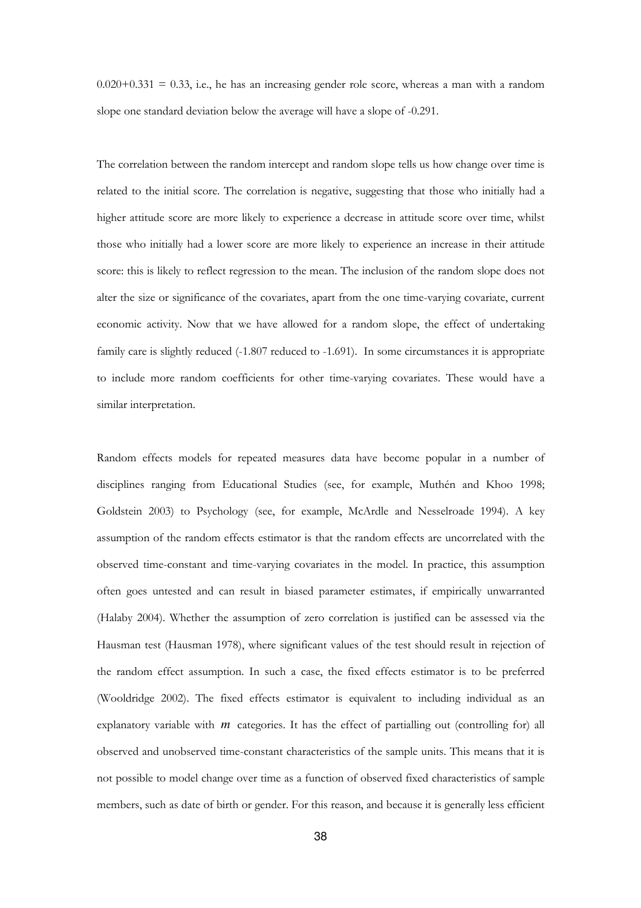0.020+0.331 = 0.33, i.e., he has an increasing gender role score, whereas a man with a random slope one standard deviation below the average will have a slope of -0.291.

The correlation between the random intercept and random slope tells us how change over time is related to the initial score. The correlation is negative, suggesting that those who initially had a higher attitude score are more likely to experience a decrease in attitude score over time, whilst those who initially had a lower score are more likely to experience an increase in their attitude score: this is likely to reflect regression to the mean. The inclusion of the random slope does not alter the size or significance of the covariates, apart from the one time-varying covariate, current economic activity. Now that we have allowed for a random slope, the effect of undertaking family care is slightly reduced (-1.807 reduced to -1.691). In some circumstances it is appropriate to include more random coefficients for other time-varying covariates. These would have a similar interpretation.

Random effects models for repeated measures data have become popular in a number of disciplines ranging from Educational Studies (see, for example, Muthén and Khoo 1998; Goldstein 2003) to Psychology (see, for example, McArdle and Nesselroade 1994). A key assumption of the random effects estimator is that the random effects are uncorrelated with the observed time-constant and time-varying covariates in the model. In practice, this assumption often goes untested and can result in biased parameter estimates, if empirically unwarranted (Halaby 2004). Whether the assumption of zero correlation is justified can be assessed via the Hausman test (Hausman 1978), where significant values of the test should result in rejection of the random effect assumption. In such a case, the fixed effects estimator is to be preferred (Wooldridge 2002). The fixed effects estimator is equivalent to including individual as an explanatory variable with $m$ categories. It has the effect of partialling out (controlling for) all observed and unobserved time-constant characteristics of the sample units. This means that it is not possible to model change over time as a function of observed fixed characteristics of sample members, such as date of birth or gender. For this reason, and because it is generally less efficient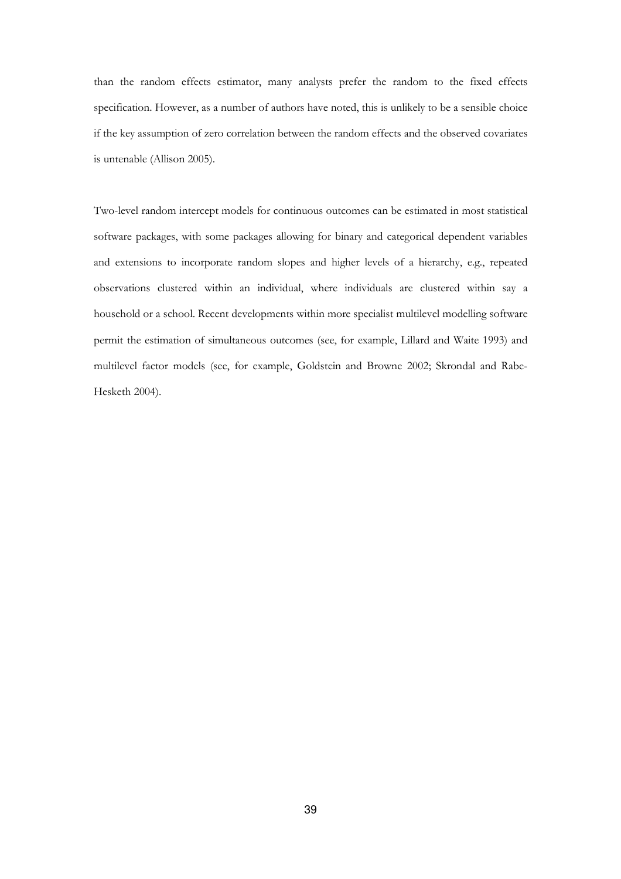than the random effects estimator, many analysts prefer the random to the fixed effects specification. However, as a number of authors have noted, this is unlikely to be a sensible choice if the key assumption of zero correlation between the random effects and the observed covariates is untenable (Allison 2005).

Two-level random intercept models for continuous outcomes can be estimated in most statistical software packages, with some packages allowing for binary and categorical dependent variables and extensions to incorporate random slopes and higher levels of a hierarchy, e.g., repeated observations clustered within an individual, where individuals are clustered within say a household or a school. Recent developments within more specialist multilevel modelling software permit the estimation of simultaneous outcomes (see, for example, Lillard and Waite 1993) and multilevel factor models (see, for example, Goldstein and Browne 2002; Skrondal and Rabe-Hesketh 2004).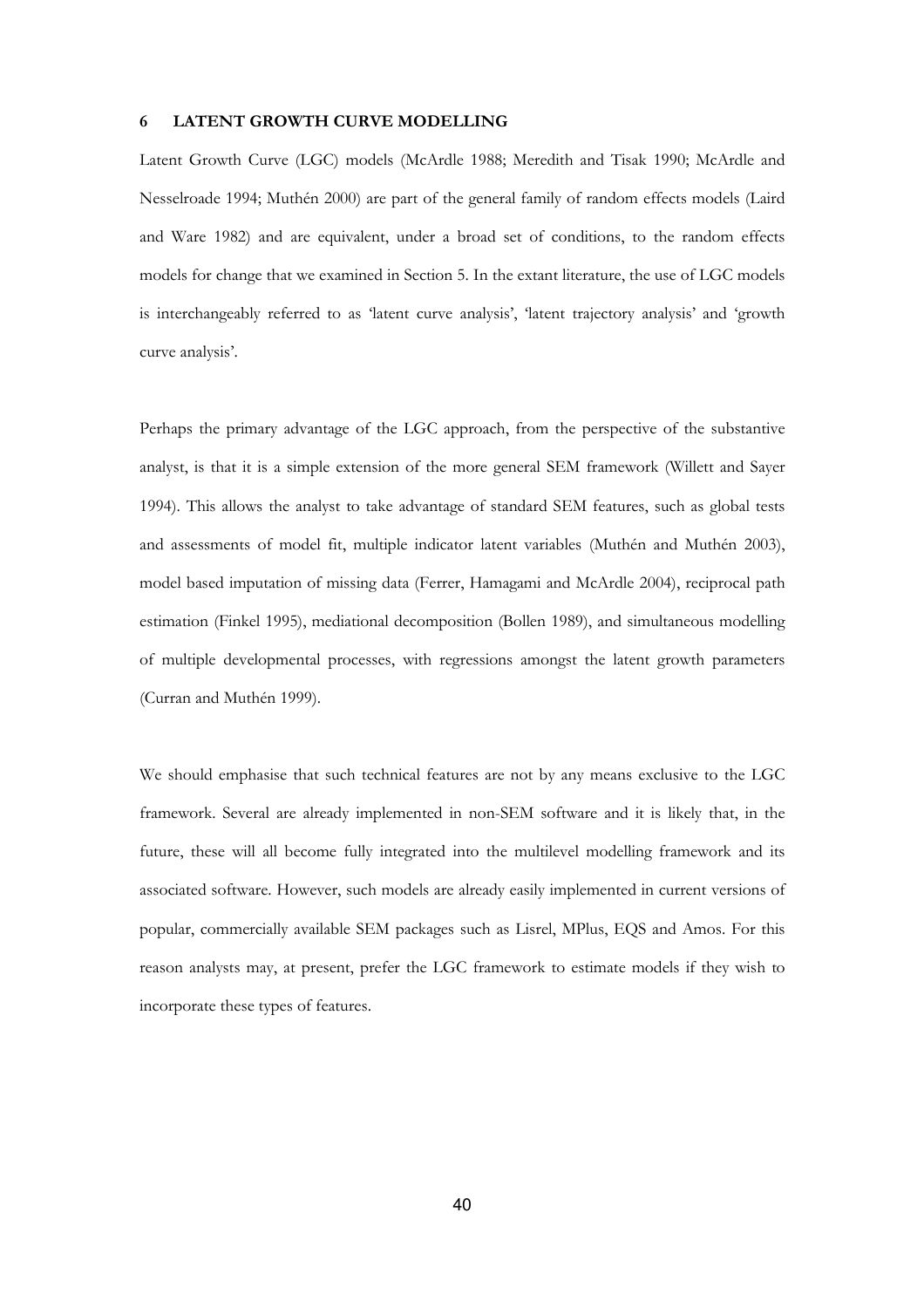## 6 LATENT GROWTH CURVE MODELLING

Latent Growth Curve (LGC) models (McArdle 1988; Meredith and Tisak 1990; McArdle and Nesselroade 1994; Muthén 2000) are part of the general family of random effects models (Laird and Ware 1982) and are equivalent, under a broad set of conditions, to the random effects models for change that we examined in Section 5. In the extant literature, the use of LGC models is interchangeably referred to as 'latent curve analysis', 'latent trajectory analysis' and 'growth curve analysis'.

Perhaps the primary advantage of the LGC approach, from the perspective of the substantive analyst, is that it is a simple extension of the more general SEM framework (Willett and Sayer 1994). This allows the analyst to take advantage of standard SEM features, such as global tests and assessments of model fit, multiple indicator latent variables (Muthén and Muthén 2003), model based imputation of missing data (Ferrer, Hamagami and McArdle 2004), reciprocal path estimation (Finkel 1995), mediational decomposition (Bollen 1989), and simultaneous modelling of multiple developmental processes, with regressions amongst the latent growth parameters (Curran and Muthén 1999).

We should emphasise that such technical features are not by any means exclusive to the LGC framework. Several are already implemented in non-SEM software and it is likely that, in the future, these will all become fully integrated into the multilevel modelling framework and its associated software. However, such models are already easily implemented in current versions of popular, commercially available SEM packages such as Lisrel, MPlus, EQS and Amos. For this reason analysts may, at present, prefer the LGC framework to estimate models if they wish to incorporate these types of features.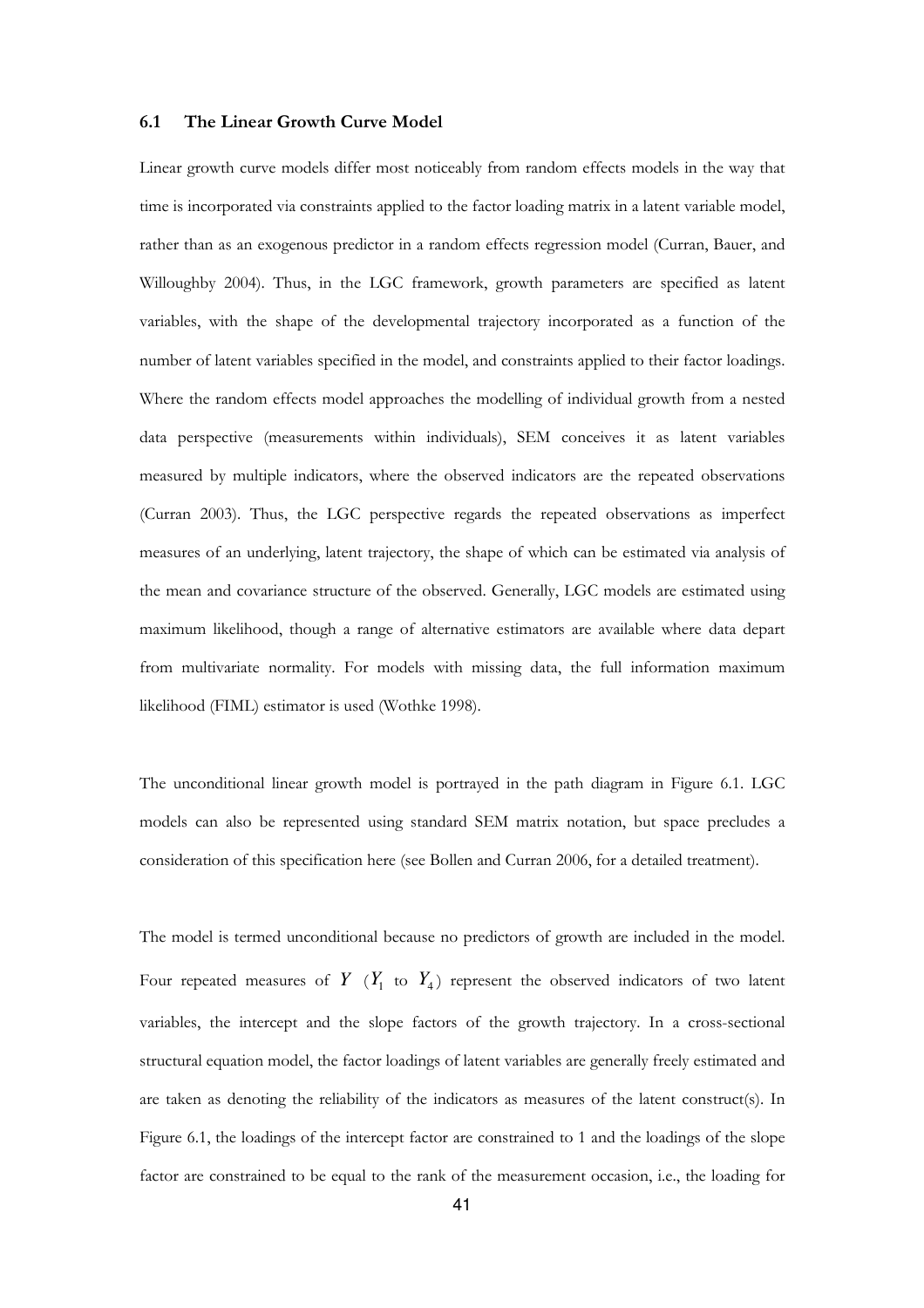### 6.1 The Linear Growth Curve Model

Linear growth curve models differ most noticeably from random effects models in the way that time is incorporated via constraints applied to the factor loading matrix in a latent variable model, rather than as an exogenous predictor in a random effects regression model (Curran, Bauer, and Willoughby 2004). Thus, in the LGC framework, growth parameters are specified as latent variables, with the shape of the developmental trajectory incorporated as a function of the number of latent variables specified in the model, and constraints applied to their factor loadings. Where the random effects model approaches the modelling of individual growth from a nested data perspective (measurements within individuals), SEM conceives it as latent variables measured by multiple indicators, where the observed indicators are the repeated observations (Curran 2003). Thus, the LGC perspective regards the repeated observations as imperfect measures of an underlying, latent trajectory, the shape of which can be estimated via analysis of the mean and covariance structure of the observed. Generally, LGC models are estimated using maximum likelihood, though a range of alternative estimators are available where data depart from multivariate normality. For models with missing data, the full information maximum likelihood (FIML) estimator is used (Wothke 1998).

The unconditional linear growth model is portrayed in the path diagram in Figure 6.1. LGC models can also be represented using standard SEM matrix notation, but space precludes a consideration of this specification here (see Bollen and Curran 2006, for a detailed treatment).

The model is termed unconditional because no predictors of growth are included in the model. Four repeated measures of $Y$ ($Y_1$ to $Y_4$) represent the observed indicators of two latent variables, the intercept and the slope factors of the growth trajectory. In a cross-sectional structural equation model, the factor loadings of latent variables are generally freely estimated and are taken as denoting the reliability of the indicators as measures of the latent construct(s). In Figure 6.1, the loadings of the intercept factor are constrained to 1 and the loadings of the slope factor are constrained to be equal to the rank of the measurement occasion, i.e., the loading for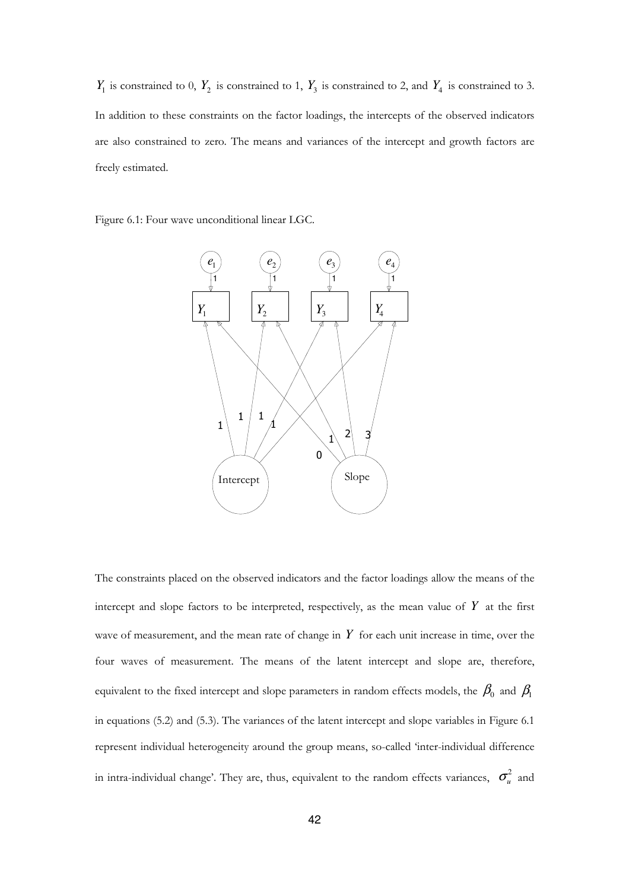$Y_1$ is constrained to 0, $Y_2$ is constrained to 1, $Y_3$ is constrained to 2, and $Y_4$ is constrained to 3. In addition to these constraints on the factor loadings, the intercepts of the observed indicators are also constrained to zero. The means and variances of the intercept and growth factors are freely estimated.

Figure 6.1: Four wave unconditional linear LGC.

The constraints placed on the observed indicators and the factor loadings allow the means of the intercept and slope factors to be interpreted, respectively, as the mean value of $Y$ at the first wave of measurement, and the mean rate of change in $Y$ for each unit increase in time, over the four waves of measurement. The means of the latent intercept and slope are, therefore, equivalent to the fixed intercept and slope parameters in random effects models, the $\beta_0$ and $\beta_1$ in equations (5.2) and (5.3). The variances of the latent intercept and slope variables in Figure 6.1 represent individual heterogeneity around the group means, so-called 'inter-individual difference in intra-individual change'. They are, thus, equivalent to the random effects variances, $\sigma_u^2$ and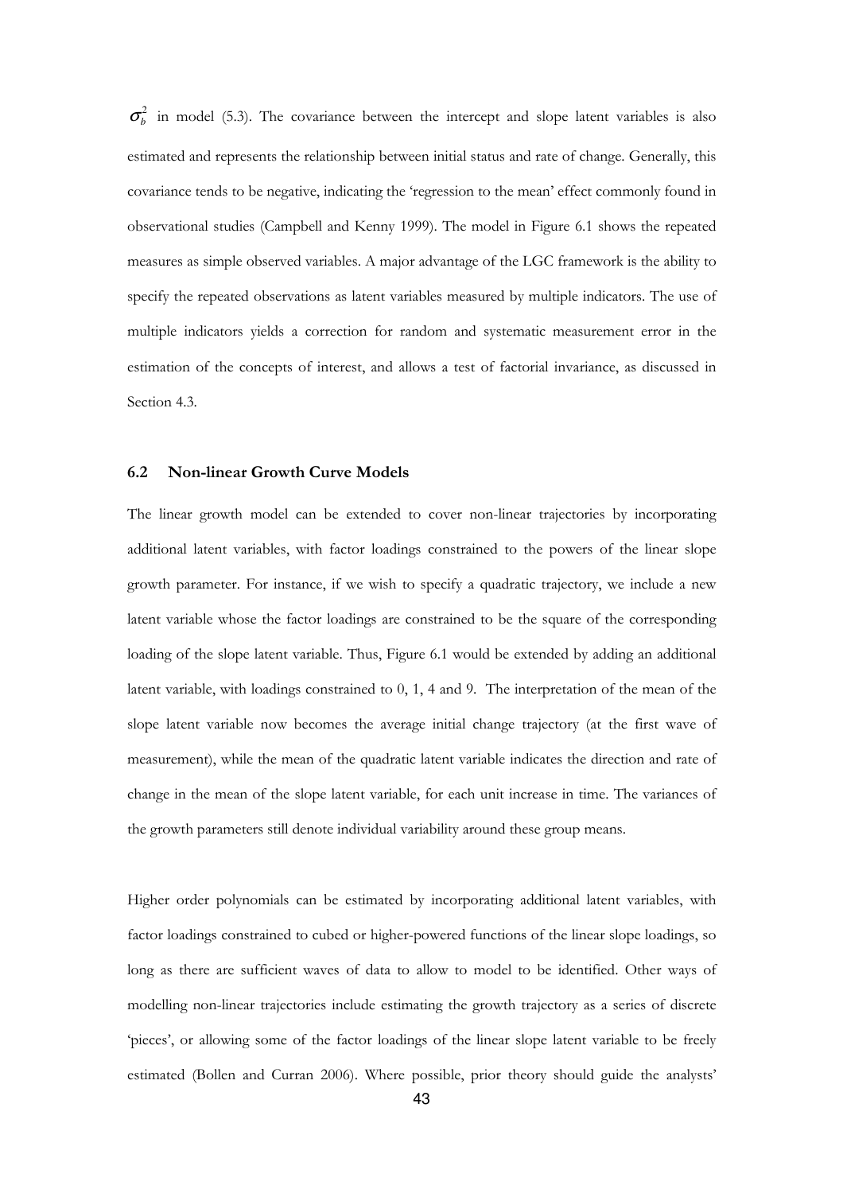$\sigma_b^2$ in model (5.3). The covariance between the intercept and slope latent variables is also estimated and represents the relationship between initial status and rate of change. Generally, this covariance tends to be negative, indicating the 'regression to the mean' effect commonly found in observational studies (Campbell and Kenny 1999). The model in Figure 6.1 shows the repeated measures as simple observed variables. A major advantage of the LGC framework is the ability to specify the repeated observations as latent variables measured by multiple indicators. The use of multiple indicators yields a correction for random and systematic measurement error in the estimation of the concepts of interest, and allows a test of factorial invariance, as discussed in Section 4.3.

## 6.2 Non-linear Growth Curve Models

The linear growth model can be extended to cover non-linear trajectories by incorporating additional latent variables, with factor loadings constrained to the powers of the linear slope growth parameter. For instance, if we wish to specify a quadratic trajectory, we include a new latent variable whose the factor loadings are constrained to be the square of the corresponding loading of the slope latent variable. Thus, Figure 6.1 would be extended by adding an additional latent variable, with loadings constrained to 0, 1, 4 and 9. The interpretation of the mean of the slope latent variable now becomes the average initial change trajectory (at the first wave of measurement), while the mean of the quadratic latent variable indicates the direction and rate of change in the mean of the slope latent variable, for each unit increase in time. The variances of the growth parameters still denote individual variability around these group means.

Higher order polynomials can be estimated by incorporating additional latent variables, with factor loadings constrained to cubed or higher-powered functions of the linear slope loadings, so long as there are sufficient waves of data to allow to model to be identified. Other ways of modelling non-linear trajectories include estimating the growth trajectory as a series of discrete 'pieces', or allowing some of the factor loadings of the linear slope latent variable to be freely estimated (Bollen and Curran 2006). Where possible, prior theory should guide the analysts'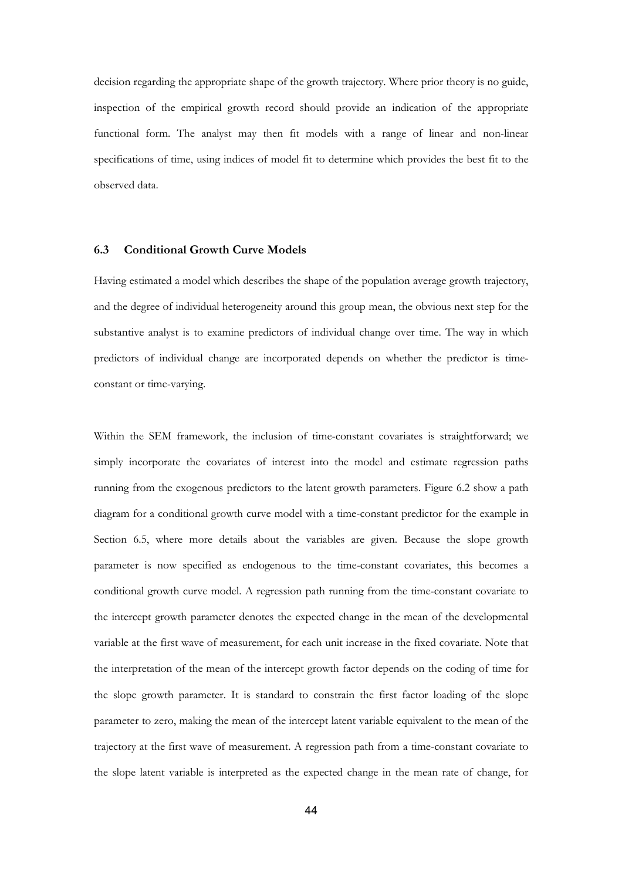decision regarding the appropriate shape of the growth trajectory. Where prior theory is no guide, inspection of the empirical growth record should provide an indication of the appropriate functional form. The analyst may then fit models with a range of linear and non-linear specifications of time, using indices of model fit to determine which provides the best fit to the observed data.

### 6.3 Conditional Growth Curve Models

Having estimated a model which describes the shape of the population average growth trajectory, and the degree of individual heterogeneity around this group mean, the obvious next step for the substantive analyst is to examine predictors of individual change over time. The way in which predictors of individual change are incorporated depends on whether the predictor is time-constant or time-varying.

Within the SEM framework, the inclusion of time-constant covariates is straightforward; we simply incorporate the covariates of interest into the model and estimate regression paths running from the exogenous predictors to the latent growth parameters. Figure 6.2 show a path diagram for a conditional growth curve model with a time-constant predictor for the example in Section 6.5, where more details about the variables are given. Because the slope growth parameter is now specified as endogenous to the time-constant covariates, this becomes a conditional growth curve model. A regression path running from the time-constant covariate to the intercept growth parameter denotes the expected change in the mean of the developmental variable at the first wave of measurement, for each unit increase in the fixed covariate. Note that the interpretation of the mean of the intercept growth factor depends on the coding of time for the slope growth parameter. It is standard to constrain the first factor loading of the slope parameter to zero, making the mean of the intercept latent variable equivalent to the mean of the trajectory at the first wave of measurement. A regression path from a time-constant covariate to the slope latent variable is interpreted as the expected change in the mean rate of change, for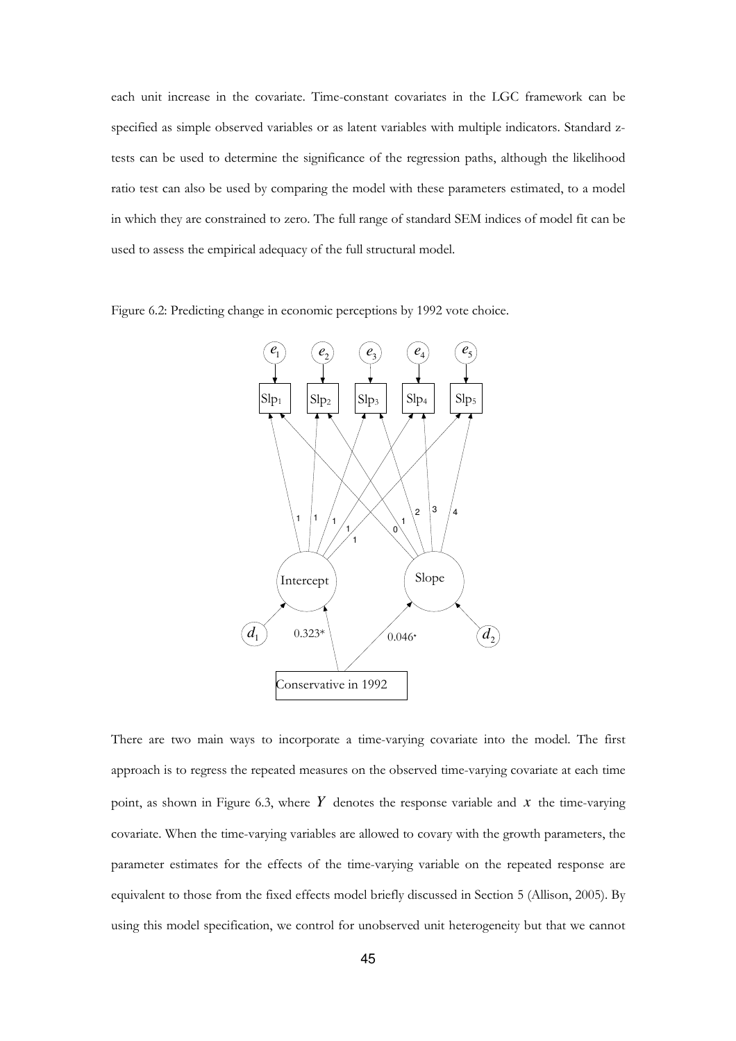each unit increase in the covariate. Time-constant covariates in the LGC framework can be specified as simple observed variables or as latent variables with multiple indicators. Standard z-tests can be used to determine the significance of the regression paths, although the likelihood ratio test can also be used by comparing the model with these parameters estimated, to a model in which they are constrained to zero. The full range of standard SEM indices of model fit can be used to assess the empirical adequacy of the full structural model.

Figure 6.2: Predicting change in economic perceptions by 1992 vote choice.

There are two main ways to incorporate a time-varying covariate into the model. The first approach is to regress the repeated measures on the observed time-varying covariate at each time point, as shown in Figure 6.3, where $Y$ denotes the response variable and $x$ the time-varying covariate. When the time-varying variables are allowed to covary with the growth parameters, the parameter estimates for the effects of the time-varying variable on the repeated response are equivalent to those from the fixed effects model briefly discussed in Section 5 (Allison, 2005). By using this model specification, we control for unobserved unit heterogeneity but that we cannot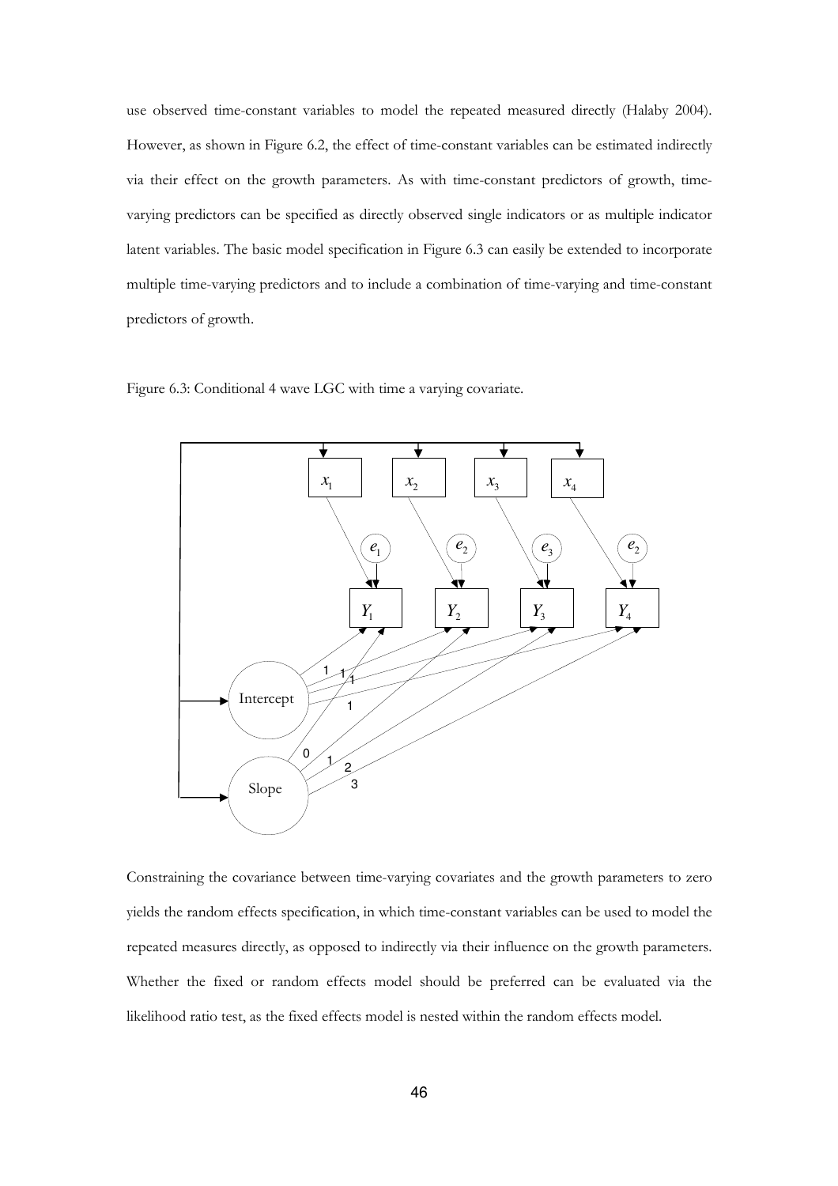use observed time-constant variables to model the repeated measured directly (Halaby 2004). However, as shown in Figure 6.2, the effect of time-constant variables can be estimated indirectly via their effect on the growth parameters. As with time-constant predictors of growth, time-varying predictors can be specified as directly observed single indicators or as multiple indicator latent variables. The basic model specification in Figure 6.3 can easily be extended to incorporate multiple time-varying predictors and to include a combination of time-varying and time-constant predictors of growth.

Figure 6.3: Conditional 4 wave LGC with time a varying covariate.

Constraining the covariance between time-varying covariates and the growth parameters to zero yields the random effects specification, in which time-constant variables can be used to model the repeated measures directly, as opposed to indirectly via their influence on the growth parameters. Whether the fixed or random effects model should be preferred can be evaluated via the likelihood ratio test, as the fixed effects model is nested within the random effects model.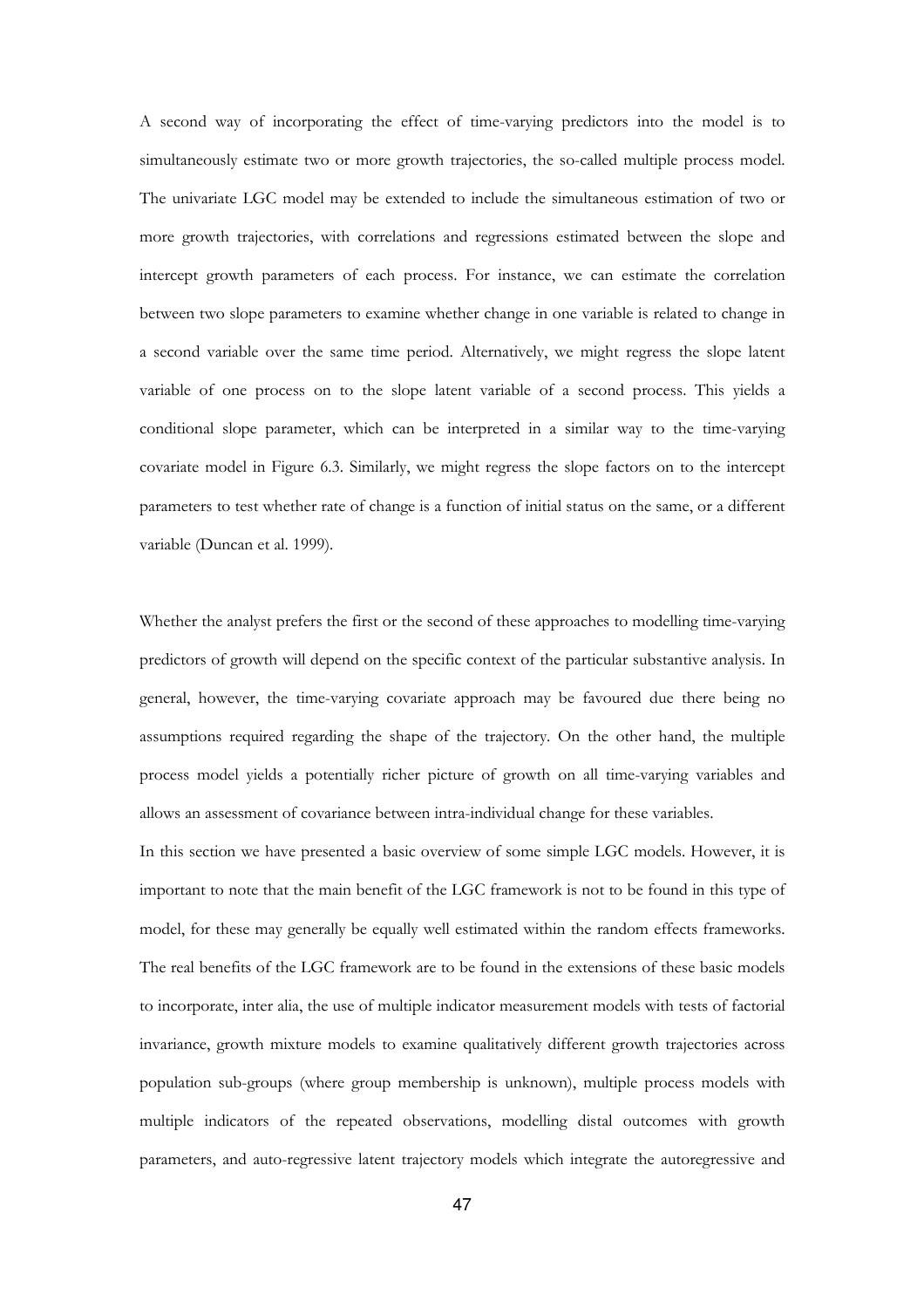A second way of incorporating the effect of time-varying predictors into the model is to simultaneously estimate two or more growth trajectories, the so-called multiple process model. The univariate LGC model may be extended to include the simultaneous estimation of two or more growth trajectories, with correlations and regressions estimated between the slope and intercept growth parameters of each process. For instance, we can estimate the correlation between two slope parameters to examine whether change in one variable is related to change in a second variable over the same time period. Alternatively, we might regress the slope latent variable of one process on to the slope latent variable of a second process. This yields a conditional slope parameter, which can be interpreted in a similar way to the time-varying covariate model in Figure 6.3. Similarly, we might regress the slope factors on to the intercept parameters to test whether rate of change is a function of initial status on the same, or a different variable (Duncan et al. 1999).

Whether the analyst prefers the first or the second of these approaches to modelling time-varying predictors of growth will depend on the specific context of the particular substantive analysis. In general, however, the time-varying covariate approach may be favoured due there being no assumptions required regarding the shape of the trajectory. On the other hand, the multiple process model yields a potentially richer picture of growth on all time-varying variables and allows an assessment of covariance between intra-individual change for these variables.

In this section we have presented a basic overview of some simple LGC models. However, it is important to note that the main benefit of the LGC framework is not to be found in this type of model, for these may generally be equally well estimated within the random effects frameworks. The real benefits of the LGC framework are to be found in the extensions of these basic models to incorporate, inter alia, the use of multiple indicator measurement models with tests of factorial invariance, growth mixture models to examine qualitatively different growth trajectories across population sub-groups (where group membership is unknown), multiple process models with multiple indicators of the repeated observations, modelling distal outcomes with growth parameters, and auto-regressive latent trajectory models which integrate the autoregressive and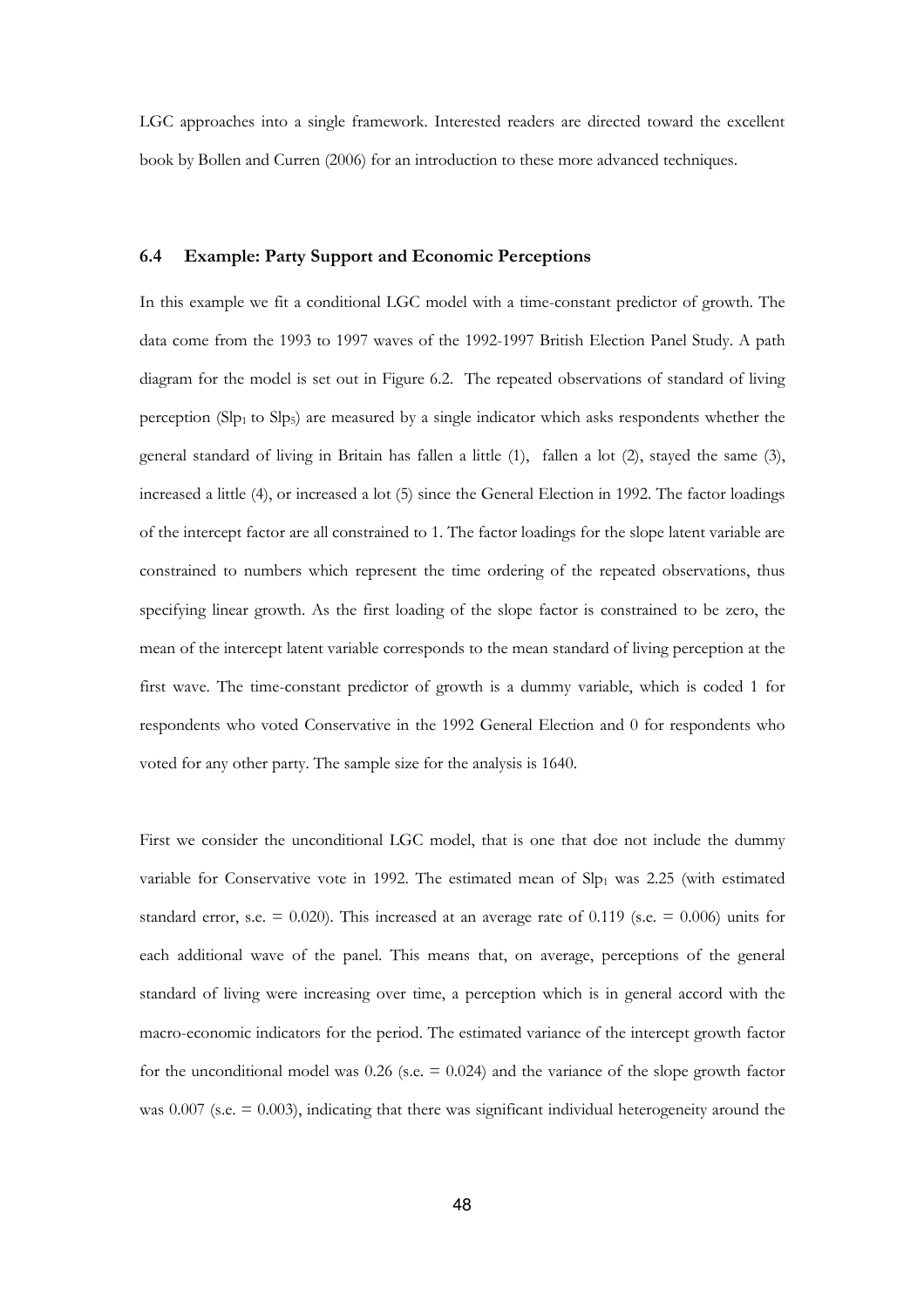LGC approaches into a single framework. Interested readers are directed toward the excellent book by Bollen and Curren (2006) for an introduction to these more advanced techniques.

### 6.4 Example: Party Support and Economic Perceptions

In this example we fit a conditional LGC model with a time-constant predictor of growth. The data come from the 1993 to 1997 waves of the 1992-1997 British Election Panel Study. A path diagram for the model is set out in Figure 6.2. The repeated observations of standard of living perception ($Slp_1$ to $Slp_5$) are measured by a single indicator which asks respondents whether the general standard of living in Britain has fallen a little (1), fallen a lot (2), stayed the same (3), increased a little (4), or increased a lot (5) since the General Election in 1992. The factor loadings of the intercept factor are all constrained to 1. The factor loadings for the slope latent variable are constrained to numbers which represent the time ordering of the repeated observations, thus specifying linear growth. As the first loading of the slope factor is constrained to be zero, the mean of the intercept latent variable corresponds to the mean standard of living perception at the first wave. The time-constant predictor of growth is a dummy variable, which is coded 1 for respondents who voted Conservative in the 1992 General Election and 0 for respondents who voted for any other party. The sample size for the analysis is 1640.

First we consider the unconditional LGC model, that is one that doe not include the dummy variable for Conservative vote in 1992. The estimated mean of $Slp_1$ was 2.25 (with estimated standard error, s.e. = 0.020). This increased at an average rate of 0.119 (s.e. = 0.006) units for each additional wave of the panel. This means that, on average, perceptions of the general standard of living were increasing over time, a perception which is in general accord with the macro-economic indicators for the period. The estimated variance of the intercept growth factor for the unconditional model was 0.26 (s.e. = 0.024) and the variance of the slope growth factor was 0.007 (s.e. = 0.003), indicating that there was significant individual heterogeneity around the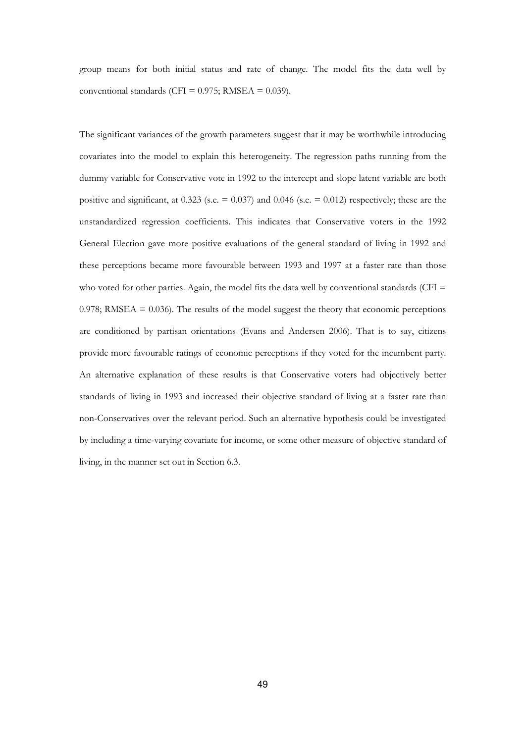group means for both initial status and rate of change. The model fits the data well by conventional standards (CFI = 0.975; RMSEA = 0.039).

The significant variances of the growth parameters suggest that it may be worthwhile introducing covariates into the model to explain this heterogeneity. The regression paths running from the dummy variable for Conservative vote in 1992 to the intercept and slope latent variable are both positive and significant, at 0.323 (s.e. = 0.037) and 0.046 (s.e. = 0.012) respectively; these are the unstandardized regression coefficients. This indicates that Conservative voters in the 1992 General Election gave more positive evaluations of the general standard of living in 1992 and these perceptions became more favourable between 1993 and 1997 at a faster rate than those who voted for other parties. Again, the model fits the data well by conventional standards (CFI = 0.978; RMSEA = 0.036). The results of the model suggest the theory that economic perceptions are conditioned by partisan orientations (Evans and Andersen 2006). That is to say, citizens provide more favourable ratings of economic perceptions if they voted for the incumbent party. An alternative explanation of these results is that Conservative voters had objectively better standards of living in 1993 and increased their objective standard of living at a faster rate than non-Conservatives over the relevant period. Such an alternative hypothesis could be investigated by including a time-varying covariate for income, or some other measure of objective standard of living, in the manner set out in Section 6.3.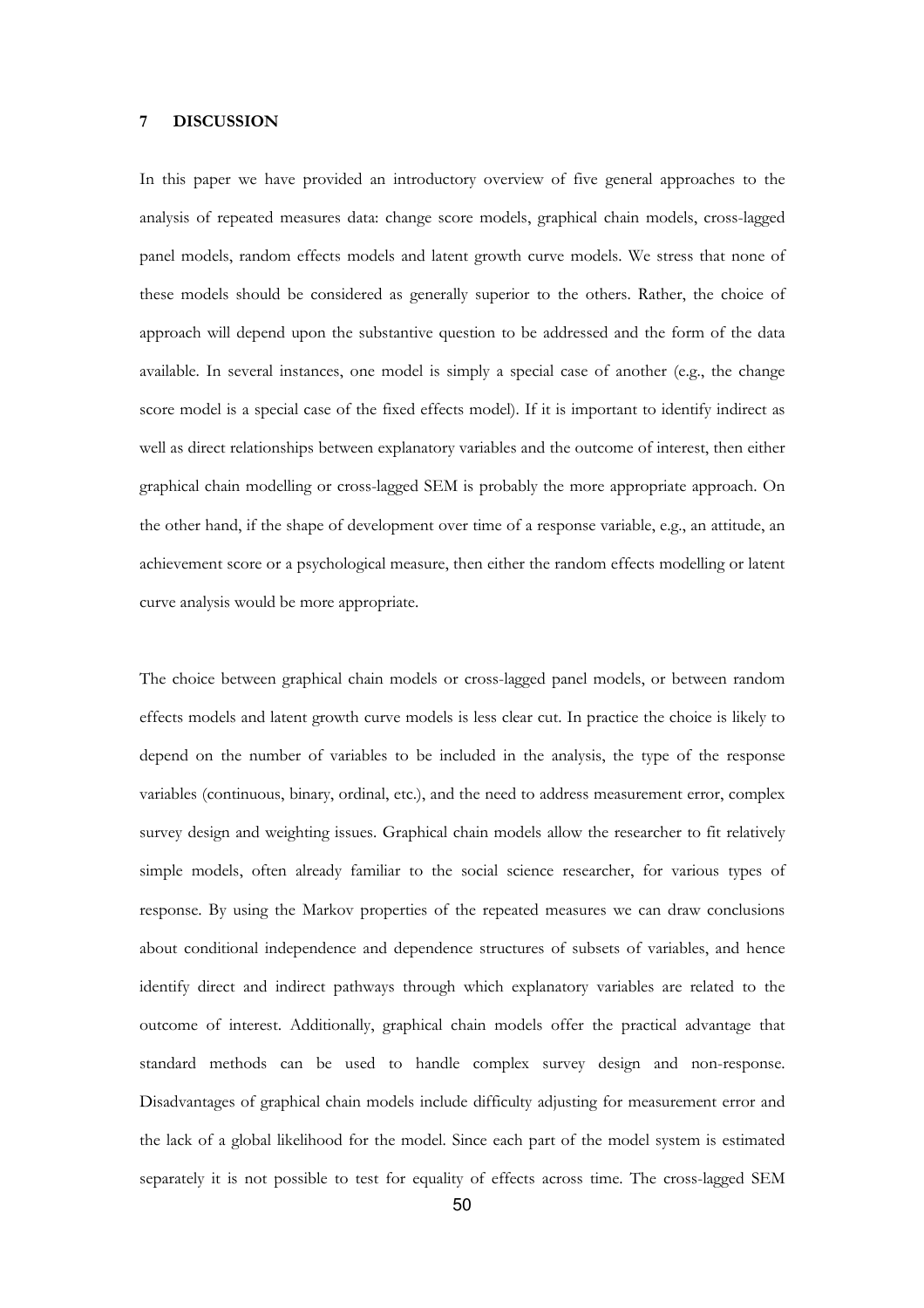## 7 DISCUSSION

In this paper we have provided an introductory overview of five general approaches to the analysis of repeated measures data: change score models, graphical chain models, cross-lagged panel models, random effects models and latent growth curve models. We stress that none of these models should be considered as generally superior to the others. Rather, the choice of approach will depend upon the substantive question to be addressed and the form of the data available. In several instances, one model is simply a special case of another (e.g., the change score model is a special case of the fixed effects model). If it is important to identify indirect as well as direct relationships between explanatory variables and the outcome of interest, then either graphical chain modelling or cross-lagged SEM is probably the more appropriate approach. On the other hand, if the shape of development over time of a response variable, e.g., an attitude, an achievement score or a psychological measure, then either the random effects modelling or latent curve analysis would be more appropriate.

The choice between graphical chain models or cross-lagged panel models, or between random effects models and latent growth curve models is less clear cut. In practice the choice is likely to depend on the number of variables to be included in the analysis, the type of the response variables (continuous, binary, ordinal, etc.), and the need to address measurement error, complex survey design and weighting issues. Graphical chain models allow the researcher to fit relatively simple models, often already familiar to the social science researcher, for various types of response. By using the Markov properties of the repeated measures we can draw conclusions about conditional independence and dependence structures of subsets of variables, and hence identify direct and indirect pathways through which explanatory variables are related to the outcome of interest. Additionally, graphical chain models offer the practical advantage that standard methods can be used to handle complex survey design and non-response. Disadvantages of graphical chain models include difficulty adjusting for measurement error and the lack of a global likelihood for the model. Since each part of the model system is estimated separately it is not possible to test for equality of effects across time. The cross-lagged SEM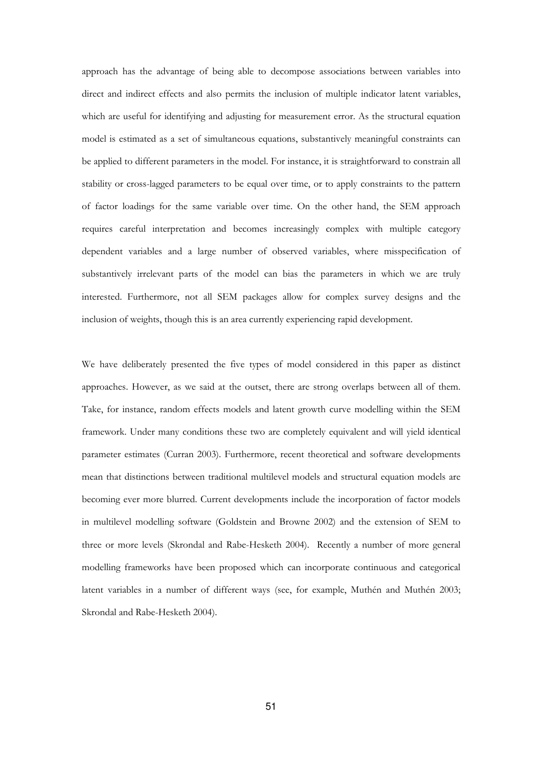approach has the advantage of being able to decompose associations between variables into direct and indirect effects and also permits the inclusion of multiple indicator latent variables, which are useful for identifying and adjusting for measurement error. As the structural equation model is estimated as a set of simultaneous equations, substantively meaningful constraints can be applied to different parameters in the model. For instance, it is straightforward to constrain all stability or cross-lagged parameters to be equal over time, or to apply constraints to the pattern of factor loadings for the same variable over time. On the other hand, the SEM approach requires careful interpretation and becomes increasingly complex with multiple category dependent variables and a large number of observed variables, where misspecification of substantively irrelevant parts of the model can bias the parameters in which we are truly interested. Furthermore, not all SEM packages allow for complex survey designs and the inclusion of weights, though this is an area currently experiencing rapid development.

We have deliberately presented the five types of model considered in this paper as distinct approaches. However, as we said at the outset, there are strong overlaps between all of them. Take, for instance, random effects models and latent growth curve modelling within the SEM framework. Under many conditions these two are completely equivalent and will yield identical parameter estimates (Curran 2003). Furthermore, recent theoretical and software developments mean that distinctions between traditional multilevel models and structural equation models are becoming ever more blurred. Current developments include the incorporation of factor models in multilevel modelling software (Goldstein and Browne 2002) and the extension of SEM to three or more levels (Skrondal and Rabe-Hesketh 2004). Recently a number of more general modelling frameworks have been proposed which can incorporate continuous and categorical latent variables in a number of different ways (see, for example, Muthén and Muthén 2003; Skrondal and Rabe-Hesketh 2004).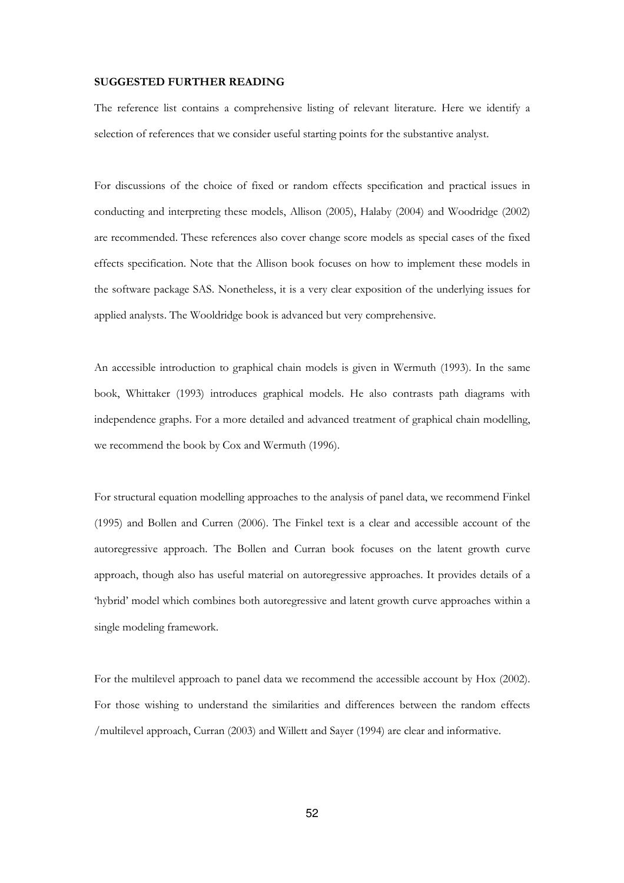**SUGGESTED FURTHER READING**

The reference list contains a comprehensive listing of relevant literature. Here we identify a selection of references that we consider useful starting points for the substantive analyst.

For discussions of the choice of fixed or random effects specification and practical issues in conducting and interpreting these models, Allison (2005), Halaby (2004) and Woodridge (2002) are recommended. These references also cover change score models as special cases of the fixed effects specification. Note that the Allison book focuses on how to implement these models in the software package SAS. Nonetheless, it is a very clear exposition of the underlying issues for applied analysts. The Wooldridge book is advanced but very comprehensive.

An accessible introduction to graphical chain models is given in Wermuth (1993). In the same book, Whittaker (1993) introduces graphical models. He also contrasts path diagrams with independence graphs. For a more detailed and advanced treatment of graphical chain modelling, we recommend the book by Cox and Wermuth (1996).

For structural equation modelling approaches to the analysis of panel data, we recommend Finkel (1995) and Bollen and Curren (2006). The Finkel text is a clear and accessible account of the autoregressive approach. The Bollen and Curran book focuses on the latent growth curve approach, though also has useful material on autoregressive approaches. It provides details of a 'hybrid' model which combines both autoregressive and latent growth curve approaches within a single modeling framework.

For the multilevel approach to panel data we recommend the accessible account by Hox (2002). For those wishing to understand the similarities and differences between the random effects /multilevel approach, Curran (2003) and Willett and Sayer (1994) are clear and informative.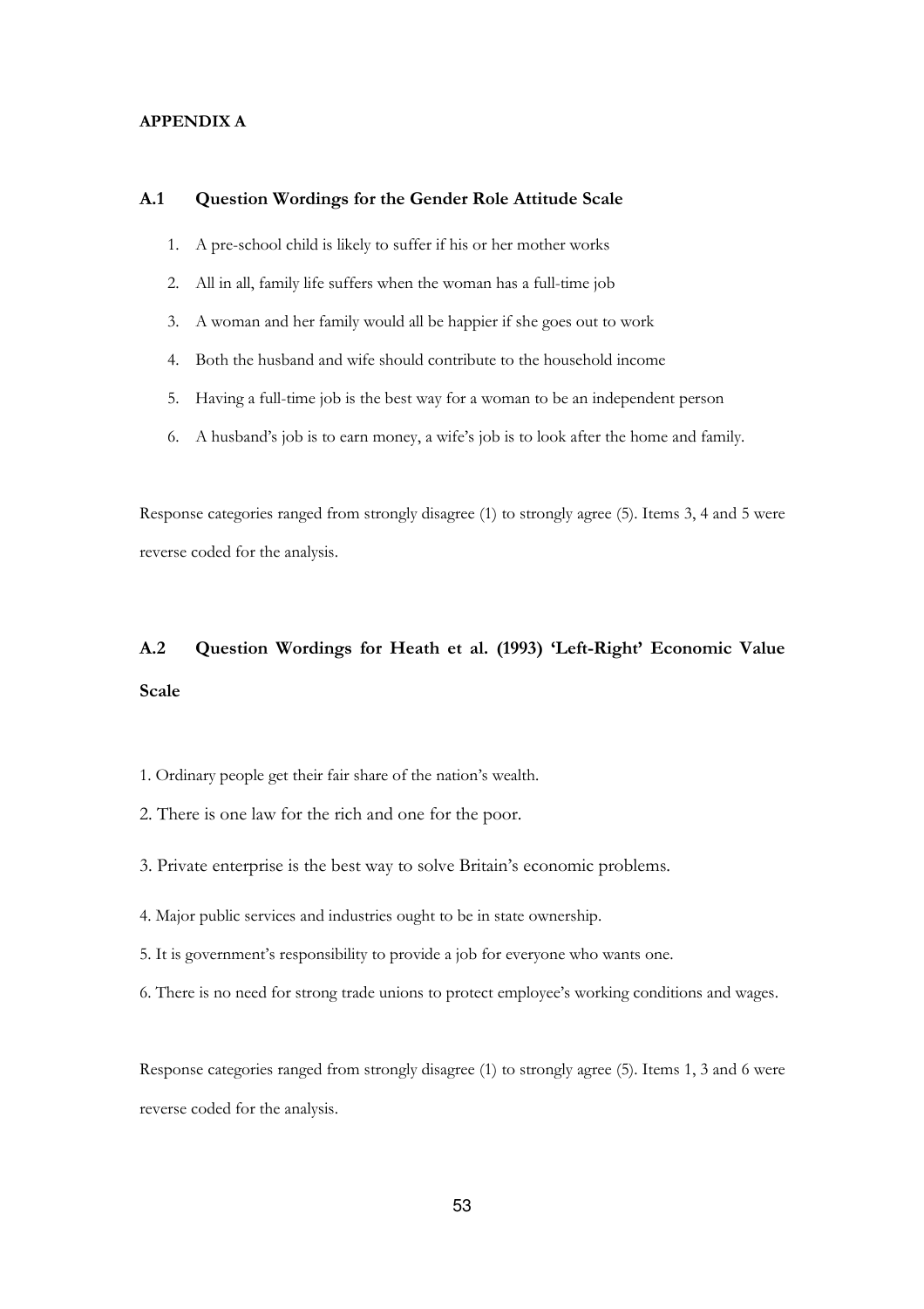**APPENDIX A**

## A.1 Question Wordings for the Gender Role Attitude Scale

1. A pre-school child is likely to suffer if his or her mother works
2. All in all, family life suffers when the woman has a full-time job
3. A woman and her family would all be happier if she goes out to work
4. Both the husband and wife should contribute to the household income
5. Having a full-time job is the best way for a woman to be an independent person
6. A husband's job is to earn money, a wife's job is to look after the home and family.

Response categories ranged from strongly disagree (1) to strongly agree (5). Items 3, 4 and 5 were reverse coded for the analysis.

## A.2 Question Wordings for Heath et al. (1993) 'Left-Right' Economic Value Scale

1. Ordinary people get their fair share of the nation's wealth.
2. There is one law for the rich and one for the poor.
3. Private enterprise is the best way to solve Britain's economic problems.
4. Major public services and industries ought to be in state ownership.
5. It is government's responsibility to provide a job for everyone who wants one.
6. There is no need for strong trade unions to protect employee's working conditions and wages.

Response categories ranged from strongly disagree (1) to strongly agree (5). Items 1, 3 and 6 were reverse coded for the analysis.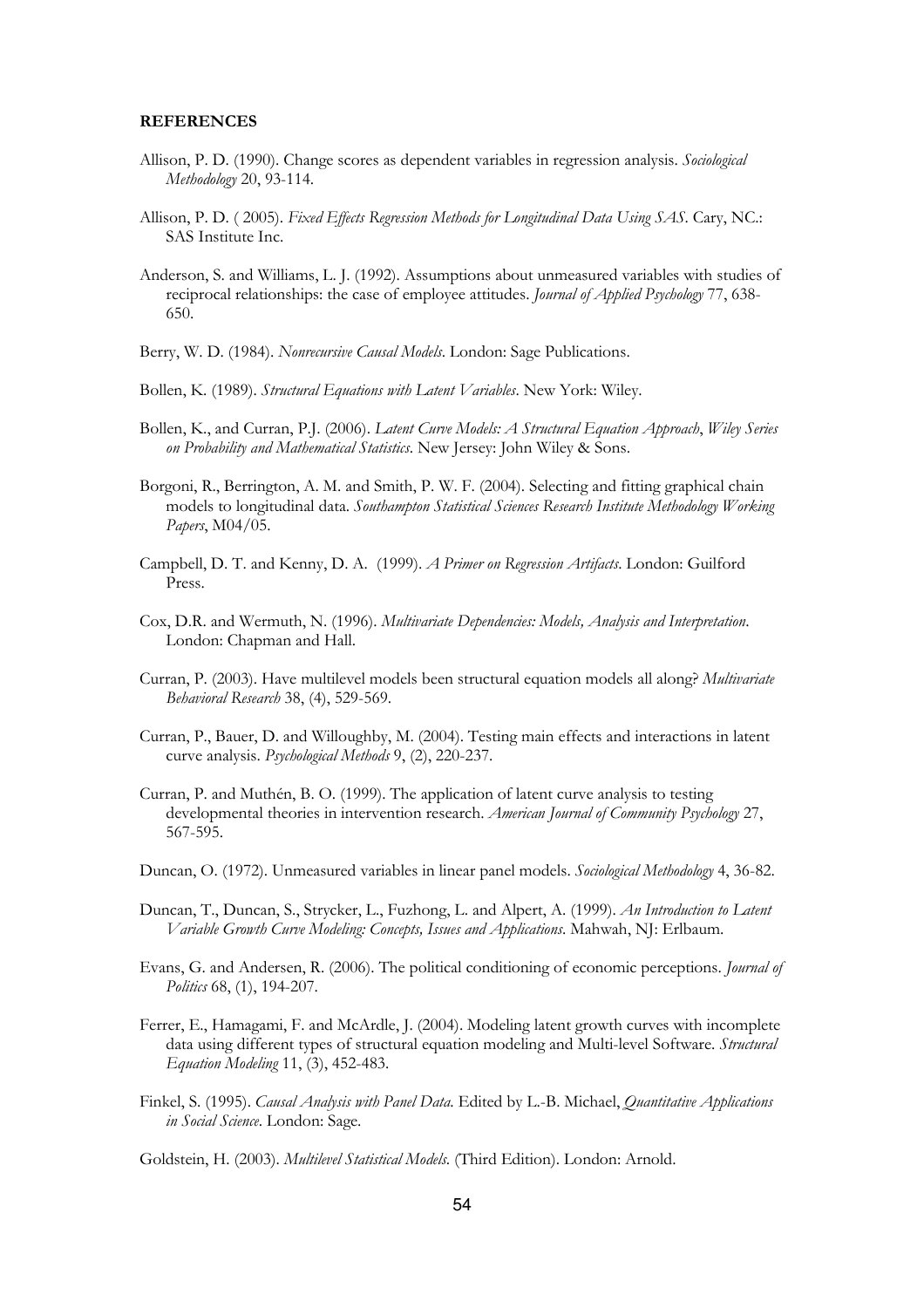**REFERENCES**

Allison, P. D. (1990). Change scores as dependent variables in regression analysis. *Sociological Methodology* 20, 93-114.

Allison, P. D. ( 2005). *Fixed Effects Regression Methods for Longitudinal Data Using SAS*. Cary, NC.: SAS Institute Inc.

Anderson, S. and Williams, L. J. (1992). Assumptions about unmeasured variables with studies of reciprocal relationships: the case of employee attitudes. *Journal of Applied Psychology* 77, 638-650.

Berry, W. D. (1984). *Nonrecursive Causal Models*. London: Sage Publications.

Bollen, K. (1989). *Structural Equations with Latent Variables*. New York: Wiley.

Bollen, K., and Curran, P.J. (2006). *Latent Curve Models: A Structural Equation Approach*, *Wiley Series on Probability and Mathematical Statistics*. New Jersey: John Wiley & Sons.

Borgoni, R., Berrington, A. M. and Smith, P. W. F. (2004). Selecting and fitting graphical chain models to longitudinal data. *Southampton Statistical Sciences Research Institute Methodology Working Papers*, M04/05.

Campbell, D. T. and Kenny, D. A. (1999). *A Primer on Regression Artifacts*. London: Guilford Press.

Cox, D.R. and Wermuth, N. (1996). *Multivariate Dependencies: Models, Analysis and Interpretation*. London: Chapman and Hall.

Curran, P. (2003). Have multilevel models been structural equation models all along? *Multivariate Behavioral Research* 38, (4), 529-569.

Curran, P., Bauer, D. and Willoughby, M. (2004). Testing main effects and interactions in latent curve analysis. *Psychological Methods* 9, (2), 220-237.

Curran, P. and Muthén, B. O. (1999). The application of latent curve analysis to testing developmental theories in intervention research. *American Journal of Community Psychology* 27, 567-595.

Duncan, O. (1972). Unmeasured variables in linear panel models. *Sociological Methodology* 4, 36-82.

Duncan, T., Duncan, S., Strycker, L., Fuzhong, L. and Alpert, A. (1999). *An Introduction to Latent Variable Growth Curve Modeling: Concepts, Issues and Applications*. Mahwah, NJ: Erlbaum.

Evans, G. and Andersen, R. (2006). The political conditioning of economic perceptions. *Journal of Politics* 68, (1), 194-207.

Ferrer, E., Hamagami, F. and McArdle, J. (2004). Modeling latent growth curves with incomplete data using different types of structural equation modeling and Multi-level Software. *Structural Equation Modeling* 11, (3), 452-483.

Finkel, S. (1995). *Causal Analysis with Panel Data*. Edited by L.-B. Michael, *Quantitative Applications in Social Science*. London: Sage.

Goldstein, H. (2003). *Multilevel Statistical Models*. (Third Edition). London: Arnold.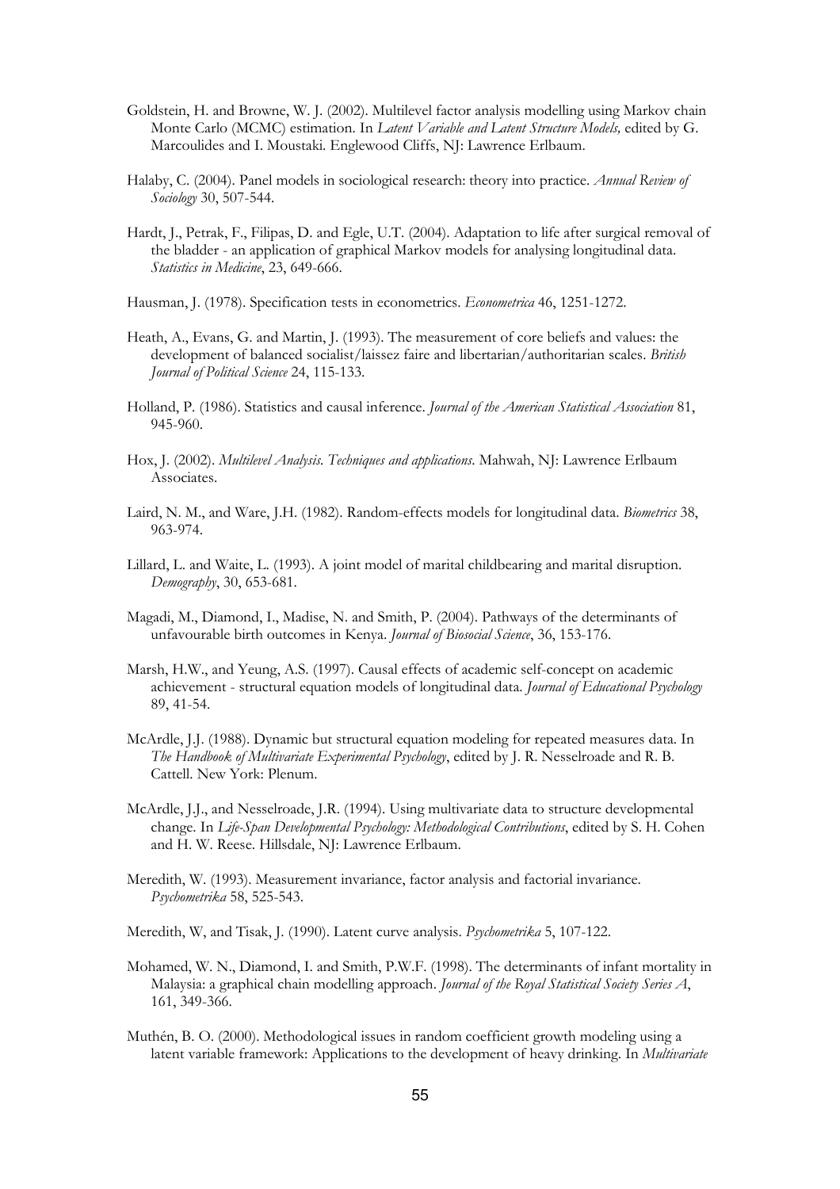Goldstein, H. and Browne, W. J. (2002). Multilevel factor analysis modelling using Markov chain Monte Carlo (MCMC) estimation. In *Latent Variable and Latent Structure Models,* edited by G. Marcoulides and I. Moustaki. Englewood Cliffs, NJ: Lawrence Erlbaum.

Halaby, C. (2004). Panel models in sociological research: theory into practice. *Annual Review of Sociology* 30, 507-544.

Hardt, J., Petrak, F., Filipas, D. and Egle, U.T. (2004). Adaptation to life after surgical removal of the bladder - an application of graphical Markov models for analysing longitudinal data. *Statistics in Medicine*, 23, 649-666.

Hausman, J. (1978). Specification tests in econometrics. *Econometrica* 46, 1251-1272.

Heath, A., Evans, G. and Martin, J. (1993). The measurement of core beliefs and values: the development of balanced socialist/laissez faire and libertarian/authoritarian scales. *British Journal of Political Science* 24, 115-133.

Holland, P. (1986). Statistics and causal inference. *Journal of the American Statistical Association* 81, 945-960.

Hox, J. (2002). *Multilevel Analysis. Techniques and applications*. Mahwah, NJ: Lawrence Erlbaum Associates.

Laird, N. M., and Ware, J.H. (1982). Random-effects models for longitudinal data. *Biometrics* 38, 963-974.

Lillard, L. and Waite, L. (1993). A joint model of marital childbearing and marital disruption. *Demography*, 30, 653-681.

Magadi, M., Diamond, I., Madise, N. and Smith, P. (2004). Pathways of the determinants of unfavourable birth outcomes in Kenya. *Journal of Biosocial Science*, 36, 153-176.

Marsh, H.W., and Yeung, A.S. (1997). Causal effects of academic self-concept on academic achievement - structural equation models of longitudinal data. *Journal of Educational Psychology* 89, 41-54.

McArdle, J.J. (1988). Dynamic but structural equation modeling for repeated measures data. In *The Handbook of Multivariate Experimental Psychology*, edited by J. R. Nesselroade and R. B. Cattell. New York: Plenum.

McArdle, J.J., and Nesselroade, J.R. (1994). Using multivariate data to structure developmental change. In *Life-Span Developmental Psychology: Methodological Contributions*, edited by S. H. Cohen and H. W. Reese. Hillsdale, NJ: Lawrence Erlbaum.

Meredith, W. (1993). Measurement invariance, factor analysis and factorial invariance. *Psychometrika* 58, 525-543.

Meredith, W, and Tisak, J. (1990). Latent curve analysis. *Psychometrika* 5, 107-122.

Mohamed, W. N., Diamond, I. and Smith, P.W.F. (1998). The determinants of infant mortality in Malaysia: a graphical chain modelling approach. *Journal of the Royal Statistical Society Series A*, 161, 349-366.

Muthén, B. O. (2000). Methodological issues in random coefficient growth modeling using a latent variable framework: Applications to the development of heavy drinking. In *Multivariate*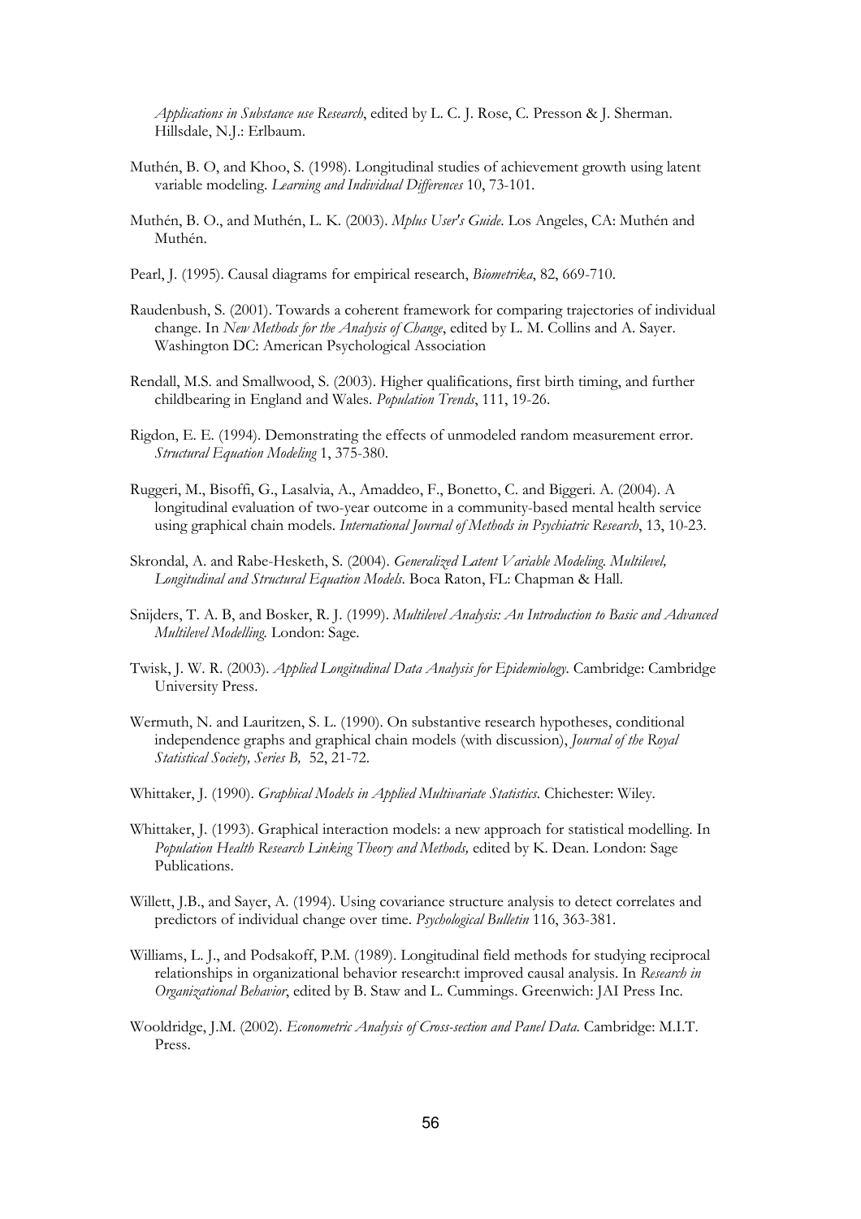*Applications in Substance use Research*, edited by L. C. J. Rose, C. Presson & J. Sherman. Hillsdale, N.J.: Erlbaum.

Muthén, B. O, and Khoo, S. (1998). Longitudinal studies of achievement growth using latent variable modeling. *Learning and Individual Differences* 10, 73-101.

Muthén, B. O., and Muthén, L. K. (2003). *Mplus User's Guide*. Los Angeles, CA: Muthén and Muthén.

Pearl, J. (1995). Causal diagrams for empirical research, *Biometrika*, 82, 669-710.

Raudenbush, S. (2001). Towards a coherent framework for comparing trajectories of individual change. In *New Methods for the Analysis of Change*, edited by L. M. Collins and A. Sayer. Washington DC: American Psychological Association

Rendall, M.S. and Smallwood, S. (2003). Higher qualifications, first birth timing, and further childbearing in England and Wales. *Population Trends*, 111, 19-26.

Rigdon, E. E. (1994). Demonstrating the effects of unmodeled random measurement error. *Structural Equation Modeling* 1, 375-380.

Ruggeri, M., Bisoffi, G., Lasalvia, A., Amaddeo, F., Bonetto, C. and Biggeri. A. (2004). A longitudinal evaluation of two-year outcome in a community-based mental health service using graphical chain models. *International Journal of Methods in Psychiatric Research*, 13, 10-23.

Skrondal, A. and Rabe-Hesketh, S. (2004). *Generalized Latent Variable Modeling. Multilevel, Longitudinal and Structural Equation Models*. Boca Raton, FL: Chapman & Hall.

Snijders, T. A. B, and Bosker, R. J. (1999). *Multilevel Analysis: An Introduction to Basic and Advanced Multilevel Modelling.* London: Sage.

Twisk, J. W. R. (2003). *Applied Longitudinal Data Analysis for Epidemiology*. Cambridge: Cambridge University Press.

Wermuth, N. and Lauritzen, S. L. (1990). On substantive research hypotheses, conditional independence graphs and graphical chain models (with discussion), *Journal of the Royal Statistical Society, Series B,* 52, 21-72.

Whittaker, J. (1990). *Graphical Models in Applied Multivariate Statistics*. Chichester: Wiley.

Whittaker, J. (1993). Graphical interaction models: a new approach for statistical modelling. In *Population Health Research Linking Theory and Methods,* edited by K. Dean. London: Sage Publications.

Willett, J.B., and Sayer, A. (1994). Using covariance structure analysis to detect correlates and predictors of individual change over time. *Psychological Bulletin* 116, 363-381.

Williams, L. J., and Podsakoff, P.M. (1989). Longitudinal field methods for studying reciprocal relationships in organizational behavior research:t improved causal analysis. In *Research in Organizational Behavior*, edited by B. Staw and L. Cummings. Greenwich: JAI Press Inc.

Wooldridge, J.M. (2002). *Econometric Analysis of Cross-section and Panel Data*. Cambridge: M.I.T. Press.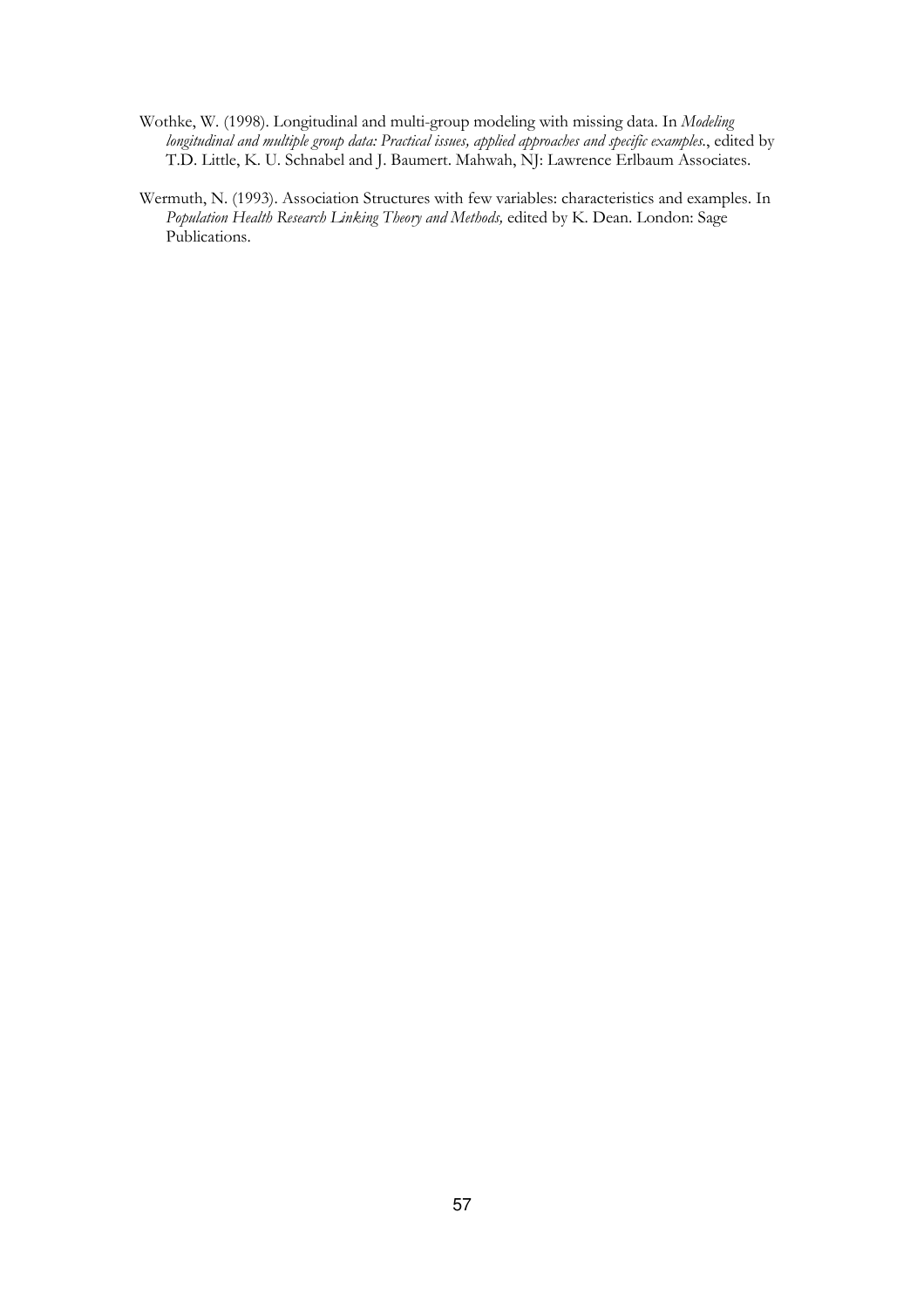Wothke, W. (1998). Longitudinal and multi-group modeling with missing data. In *Modeling longitudinal and multiple group data: Practical issues, applied approaches and specific examples.*, edited by T.D. Little, K. U. Schnabel and J. Baumert. Mahwah, NJ: Lawrence Erlbaum Associates.

Wermuth, N. (1993). Association Structures with few variables: characteristics and examples. In *Population Health Research Linking Theory and Methods,* edited by K. Dean. London: Sage Publications.